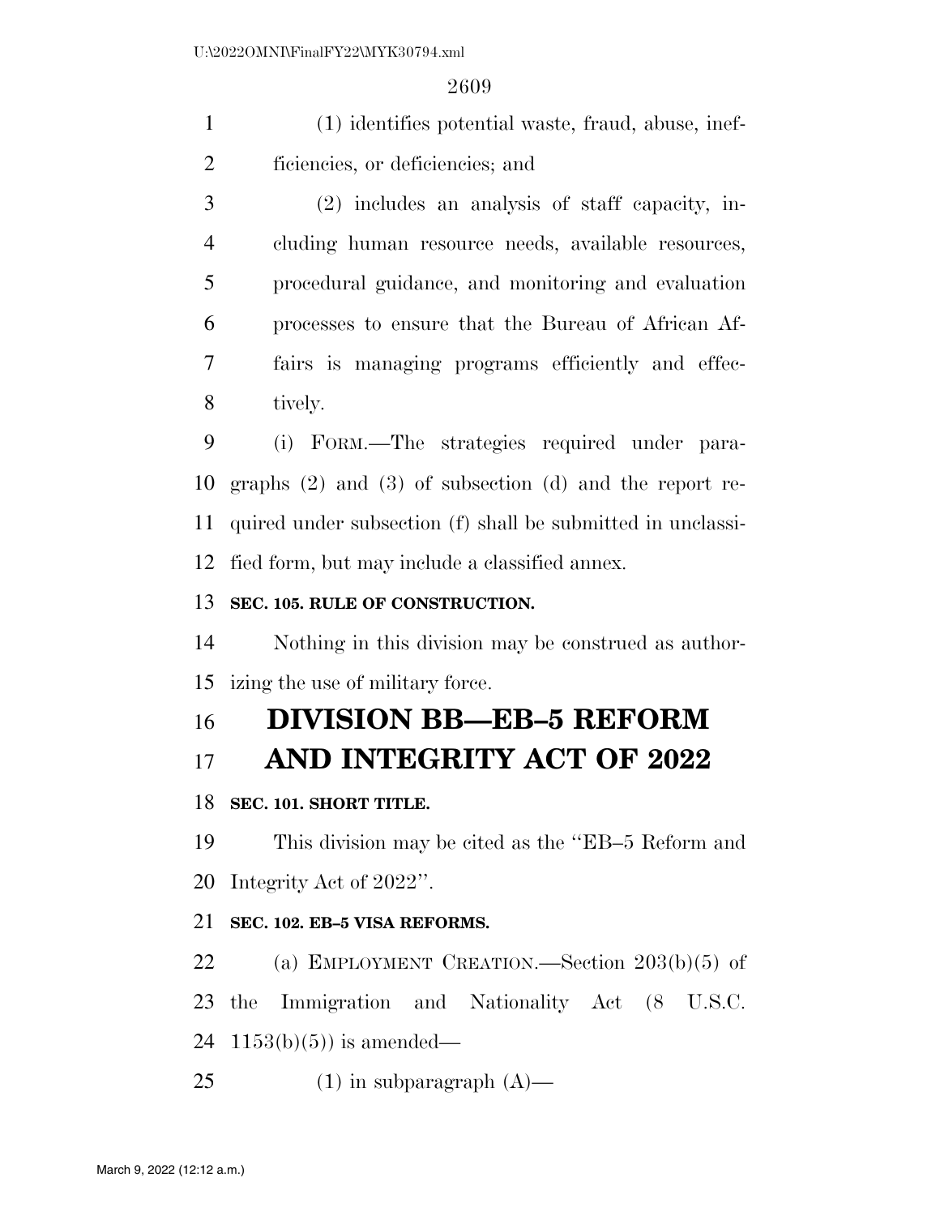(1) identifies potential waste, fraud, abuse, inefficiencies, or deficiencies; and

(2) includes an analysis of staff capacity, including human resource needs, available resources, procedural guidance, and monitoring and evaluation processes to ensure that the Bureau of African Affairs is managing programs efficiently and effectively.

(i) FORM.—The strategies required under paragraphs (2) and (3) of subsection (d) and the report required under subsection (f) shall be submitted in unclassified form, but may include a classified annex.

**SEC. 105. RULE OF CONSTRUCTION.**

Nothing in this division may be construed as authorizing the use of military force.

# DIVISION BB—EB–5 REFORM AND INTEGRITY ACT OF 2022

**SEC. 101. SHORT TITLE.**

This division may be cited as the ''EB–5 Reform and Integrity Act of 2022''.

**SEC. 102. EB–5 VISA REFORMS.**

(a) EMPLOYMENT CREATION.—Section 203(b)(5) of the Immigration and Nationality Act (8 U.S.C. 1153(b)(5)) is amended—

(1) in subparagraph (A)—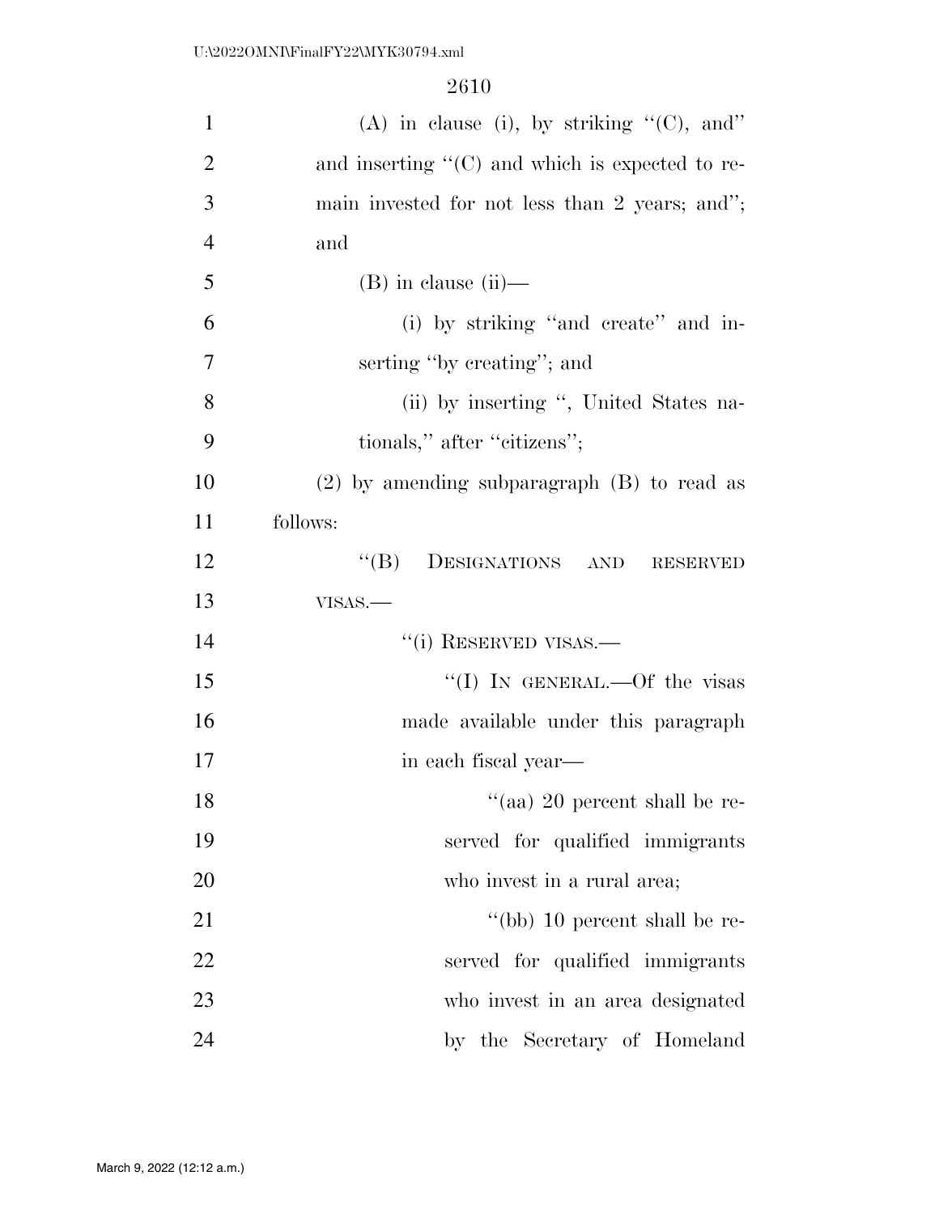(A) in clause (i), by striking ''(C), and'' and inserting ''(C) and which is expected to remain invested for not less than 2 years; and''; and

(B) in clause (ii)—

(i) by striking ''and create'' and inserting ''by creating''; and

(ii) by inserting '', United States nationals,'' after ''citizens'';

(2) by amending subparagraph (B) to read as follows:

''(B) DESIGNATIONS AND RESERVED VISAS.—

''(i) RESERVED VISAS.—

''(I) IN GENERAL.—Of the visas made available under this paragraph in each fiscal year—

''(aa) 20 percent shall be reserved for qualified immigrants who invest in a rural area;

''(bb) 10 percent shall be reserved for qualified immigrants who invest in an area designated by the Secretary of Homeland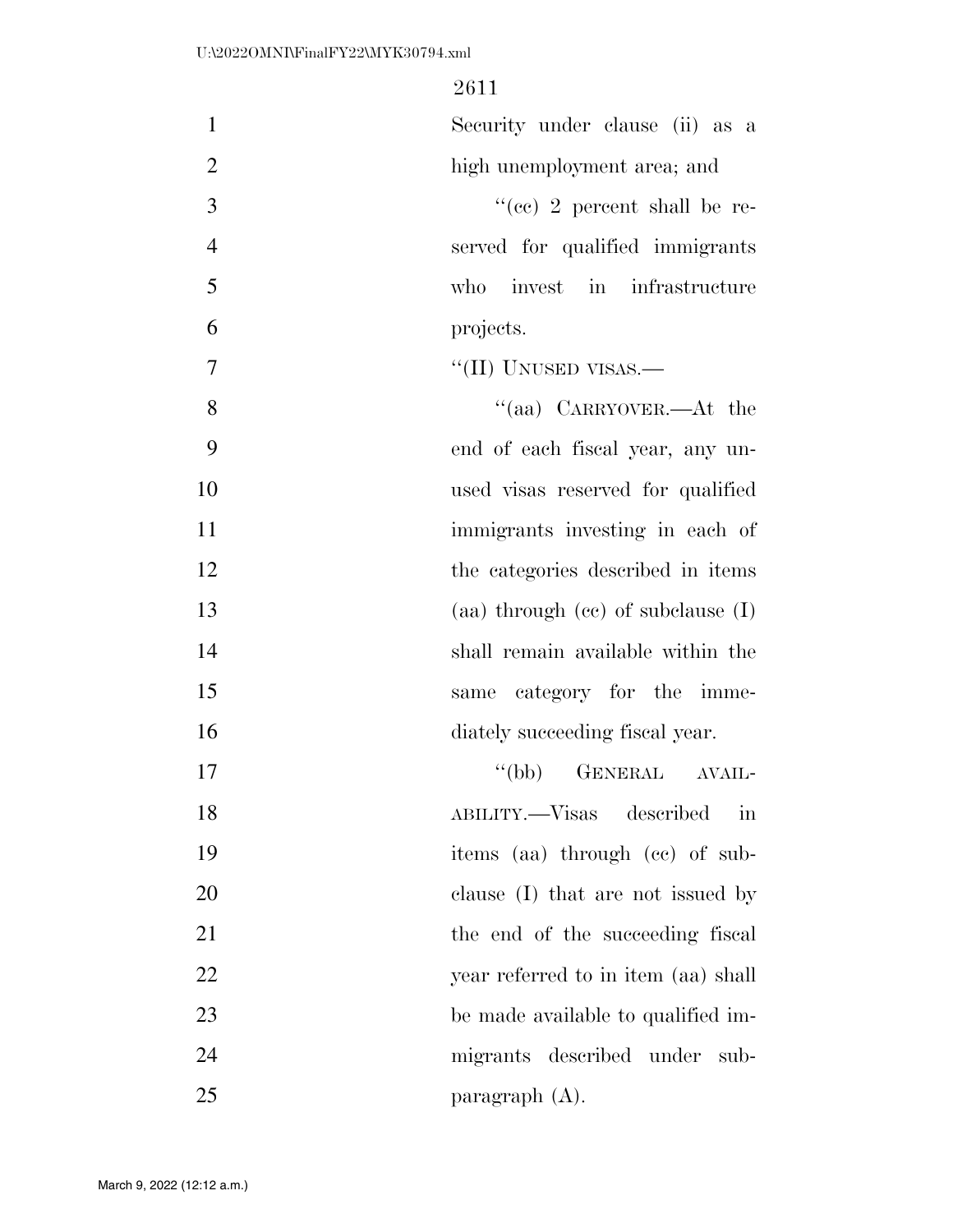Security under clause (ii) as a high unemployment area; and

"(cc) 2 percent shall be reserved for qualified immigrants who invest in infrastructure projects.

"(II) UNUSED VISAS.—

"(aa) CARRYOVER.—At the end of each fiscal year, any unused visas reserved for qualified immigrants investing in each of the categories described in items (aa) through (cc) of subclause (I) shall remain available within the same category for the immediately succeeding fiscal year.

"(bb) GENERAL AVAILABILITY.—Visas described in items (aa) through (cc) of subclause (I) that are not issued by the end of the succeeding fiscal year referred to in item (aa) shall be made available to qualified immigrants described under subparagraph (A).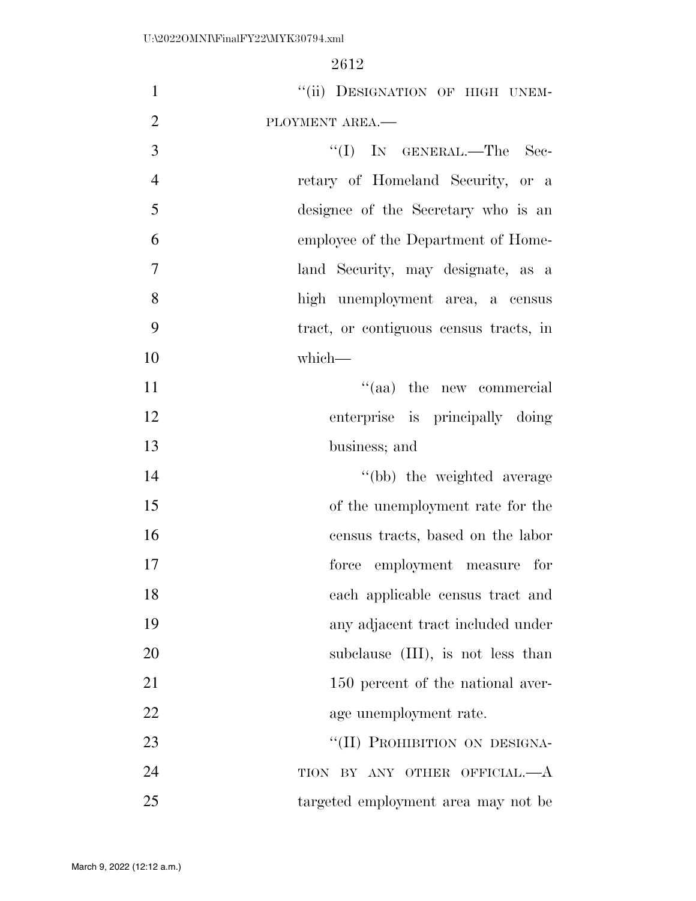"(ii) DESIGNATION OF HIGH UNEMPLOYMENT AREA.—

"(I) IN GENERAL.—The Secretary of Homeland Security, or a designee of the Secretary who is an employee of the Department of Homeland Security, may designate, as a high unemployment area, a census tract, or contiguous census tracts, in which—

"(aa) the new commercial enterprise is principally doing business; and

"(bb) the weighted average of the unemployment rate for the census tracts, based on the labor force employment measure for each applicable census tract and any adjacent tract included under subclause (III), is not less than 150 percent of the national average unemployment rate.

"(II) PROHIBITION ON DESIGNATION BY ANY OTHER OFFICIAL.—A targeted employment area may not be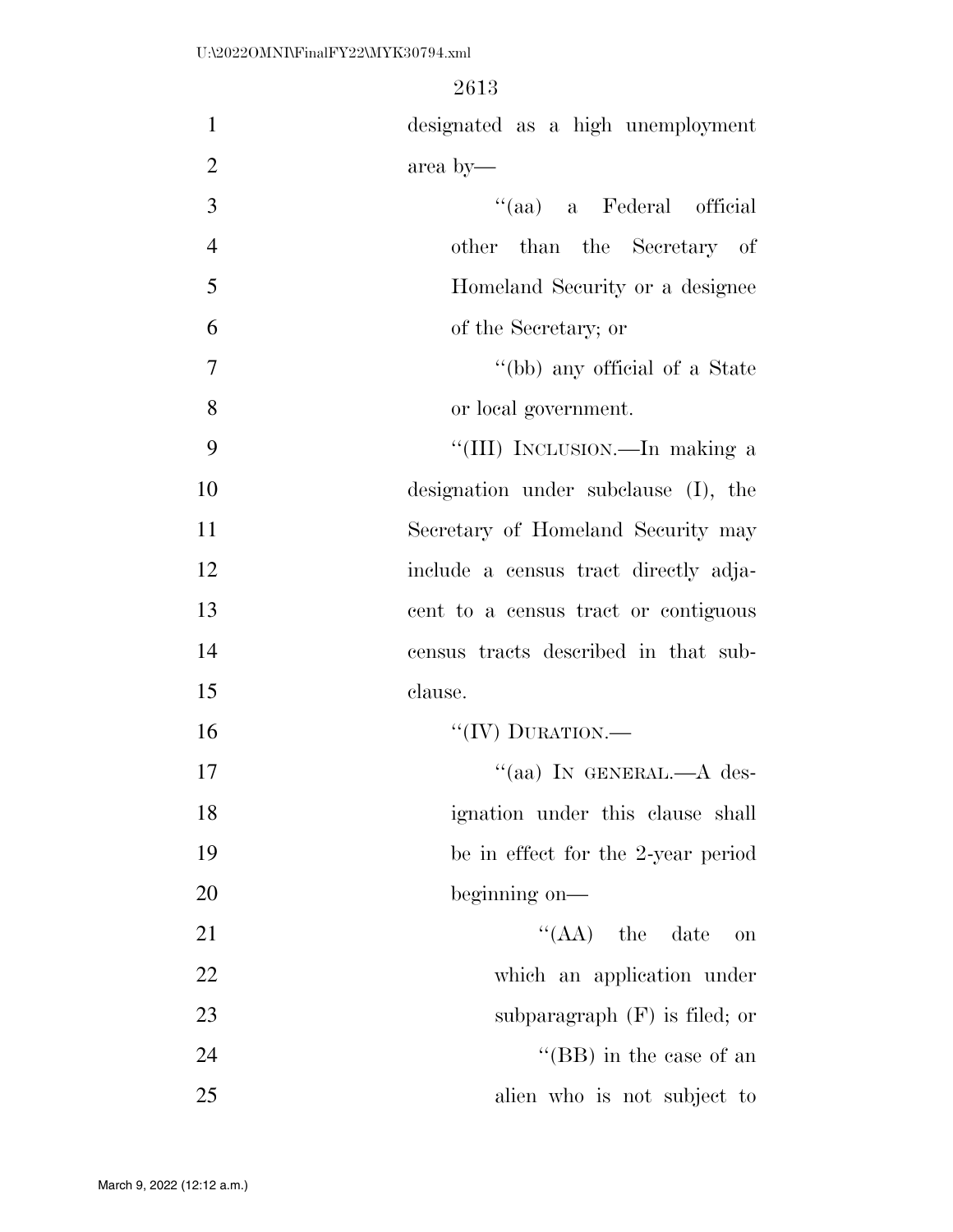designated as a high unemployment area by—

''(aa) a Federal official other than the Secretary of Homeland Security or a designee of the Secretary; or

''(bb) any official of a State or local government.

''(III) INCLUSION.—In making a designation under subclause (I), the Secretary of Homeland Security may include a census tract directly adjacent to a census tract or contiguous census tracts described in that subclause.

''(IV) DURATION.—

''(aa) IN GENERAL.—A designation under this clause shall be in effect for the 2-year period beginning on—

''(AA) the date on which an application under subparagraph (F) is filed; or

''(BB) in the case of an alien who is not subject to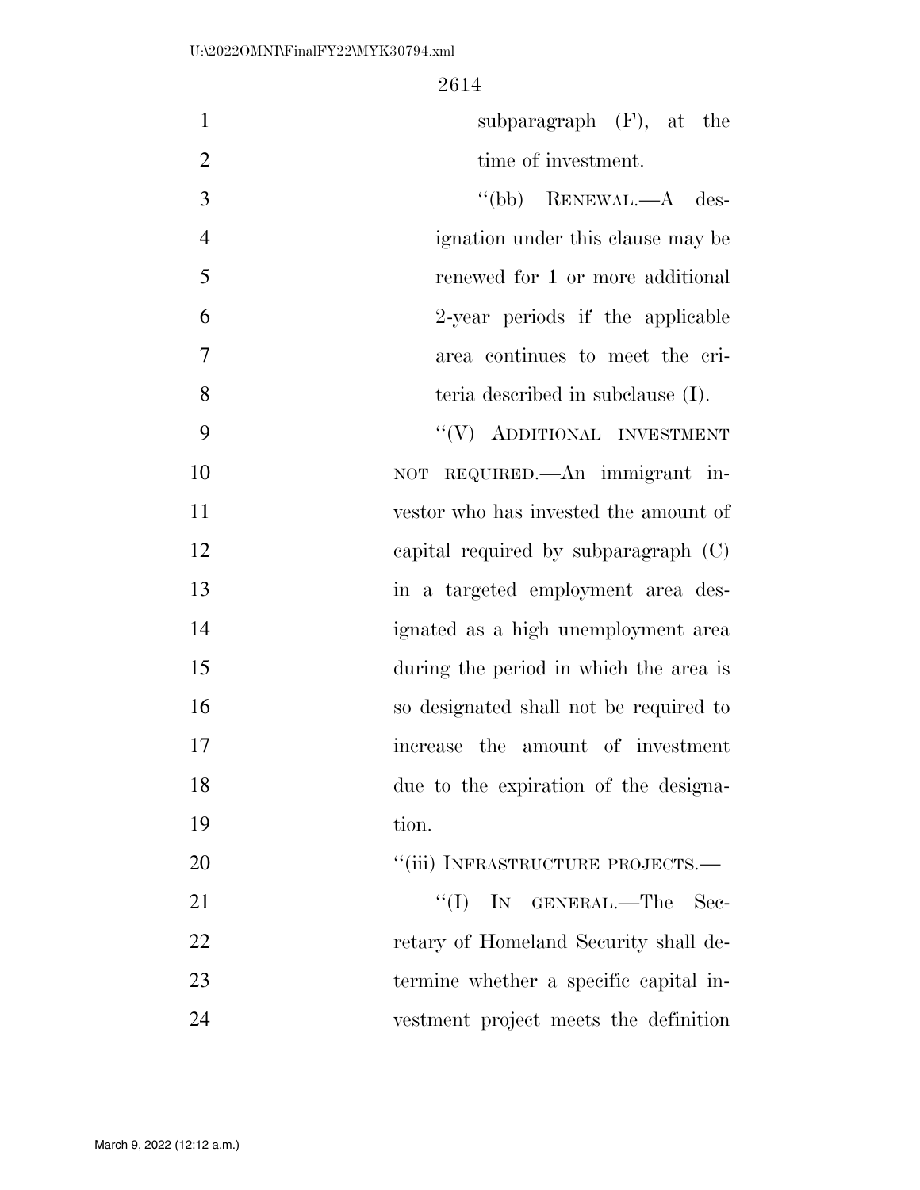subparagraph (F), at the time of investment.

"(bb) RENEWAL.—A designation under this clause may be renewed for 1 or more additional 2-year periods if the applicable area continues to meet the criteria described in subclause (I).

"(V) ADDITIONAL INVESTMENT NOT REQUIRED.—An immigrant investor who has invested the amount of capital required by subparagraph (C) in a targeted employment area designated as a high unemployment area during the period in which the area is so designated shall not be required to increase the amount of investment due to the expiration of the designation.

"(iii) INFRASTRUCTURE PROJECTS.—

"(I) IN GENERAL.—The Secretary of Homeland Security shall determine whether a specific capital investment project meets the definition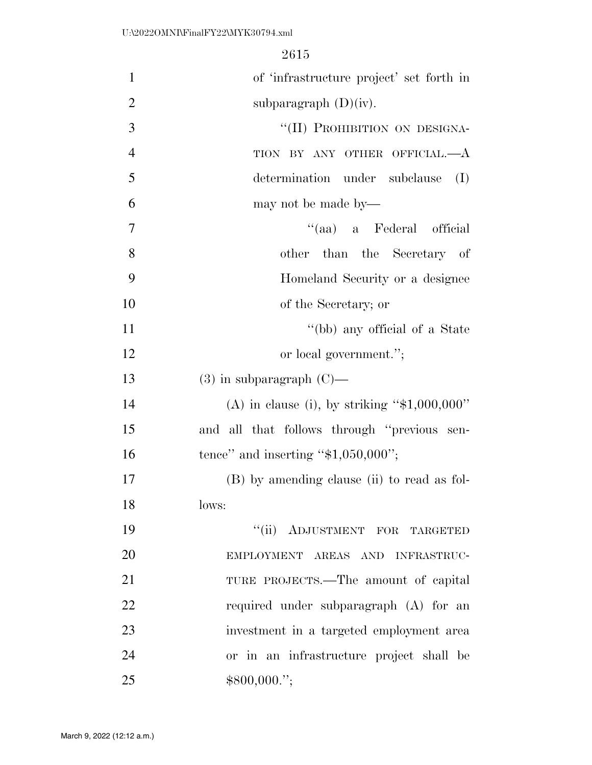of 'infrastructure project' set forth in subparagraph (D)(iv).

"(II) PROHIBITION ON DESIGNATION BY ANY OTHER OFFICIAL.—A determination under subclause (I) may not be made by—

"(aa) a Federal official other than the Secretary of Homeland Security or a designee of the Secretary; or

"(bb) any official of a State or local government.";

(3) in subparagraph (C)—

(A) in clause (i), by striking "$1,000,000" and all that follows through "previous sentence" and inserting "$1,050,000";

(B) by amending clause (ii) to read as follows:

"(ii) ADJUSTMENT FOR TARGETED EMPLOYMENT AREAS AND INFRASTRUCTURE PROJECTS.—The amount of capital required under subparagraph (A) for an investment in a targeted employment area or in an infrastructure project shall be $800,000.";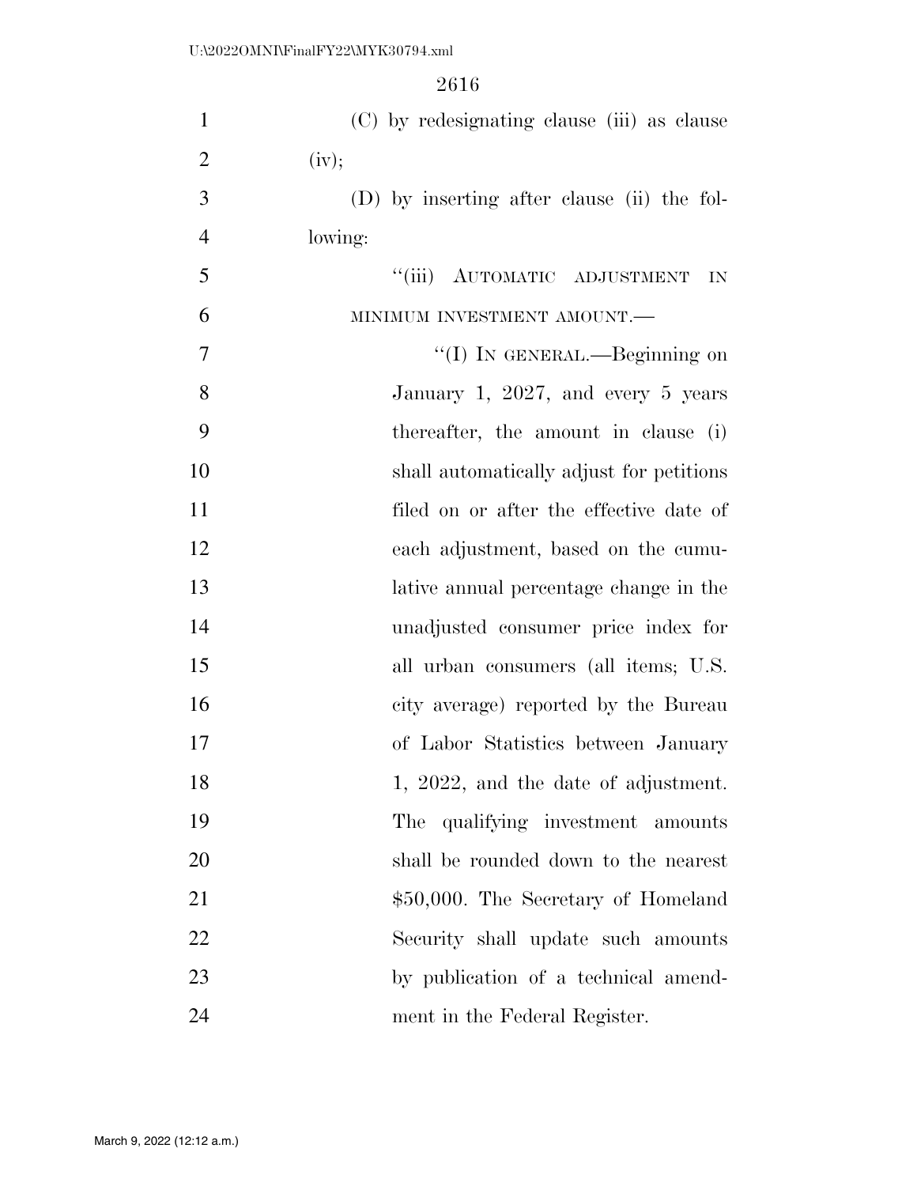(C) by redesignating clause (iii) as clause (iv);

(D) by inserting after clause (ii) the following:

"(iii) AUTOMATIC ADJUSTMENT IN MINIMUM INVESTMENT AMOUNT.—

"(I) IN GENERAL.—Beginning on January 1, 2027, and every 5 years thereafter, the amount in clause (i) shall automatically adjust for petitions filed on or after the effective date of each adjustment, based on the cumulative annual percentage change in the unadjusted consumer price index for all urban consumers (all items; U.S. city average) reported by the Bureau of Labor Statistics between January 1, 2022, and the date of adjustment. The qualifying investment amounts shall be rounded down to the nearest $50,000. The Secretary of Homeland Security shall update such amounts by publication of a technical amendment in the Federal Register.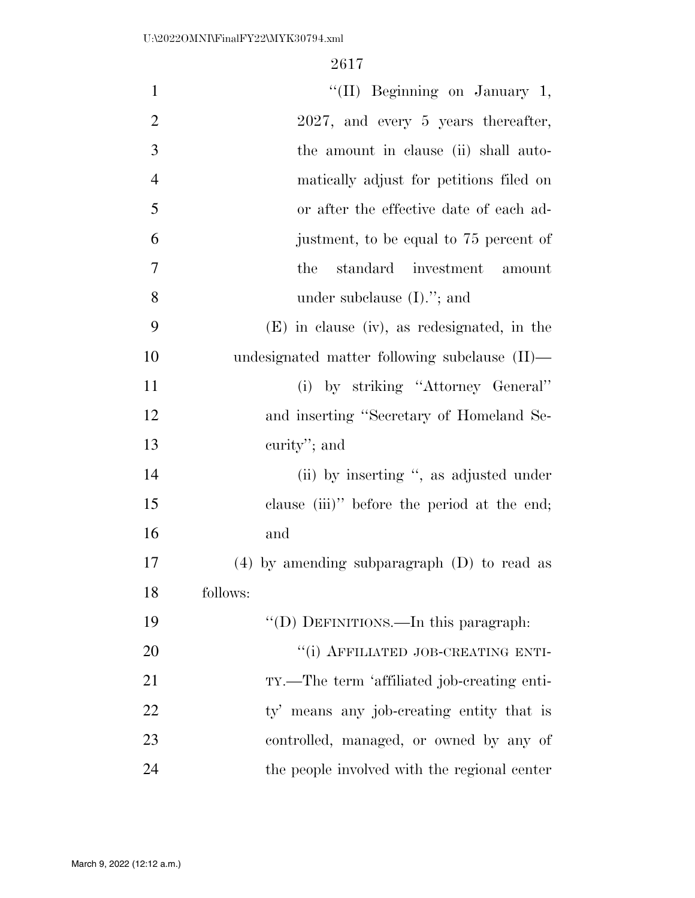"(II) Beginning on January 1, 2027, and every 5 years thereafter, the amount in clause (ii) shall automatically adjust for petitions filed on or after the effective date of each adjustment, to be equal to 75 percent of the standard investment amount under subclause (I)."; and

(E) in clause (iv), as redesignated, in the undesignated matter following subclause (II)—

(i) by striking "Attorney General" and inserting "Secretary of Homeland Security"; and

(ii) by inserting ", as adjusted under clause (iii)" before the period at the end; and

(4) by amending subparagraph (D) to read as follows:

"(D) DEFINITIONS.—In this paragraph:

"(i) AFFILIATED JOB-CREATING ENTITY.—The term 'affiliated job-creating entity' means any job-creating entity that is controlled, managed, or owned by any of the people involved with the regional center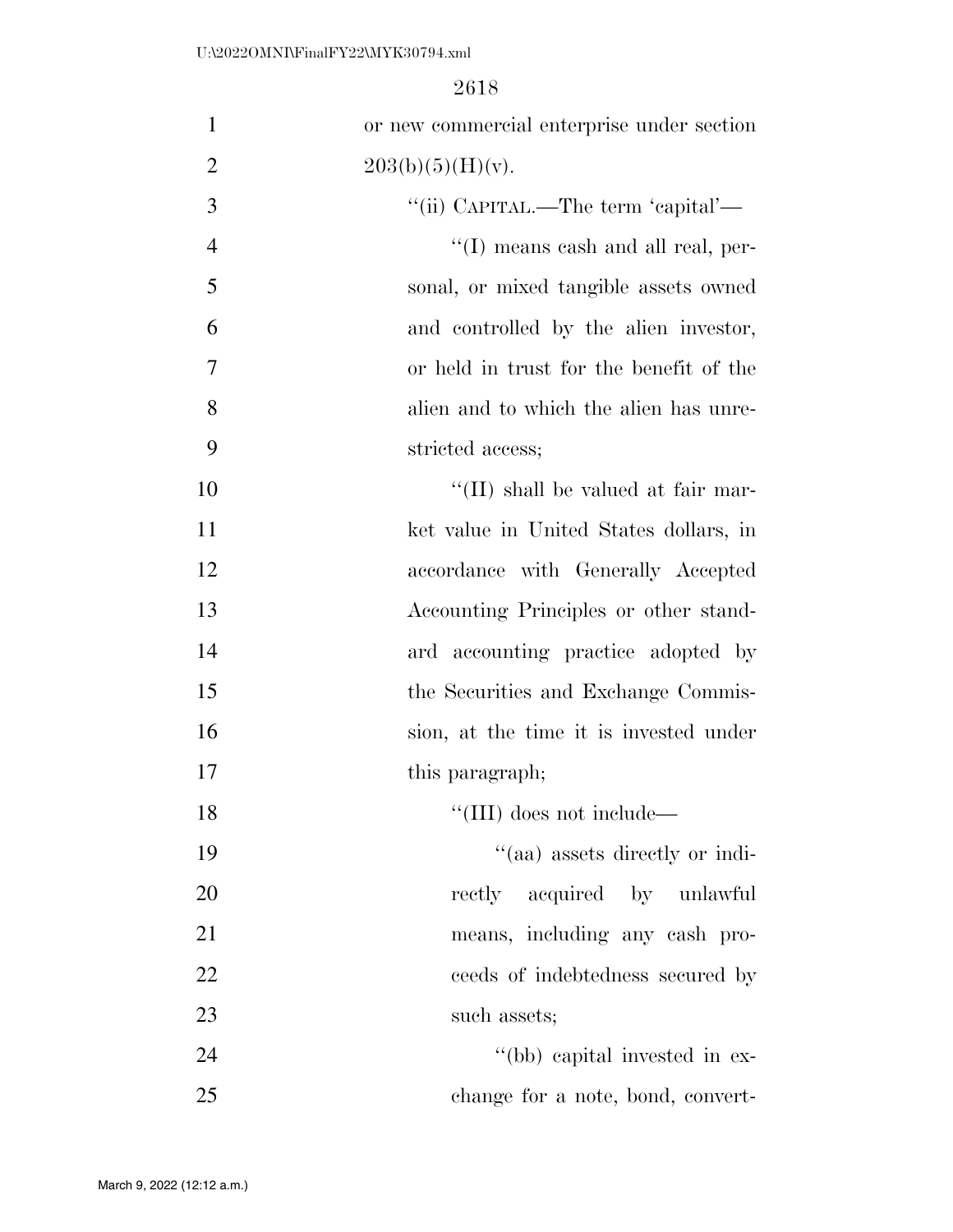or new commercial enterprise under section 203(b)(5)(H)(v).

''(ii) CAPITAL.—The term 'capital'—

''(I) means cash and all real, personal, or mixed tangible assets owned and controlled by the alien investor, or held in trust for the benefit of the alien and to which the alien has unrestricted access;

''(II) shall be valued at fair market value in United States dollars, in accordance with Generally Accepted Accounting Principles or other standard accounting practice adopted by the Securities and Exchange Commission, at the time it is invested under this paragraph;

''(III) does not include—

''(aa) assets directly or indirectly acquired by unlawful means, including any cash proceeds of indebtedness secured by such assets;

''(bb) capital invested in exchange for a note, bond, convert-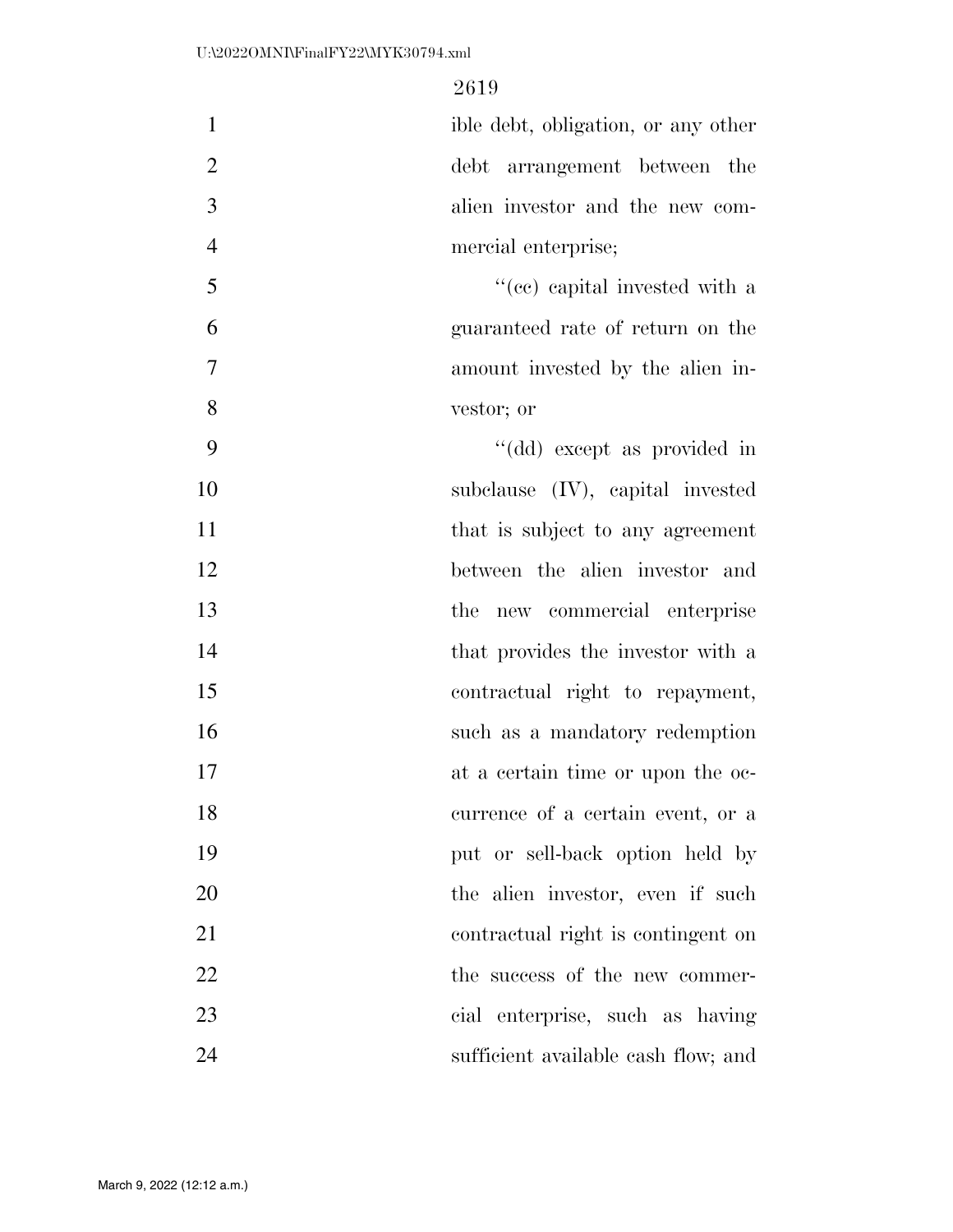ible debt, obligation, or any other debt arrangement between the alien investor and the new commercial enterprise;

"(cc) capital invested with a guaranteed rate of return on the amount invested by the alien investor; or

"(dd) except as provided in subclause (IV), capital invested that is subject to any agreement between the alien investor and the new commercial enterprise that provides the investor with a contractual right to repayment, such as a mandatory redemption at a certain time or upon the occurrence of a certain event, or a put or sell-back option held by the alien investor, even if such contractual right is contingent on the success of the new commercial enterprise, such as having sufficient available cash flow; and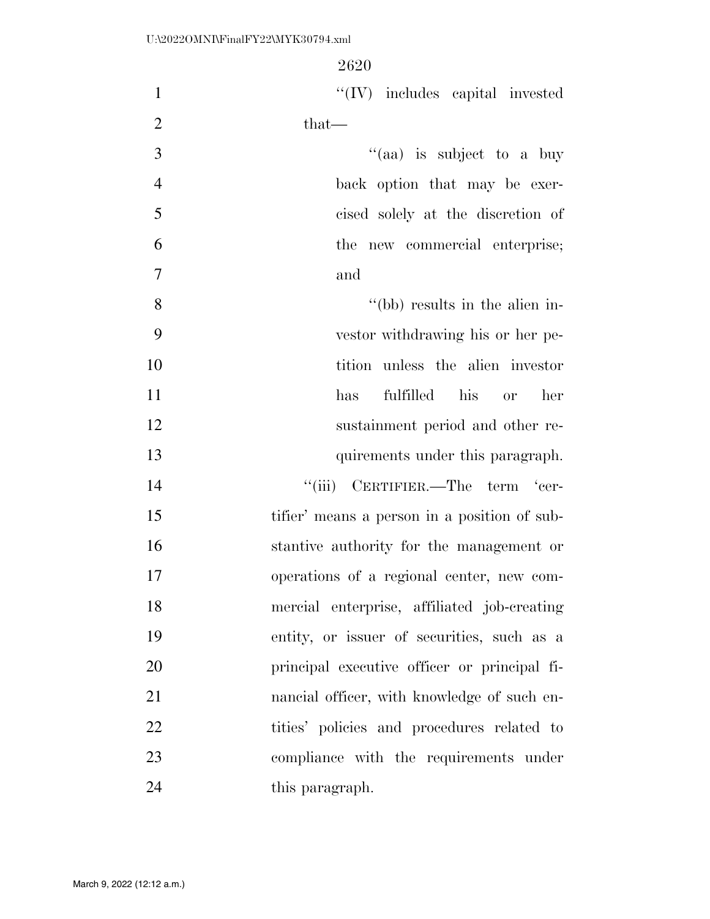"(IV) includes capital invested that—

"(aa) is subject to a buy back option that may be exercised solely at the discretion of the new commercial enterprise; and

"(bb) results in the alien investor withdrawing his or her petition unless the alien investor has fulfilled his or her sustainment period and other requirements under this paragraph.

"(iii) CERTIFIER.—The term 'certifier' means a person in a position of substantive authority for the management or operations of a regional center, new commercial enterprise, affiliated job-creating entity, or issuer of securities, such as a principal executive officer or principal financial officer, with knowledge of such entities' policies and procedures related to compliance with the requirements under this paragraph.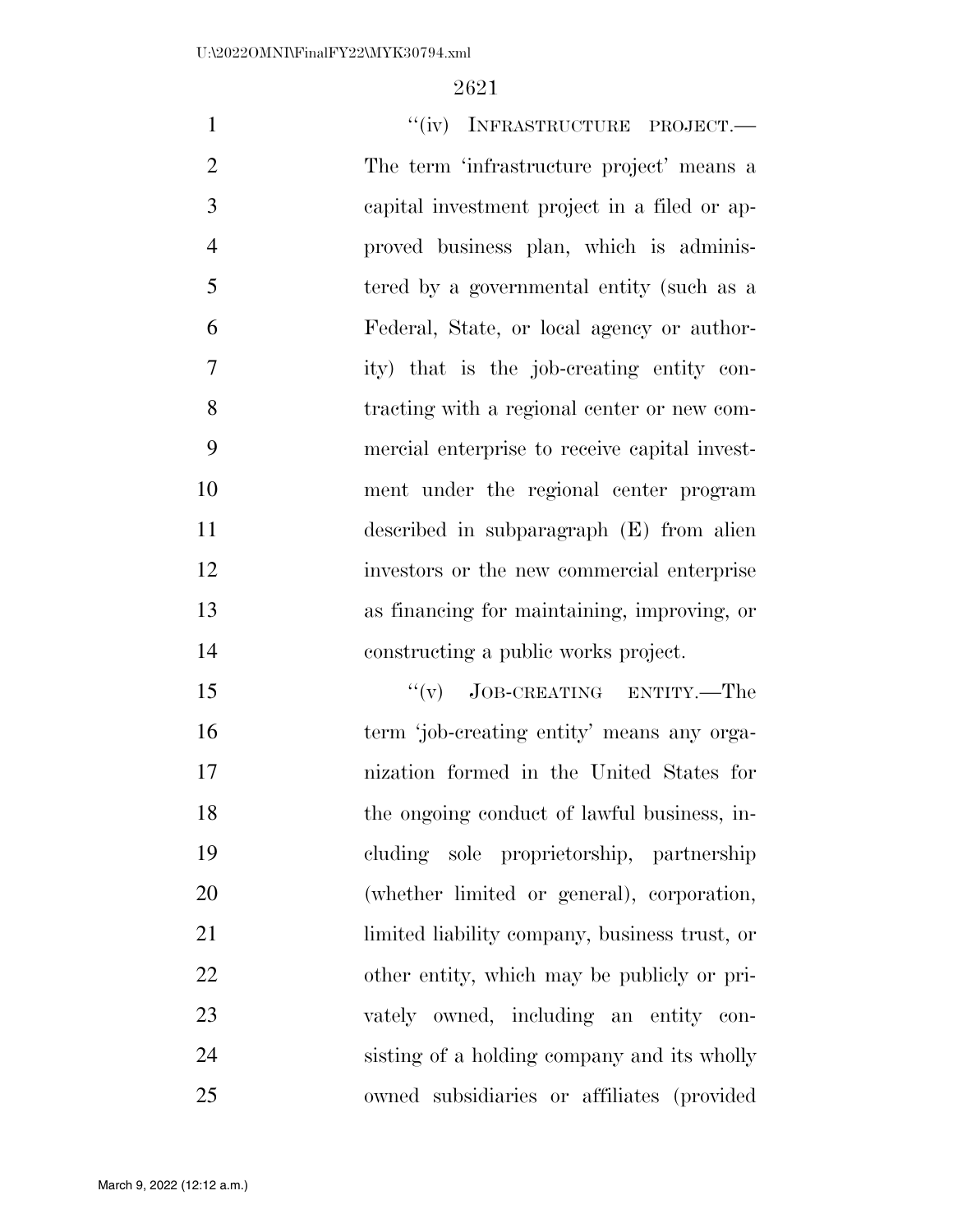"(iv) INFRASTRUCTURE PROJECT.—The term 'infrastructure project' means a capital investment project in a filed or approved business plan, which is administered by a governmental entity (such as a Federal, State, or local agency or authority) that is the job-creating entity contracting with a regional center or new commercial enterprise to receive capital investment under the regional center program described in subparagraph (E) from alien investors or the new commercial enterprise as financing for maintaining, improving, or constructing a public works project.

"(v) JOB-CREATING ENTITY.—The term 'job-creating entity' means any organization formed in the United States for the ongoing conduct of lawful business, including sole proprietorship, partnership (whether limited or general), corporation, limited liability company, business trust, or other entity, which may be publicly or privately owned, including an entity consisting of a holding company and its wholly owned subsidiaries or affiliates (provided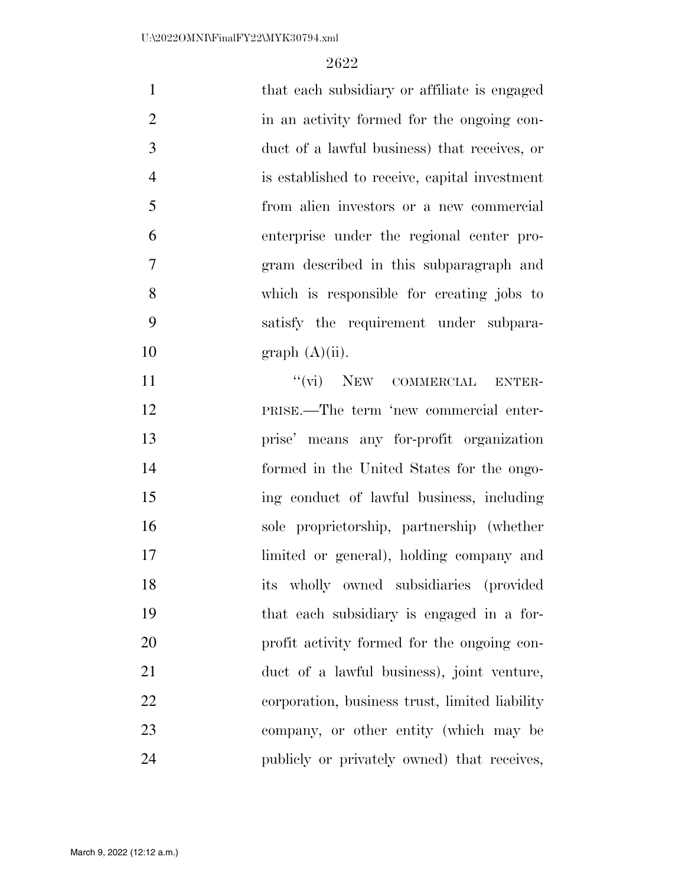that each subsidiary or affiliate is engaged in an activity formed for the ongoing conduct of a lawful business) that receives, or is established to receive, capital investment from alien investors or a new commercial enterprise under the regional center program described in this subparagraph and which is responsible for creating jobs to satisfy the requirement under subparagraph (A)(ii).

"(vi) NEW COMMERCIAL ENTERPRISE.—The term 'new commercial enterprise' means any for-profit organization formed in the United States for the ongoing conduct of lawful business, including sole proprietorship, partnership (whether limited or general), holding company and its wholly owned subsidiaries (provided that each subsidiary is engaged in a for-profit activity formed for the ongoing conduct of a lawful business), joint venture, corporation, business trust, limited liability company, or other entity (which may be publicly or privately owned) that receives,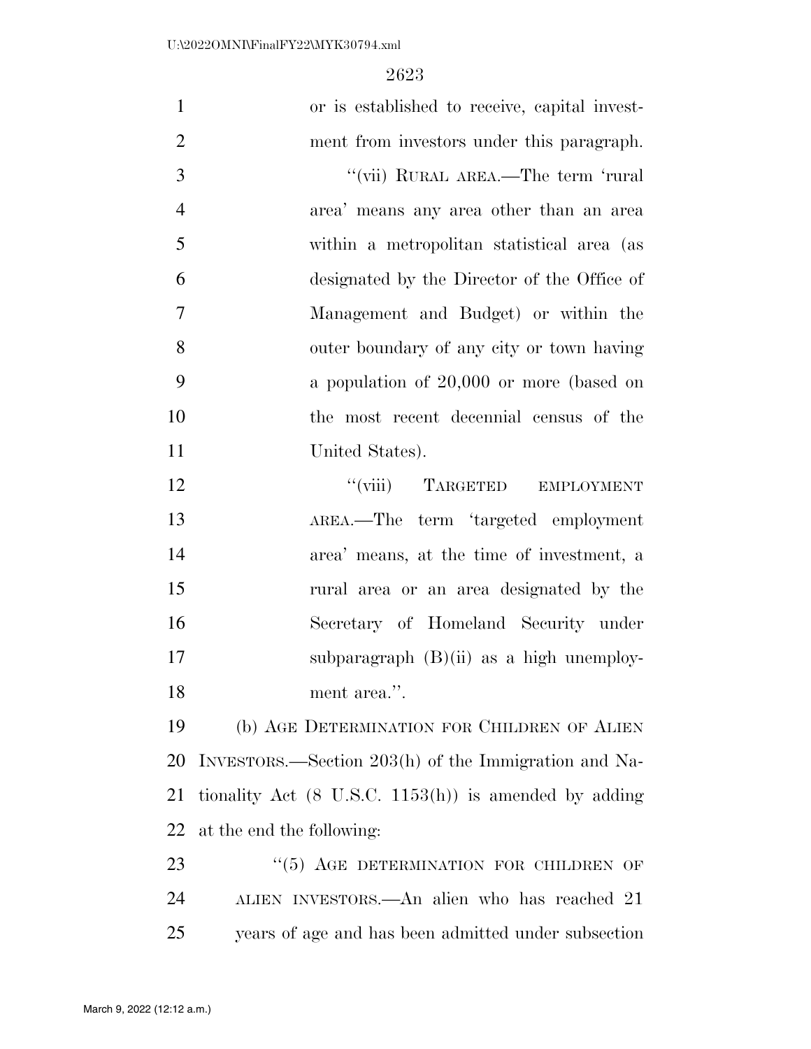or is established to receive, capital investment from investors under this paragraph.

"(vii) RURAL AREA.—The term 'rural area' means any area other than an area within a metropolitan statistical area (as designated by the Director of the Office of Management and Budget) or within the outer boundary of any city or town having a population of 20,000 or more (based on the most recent decennial census of the United States).

"(viii) TARGETED EMPLOYMENT AREA.—The term 'targeted employment area' means, at the time of investment, a rural area or an area designated by the Secretary of Homeland Security under subparagraph (B)(ii) as a high unemployment area.".

(b) AGE DETERMINATION FOR CHILDREN OF ALIEN INVESTORS.—Section 203(h) of the Immigration and Nationality Act (8 U.S.C. 1153(h)) is amended by adding at the end the following:

"(5) AGE DETERMINATION FOR CHILDREN OF ALIEN INVESTORS.—An alien who has reached 21 years of age and has been admitted under subsection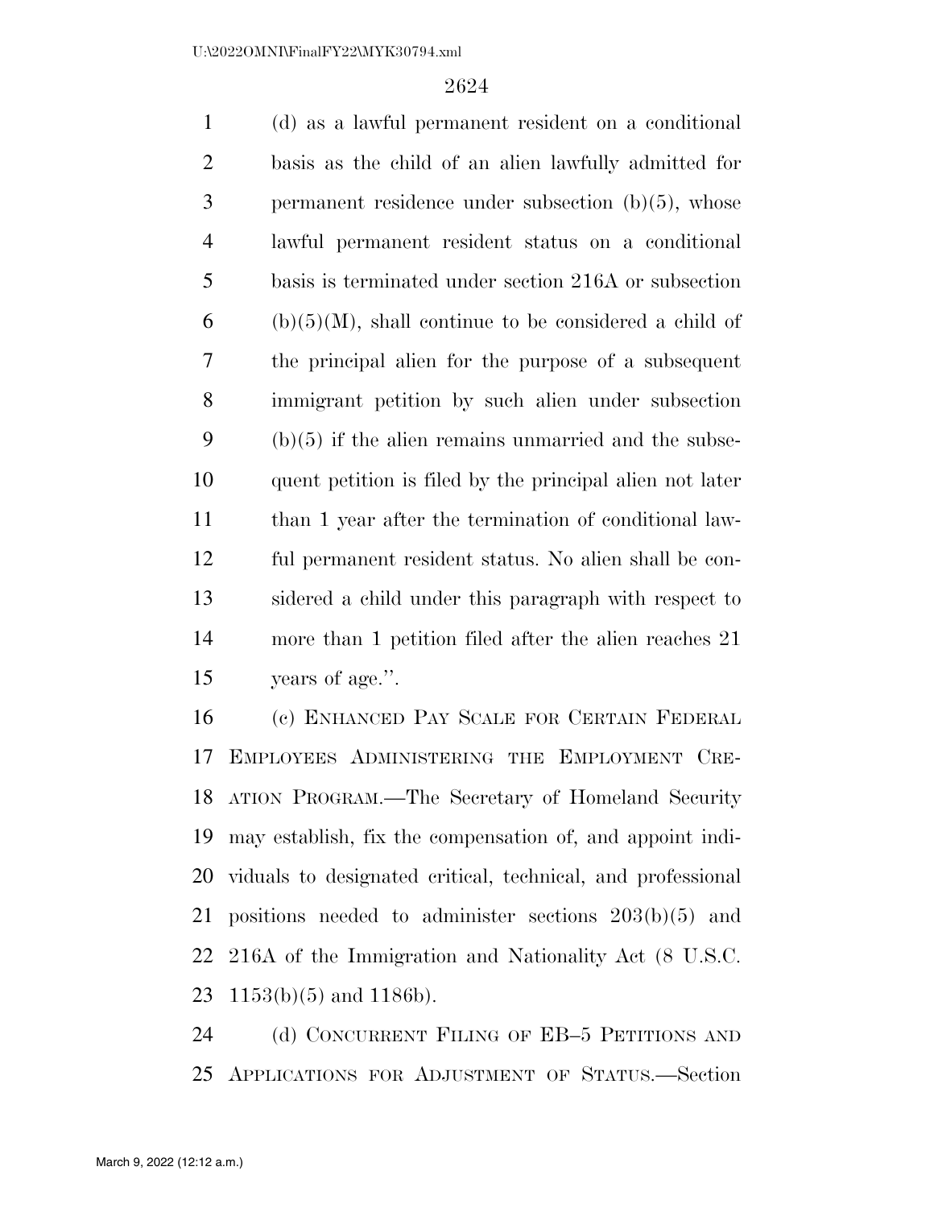(d) as a lawful permanent resident on a conditional basis as the child of an alien lawfully admitted for permanent residence under subsection (b)(5), whose lawful permanent resident status on a conditional basis is terminated under section 216A or subsection (b)(5)(M), shall continue to be considered a child of the principal alien for the purpose of a subsequent immigrant petition by such alien under subsection (b)(5) if the alien remains unmarried and the subsequent petition is filed by the principal alien not later than 1 year after the termination of conditional lawful permanent resident status. No alien shall be considered a child under this paragraph with respect to more than 1 petition filed after the alien reaches 21 years of age.''.

(c) ENHANCED PAY SCALE FOR CERTAIN FEDERAL EMPLOYEES ADMINISTERING THE EMPLOYMENT CREATION PROGRAM.—The Secretary of Homeland Security may establish, fix the compensation of, and appoint individuals to designated critical, technical, and professional positions needed to administer sections 203(b)(5) and 216A of the Immigration and Nationality Act (8 U.S.C. 1153(b)(5) and 1186b).

(d) CONCURRENT FILING OF EB–5 PETITIONS AND APPLICATIONS FOR ADJUSTMENT OF STATUS.—Section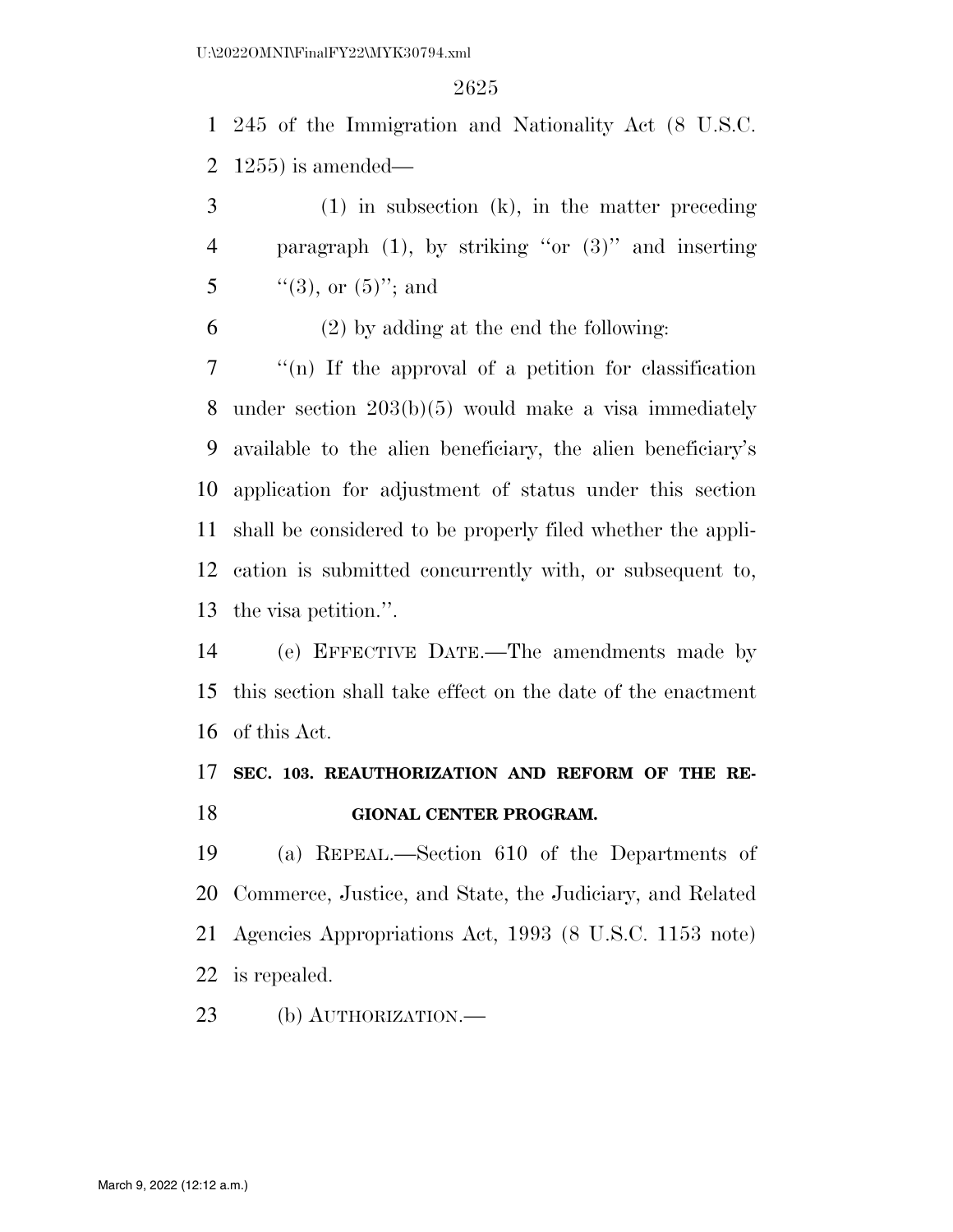245 of the Immigration and Nationality Act (8 U.S.C. 1255) is amended—

(1) in subsection (k), in the matter preceding paragraph (1), by striking ''or (3)'' and inserting ''(3), or (5)''; and

(2) by adding at the end the following:

''(n) If the approval of a petition for classification under section 203(b)(5) would make a visa immediately available to the alien beneficiary, the alien beneficiary's application for adjustment of status under this section shall be considered to be properly filed whether the application is submitted concurrently with, or subsequent to, the visa petition.''.

(e) EFFECTIVE DATE.—The amendments made by this section shall take effect on the date of the enactment of this Act.

**SEC. 103. REAUTHORIZATION AND REFORM OF THE REGIONAL CENTER PROGRAM.**

(a) REPEAL.—Section 610 of the Departments of Commerce, Justice, and State, the Judiciary, and Related Agencies Appropriations Act, 1993 (8 U.S.C. 1153 note) is repealed.

(b) AUTHORIZATION.—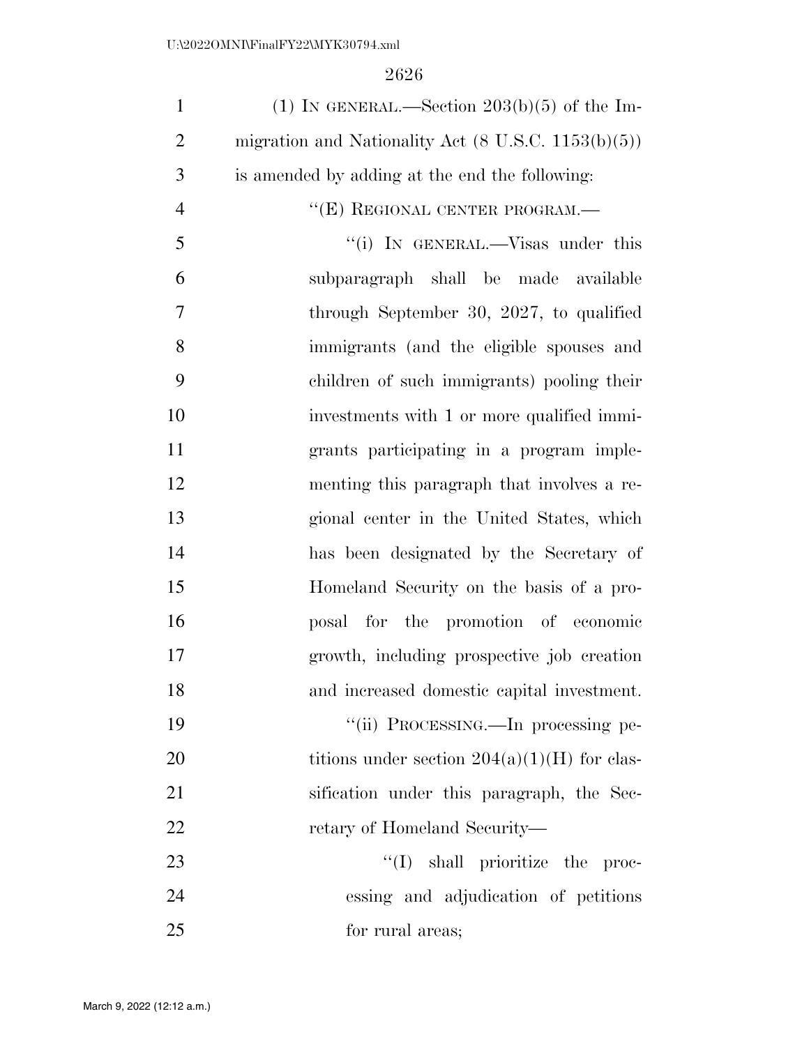(1) IN GENERAL.—Section 203(b)(5) of the Immigration and Nationality Act (8 U.S.C. 1153(b)(5)) is amended by adding at the end the following:

"(E) REGIONAL CENTER PROGRAM.—

"(i) IN GENERAL.—Visas under this subparagraph shall be made available through September 30, 2027, to qualified immigrants (and the eligible spouses and children of such immigrants) pooling their investments with 1 or more qualified immigrants participating in a program implementing this paragraph that involves a regional center in the United States, which has been designated by the Secretary of Homeland Security on the basis of a proposal for the promotion of economic growth, including prospective job creation and increased domestic capital investment.

"(ii) PROCESSING.—In processing petitions under section 204(a)(1)(H) for classification under this paragraph, the Secretary of Homeland Security—

"(I) shall prioritize the processing and adjudication of petitions for rural areas;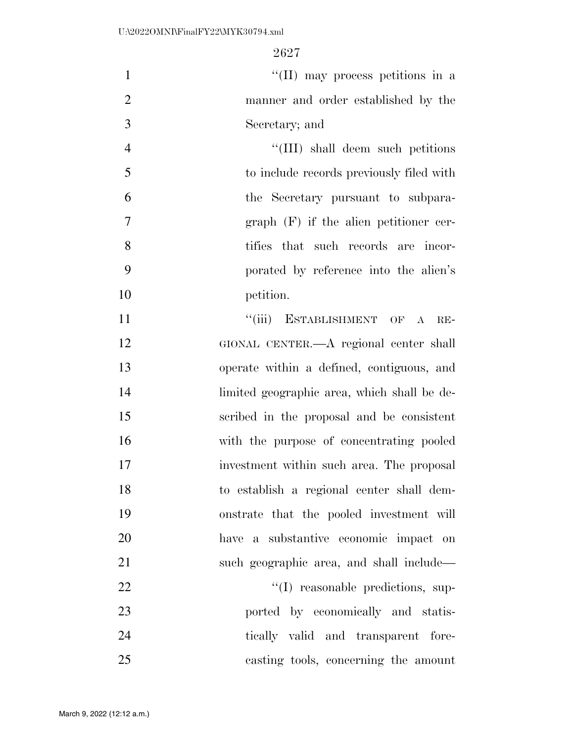''(II) may process petitions in a manner and order established by the Secretary; and

''(III) shall deem such petitions to include records previously filed with the Secretary pursuant to subparagraph (F) if the alien petitioner certifies that such records are incorporated by reference into the alien's petition.

''(iii) ESTABLISHMENT OF A REGIONAL CENTER.—A regional center shall operate within a defined, contiguous, and limited geographic area, which shall be described in the proposal and be consistent with the purpose of concentrating pooled investment within such area. The proposal to establish a regional center shall demonstrate that the pooled investment will have a substantive economic impact on such geographic area, and shall include—

''(I) reasonable predictions, supported by economically and statistically valid and transparent forecasting tools, concerning the amount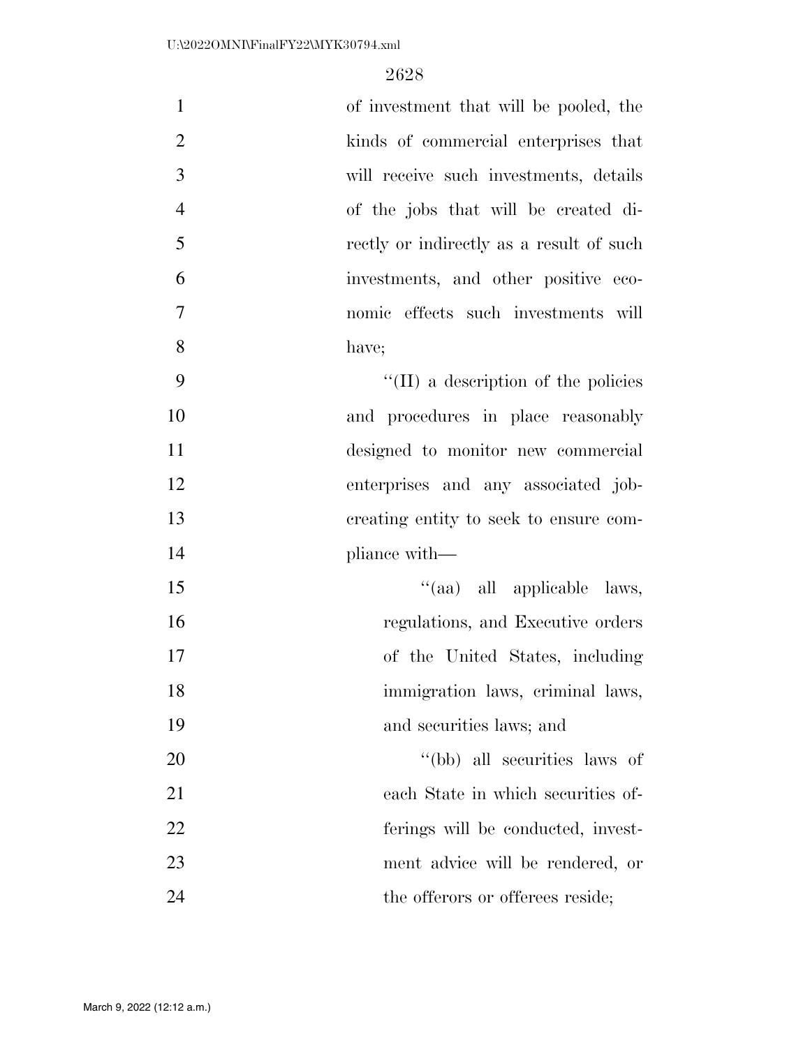of investment that will be pooled, the kinds of commercial enterprises that will receive such investments, details of the jobs that will be created directly or indirectly as a result of such investments, and other positive economic effects such investments will have;

''(II) a description of the policies and procedures in place reasonably designed to monitor new commercial enterprises and any associated job-creating entity to seek to ensure compliance with—

''(aa) all applicable laws, regulations, and Executive orders of the United States, including immigration laws, criminal laws, and securities laws; and

''(bb) all securities laws of each State in which securities offerings will be conducted, investment advice will be rendered, or the offerors or offerees reside;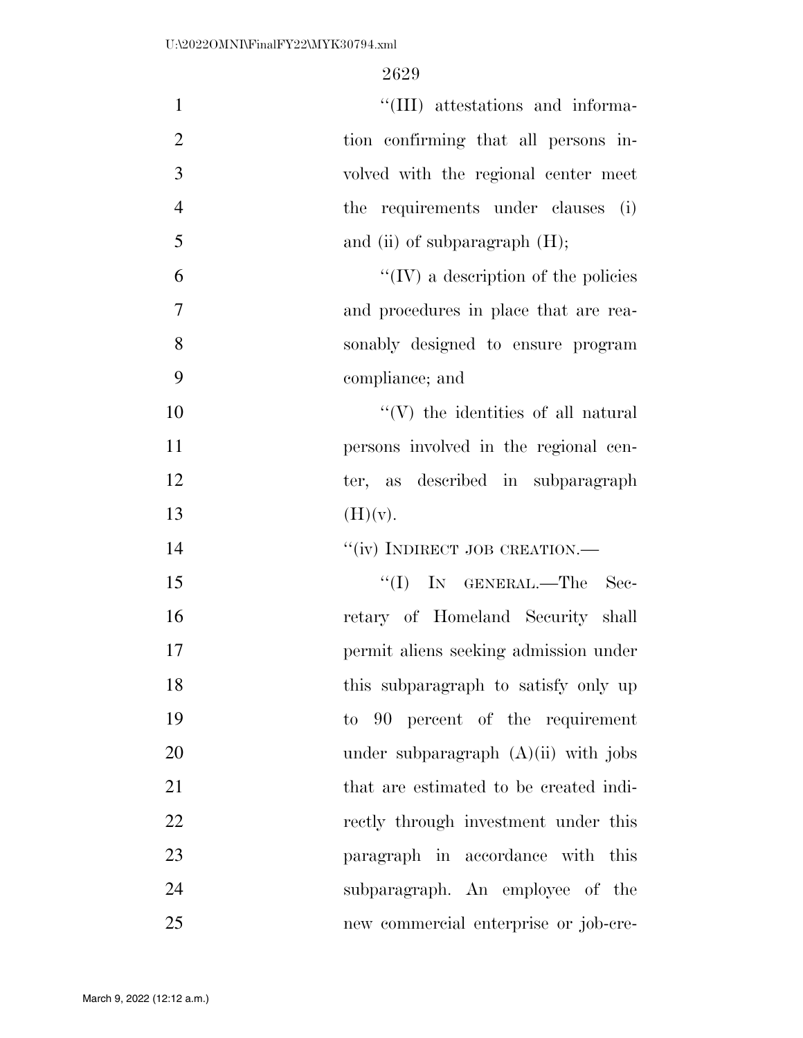"(III) attestations and information confirming that all persons involved with the regional center meet the requirements under clauses (i) and (ii) of subparagraph (H);

"(IV) a description of the policies and procedures in place that are reasonably designed to ensure program compliance; and

"(V) the identities of all natural persons involved in the regional center, as described in subparagraph (H)(v).

"(iv) INDIRECT JOB CREATION.—

"(I) IN GENERAL.—The Secretary of Homeland Security shall permit aliens seeking admission under this subparagraph to satisfy only up to 90 percent of the requirement under subparagraph (A)(ii) with jobs that are estimated to be created indirectly through investment under this paragraph in accordance with this subparagraph. An employee of the new commercial enterprise or job-cre-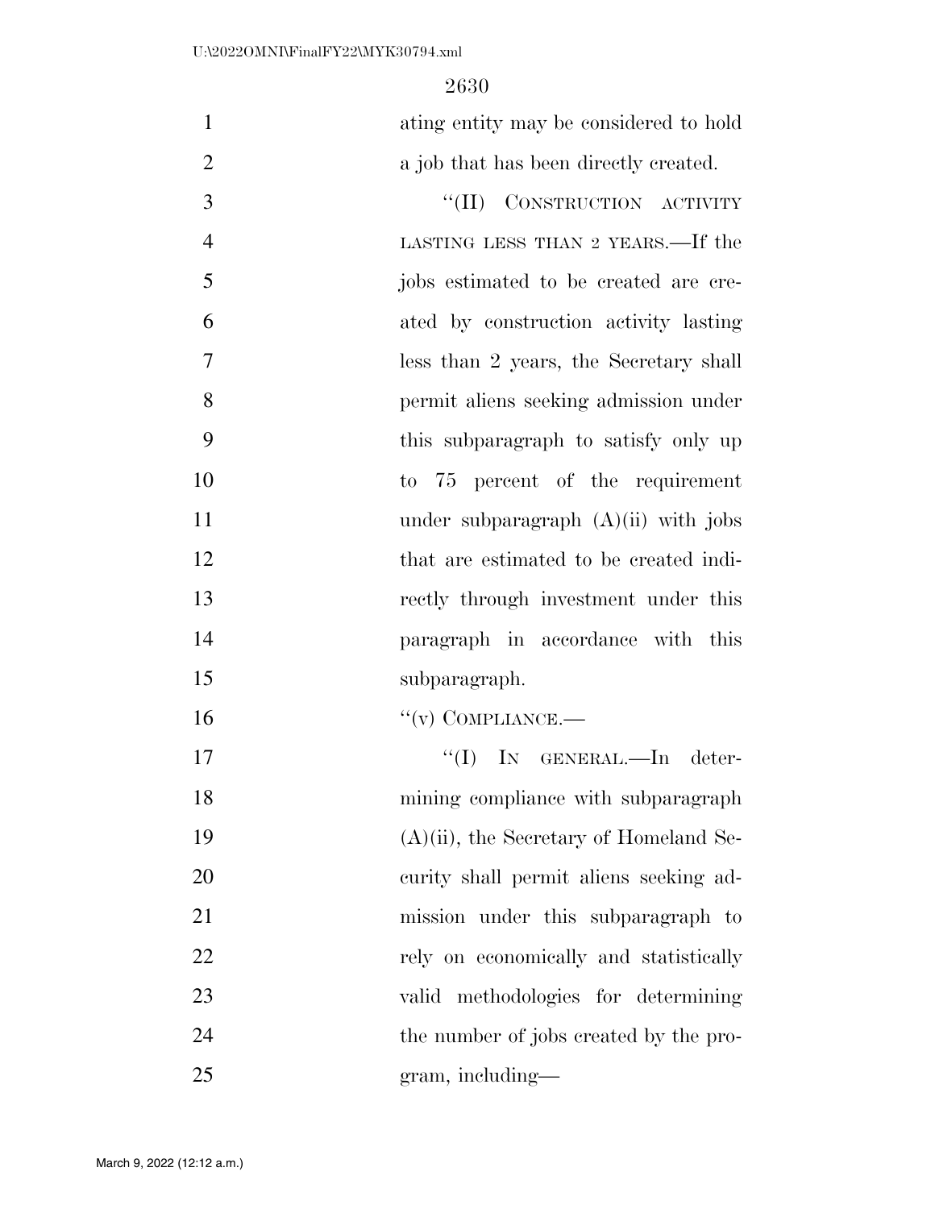ating entity may be considered to hold a job that has been directly created.

"(II) CONSTRUCTION ACTIVITY LASTING LESS THAN 2 YEARS.—If the jobs estimated to be created are created by construction activity lasting less than 2 years, the Secretary shall permit aliens seeking admission under this subparagraph to satisfy only up to 75 percent of the requirement under subparagraph (A)(ii) with jobs that are estimated to be created indirectly through investment under this paragraph in accordance with this subparagraph.

"(v) COMPLIANCE.—

"(I) IN GENERAL.—In determining compliance with subparagraph (A)(ii), the Secretary of Homeland Security shall permit aliens seeking admission under this subparagraph to rely on economically and statistically valid methodologies for determining the number of jobs created by the program, including—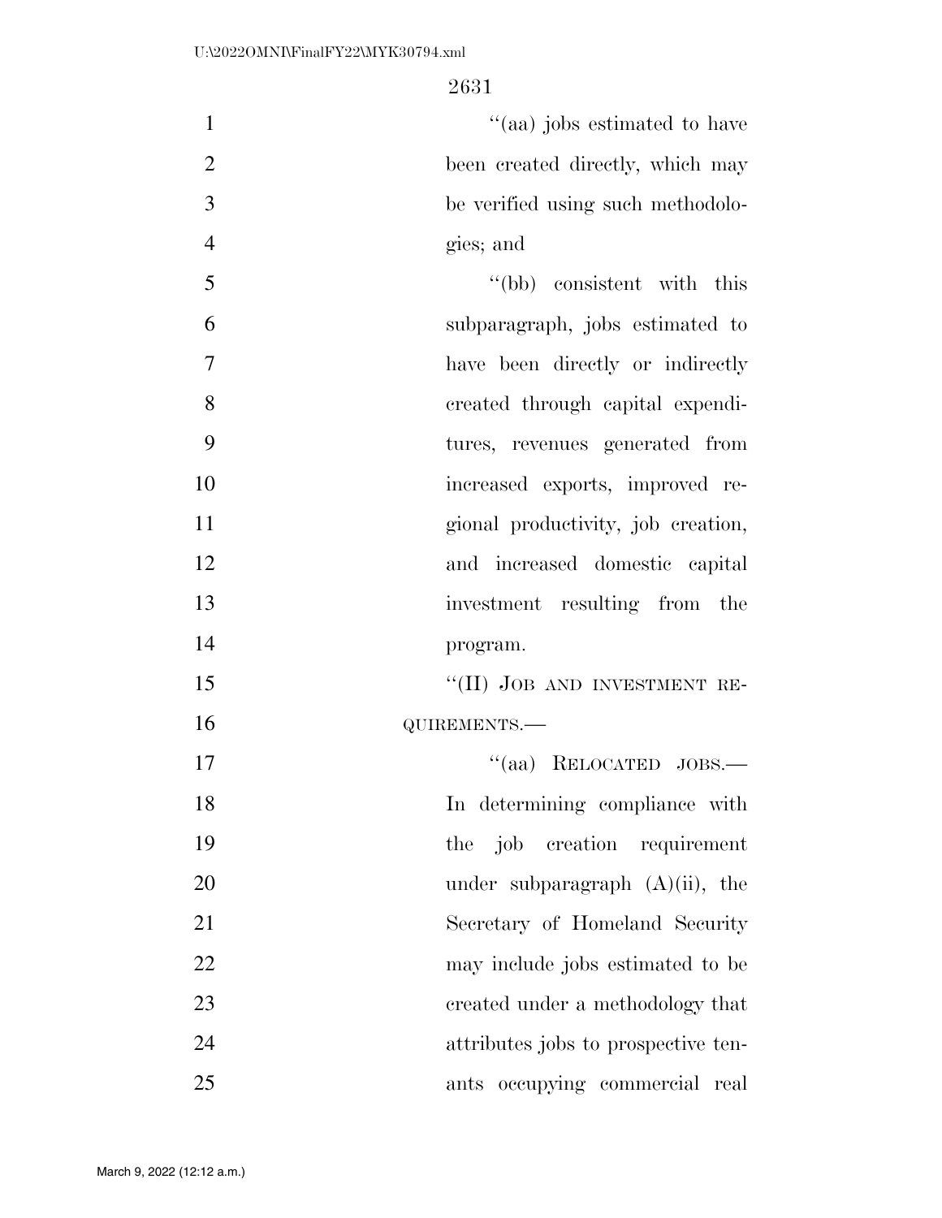"(aa) jobs estimated to have been created directly, which may be verified using such methodologies; and

"(bb) consistent with this subparagraph, jobs estimated to have been directly or indirectly created through capital expenditures, revenues generated from increased exports, improved regional productivity, job creation, and increased domestic capital investment resulting from the program.

"(II) JOB AND INVESTMENT REQUIREMENTS.—

"(aa) RELOCATED JOBS.— In determining compliance with the job creation requirement under subparagraph (A)(ii), the Secretary of Homeland Security may include jobs estimated to be created under a methodology that attributes jobs to prospective tenants occupying commercial real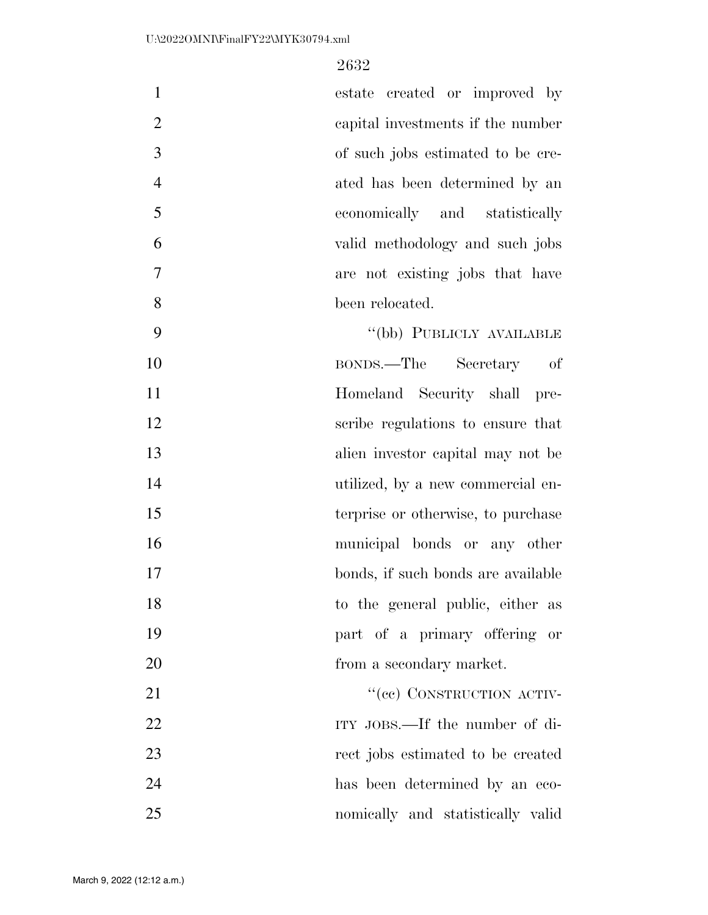estate created or improved by capital investments if the number of such jobs estimated to be created has been determined by an economically and statistically valid methodology and such jobs are not existing jobs that have been relocated.

"(bb) PUBLICLY AVAILABLE BONDS.—The Secretary of Homeland Security shall prescribe regulations to ensure that alien investor capital may not be utilized, by a new commercial enterprise or otherwise, to purchase municipal bonds or any other bonds, if such bonds are available to the general public, either as part of a primary offering or from a secondary market.

"(cc) CONSTRUCTION ACTIVITY JOBS.—If the number of direct jobs estimated to be created has been determined by an economically and statistically valid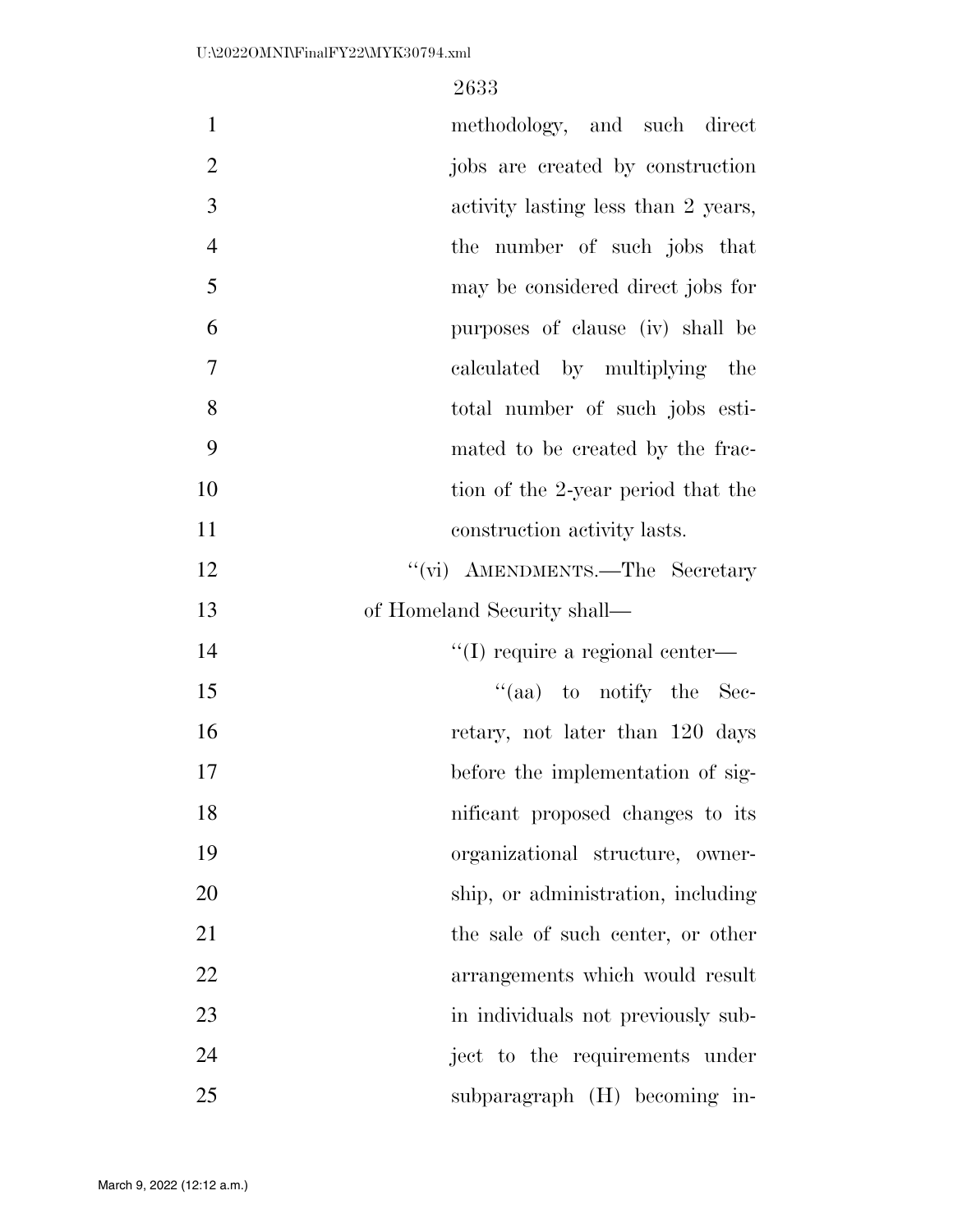methodology, and such direct jobs are created by construction activity lasting less than 2 years, the number of such jobs that may be considered direct jobs for purposes of clause (iv) shall be calculated by multiplying the total number of such jobs estimated to be created by the fraction of the 2-year period that the construction activity lasts.

''(vi) AMENDMENTS.—The Secretary of Homeland Security shall—

''(I) require a regional center—

''(aa) to notify the Secretary, not later than 120 days before the implementation of significant proposed changes to its organizational structure, ownership, or administration, including the sale of such center, or other arrangements which would result in individuals not previously subject to the requirements under subparagraph (H) becoming in-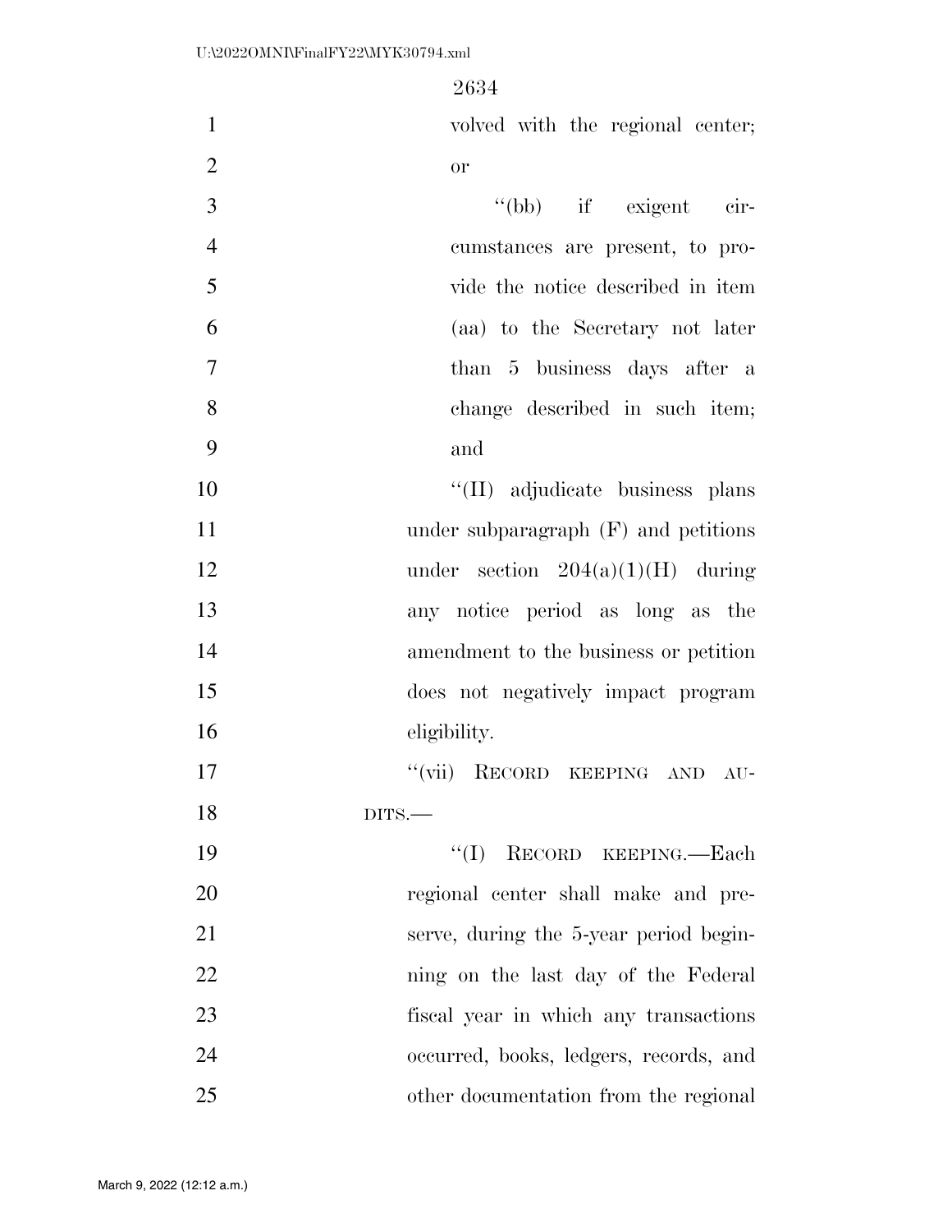volved with the regional center; or

"(bb) if exigent circumstances are present, to provide the notice described in item (aa) to the Secretary not later than 5 business days after a change described in such item; and

"(II) adjudicate business plans under subparagraph (F) and petitions under section 204(a)(1)(H) during any notice period as long as the amendment to the business or petition does not negatively impact program eligibility.

"(vii) RECORD KEEPING AND AUDITS.—

"(I) RECORD KEEPING.—Each regional center shall make and preserve, during the 5-year period beginning on the last day of the Federal fiscal year in which any transactions occurred, books, ledgers, records, and other documentation from the regional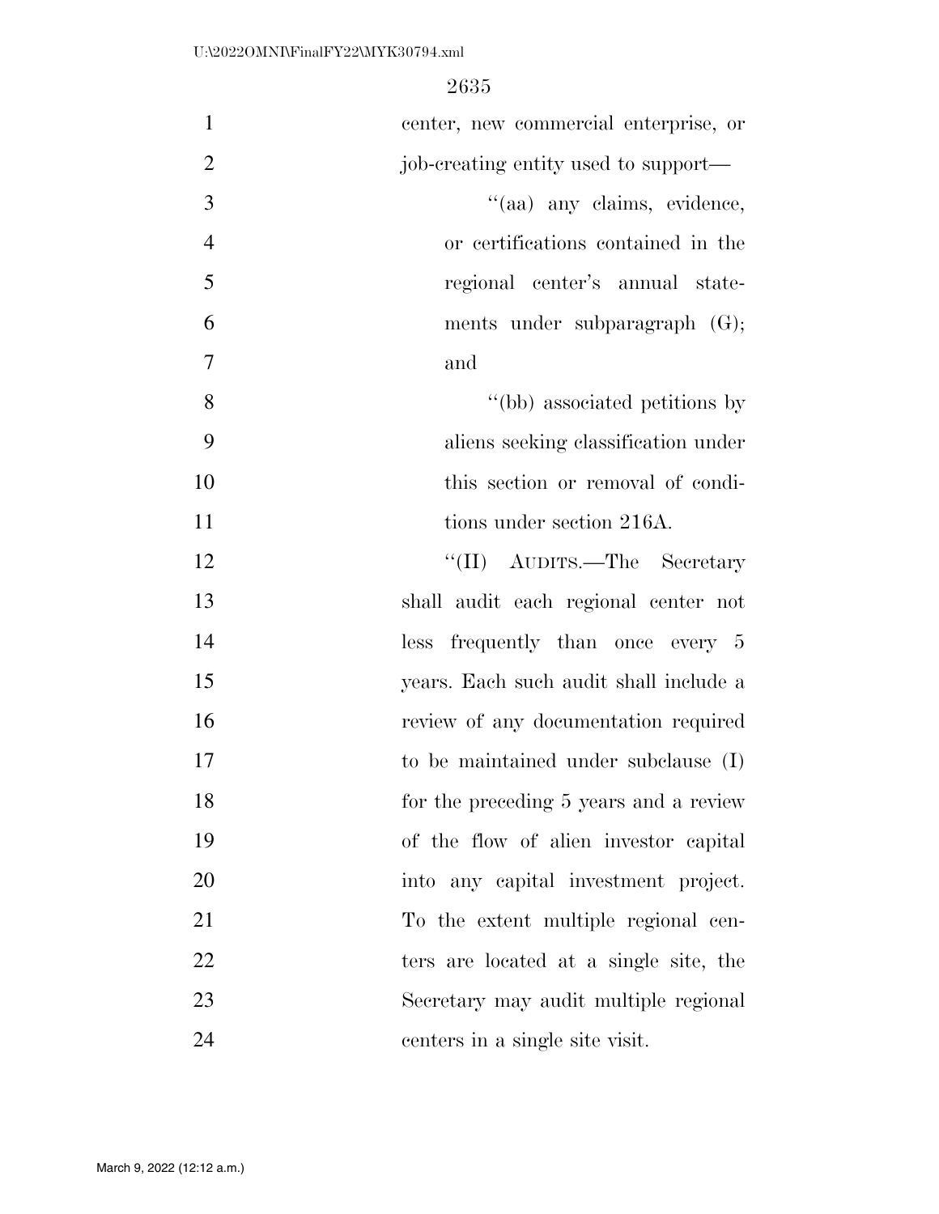center, new commercial enterprise, or job-creating entity used to support—

''(aa) any claims, evidence, or certifications contained in the regional center's annual statements under subparagraph (G); and

''(bb) associated petitions by aliens seeking classification under this section or removal of conditions under section 216A.

''(II) AUDITS.—The Secretary shall audit each regional center not less frequently than once every 5 years. Each such audit shall include a review of any documentation required to be maintained under subclause (I) for the preceding 5 years and a review of the flow of alien investor capital into any capital investment project. To the extent multiple regional centers are located at a single site, the Secretary may audit multiple regional centers in a single site visit.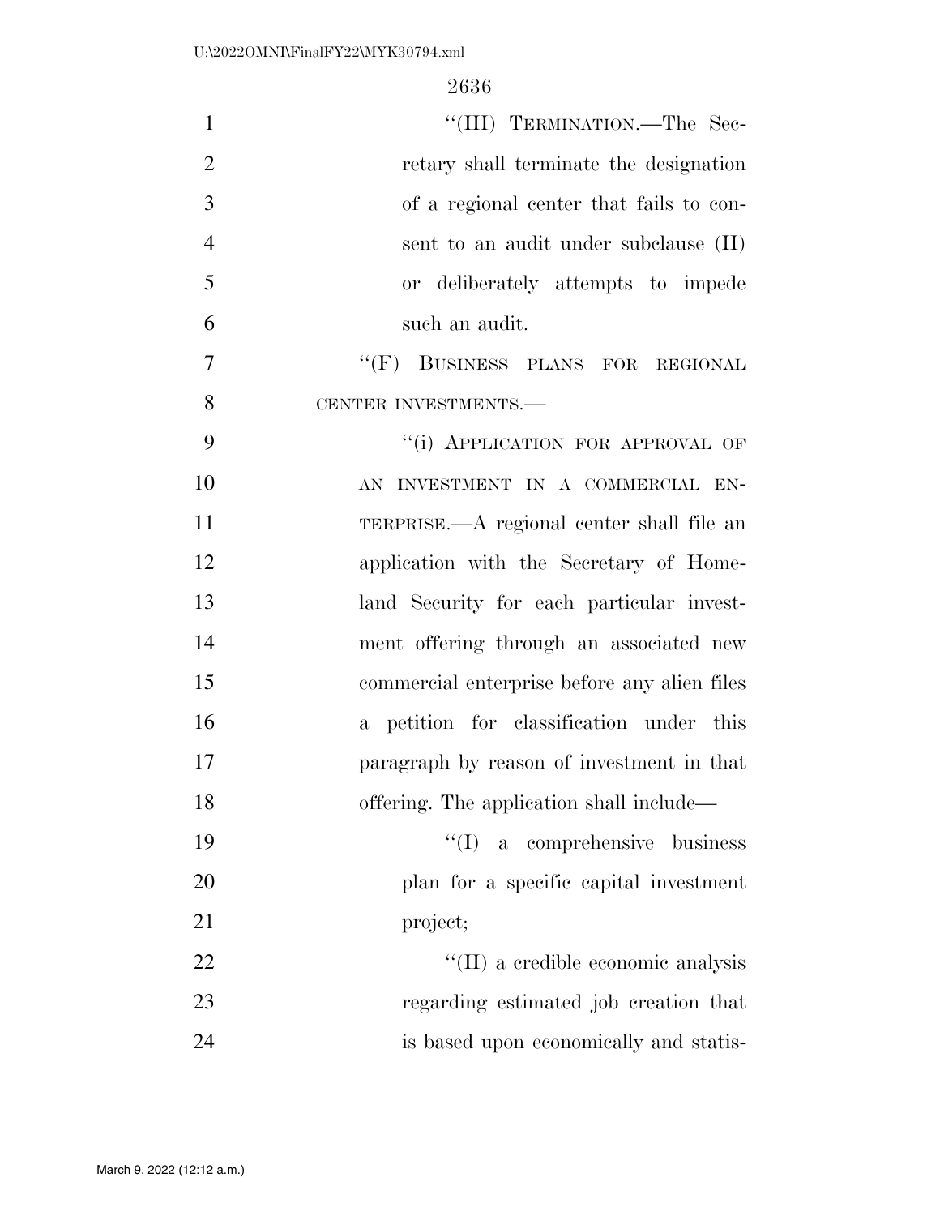"(III) TERMINATION.—The Secretary shall terminate the designation of a regional center that fails to consent to an audit under subclause (II) or deliberately attempts to impede such an audit.

"(F) BUSINESS PLANS FOR REGIONAL CENTER INVESTMENTS.—

"(i) APPLICATION FOR APPROVAL OF AN INVESTMENT IN A COMMERCIAL ENTERPRISE.—A regional center shall file an application with the Secretary of Homeland Security for each particular investment offering through an associated new commercial enterprise before any alien files a petition for classification under this paragraph by reason of investment in that offering. The application shall include—

"(I) a comprehensive business plan for a specific capital investment project;

"(II) a credible economic analysis regarding estimated job creation that is based upon economically and statis-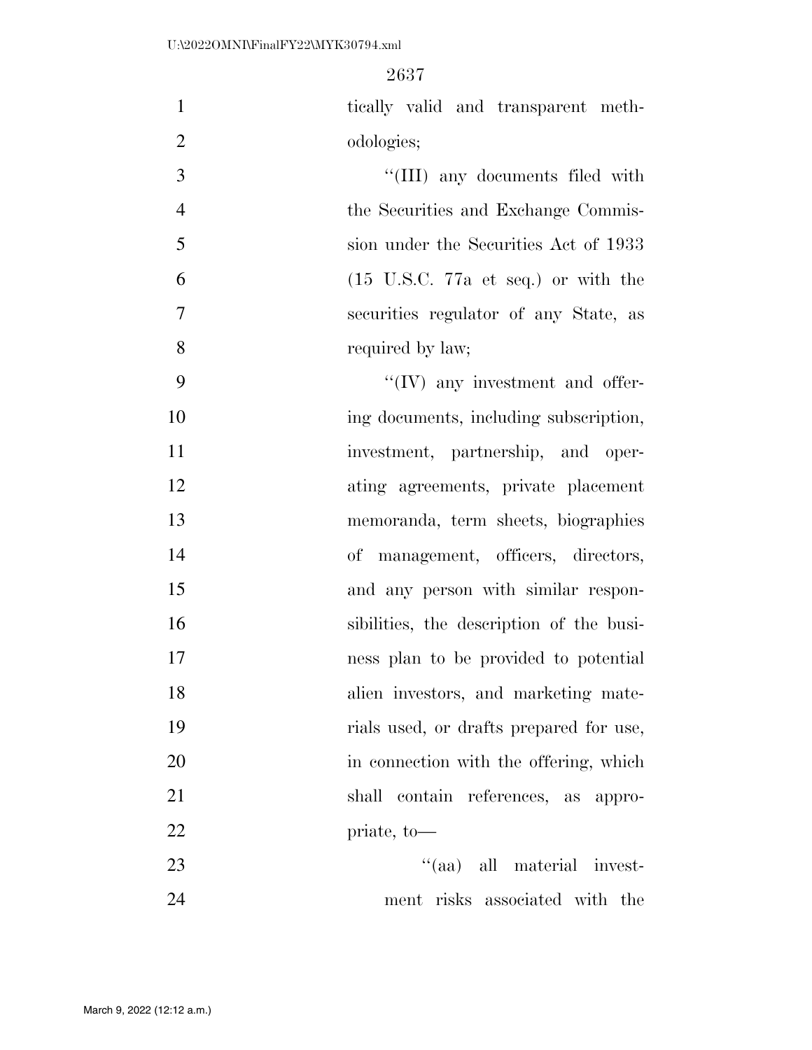tically valid and transparent methodologies;

''(III) any documents filed with the Securities and Exchange Commission under the Securities Act of 1933 (15 U.S.C. 77a et seq.) or with the securities regulator of any State, as required by law;

''(IV) any investment and offering documents, including subscription, investment, partnership, and operating agreements, private placement memoranda, term sheets, biographies of management, officers, directors, and any person with similar responsibilities, the description of the business plan to be provided to potential alien investors, and marketing materials used, or drafts prepared for use, in connection with the offering, which shall contain references, as appropriate, to—

''(aa) all material investment risks associated with the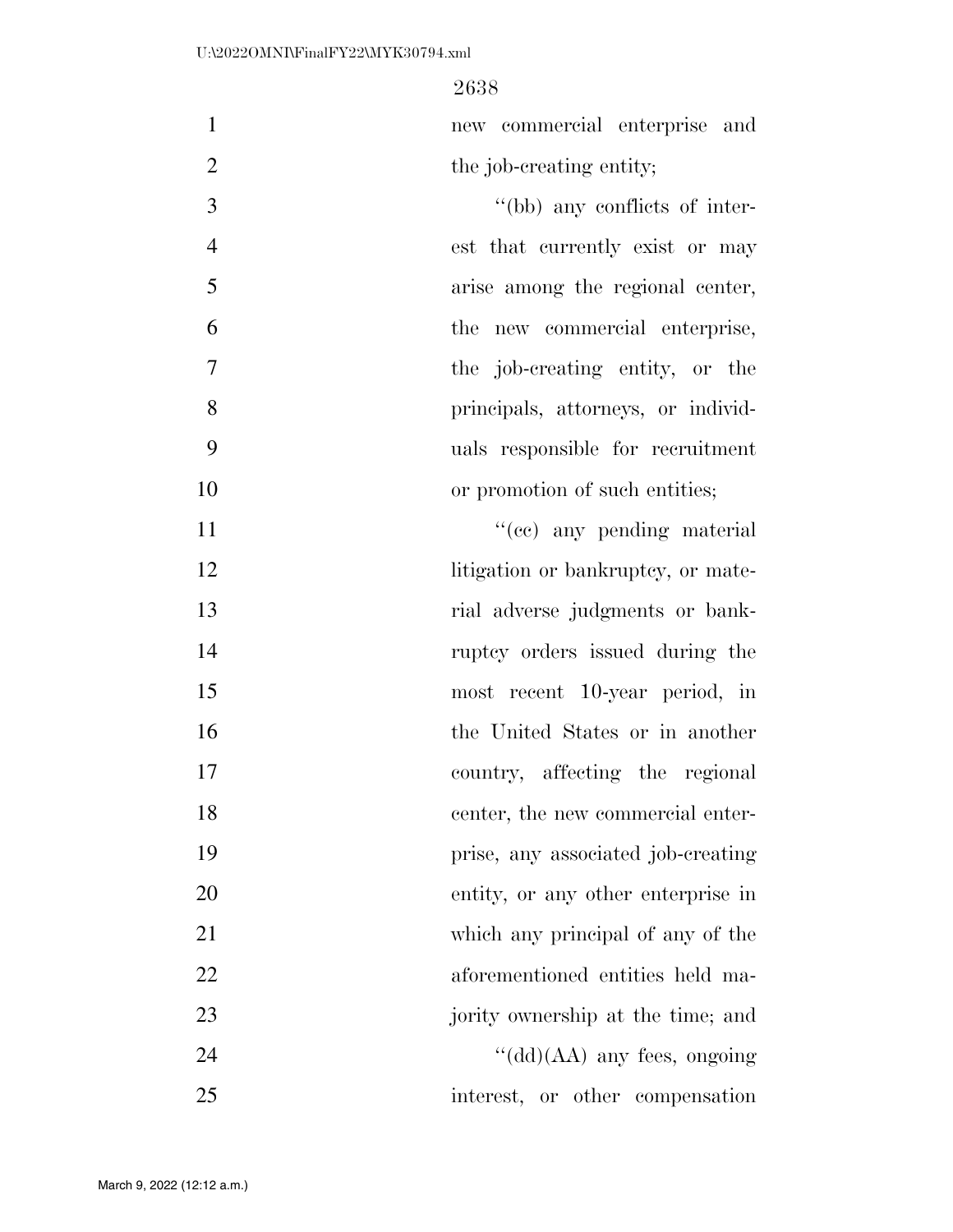new commercial enterprise and the job-creating entity;

''(bb) any conflicts of interest that currently exist or may arise among the regional center, the new commercial enterprise, the job-creating entity, or the principals, attorneys, or individuals responsible for recruitment or promotion of such entities;

''(cc) any pending material litigation or bankruptcy, or material adverse judgments or bankruptcy orders issued during the most recent 10-year period, in the United States or in another country, affecting the regional center, the new commercial enterprise, any associated job-creating entity, or any other enterprise in which any principal of any of the aforementioned entities held majority ownership at the time; and

''(dd)(AA) any fees, ongoing interest, or other compensation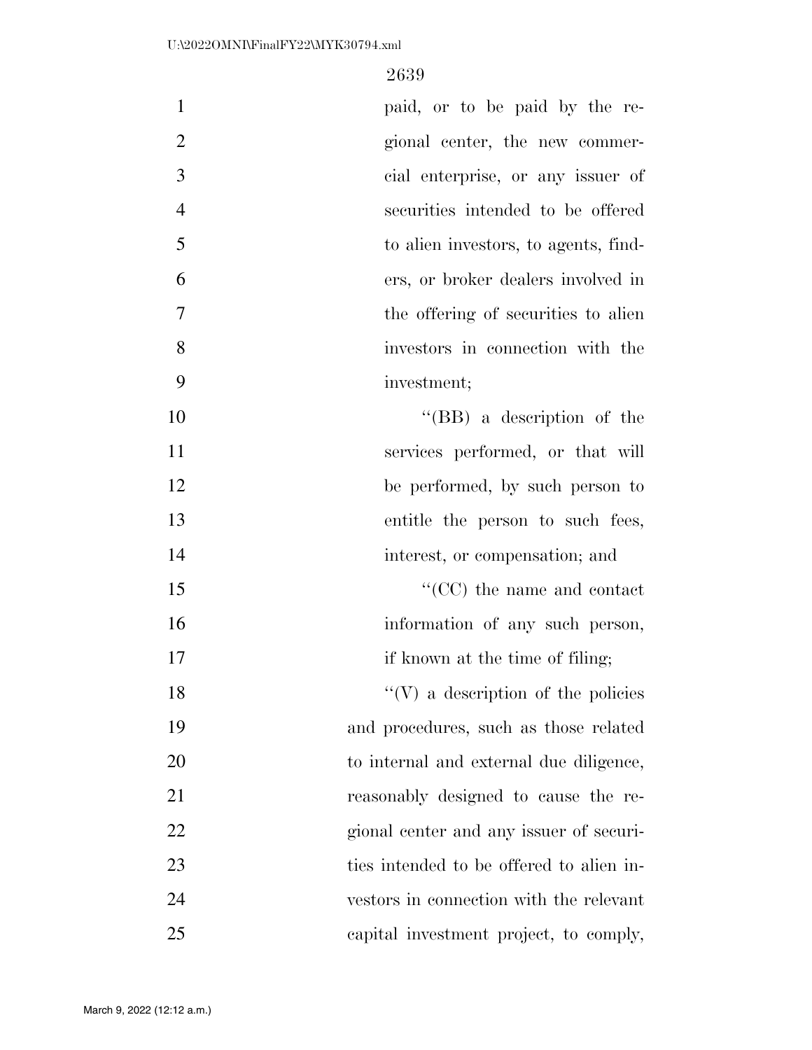paid, or to be paid by the regional center, the new commercial enterprise, or any issuer of securities intended to be offered to alien investors, to agents, finders, or broker dealers involved in the offering of securities to alien investors in connection with the investment;

''(BB) a description of the services performed, or that will be performed, by such person to entitle the person to such fees, interest, or compensation; and

''(CC) the name and contact information of any such person, if known at the time of filing;

''(V) a description of the policies and procedures, such as those related to internal and external due diligence, reasonably designed to cause the regional center and any issuer of securities intended to be offered to alien investors in connection with the relevant capital investment project, to comply,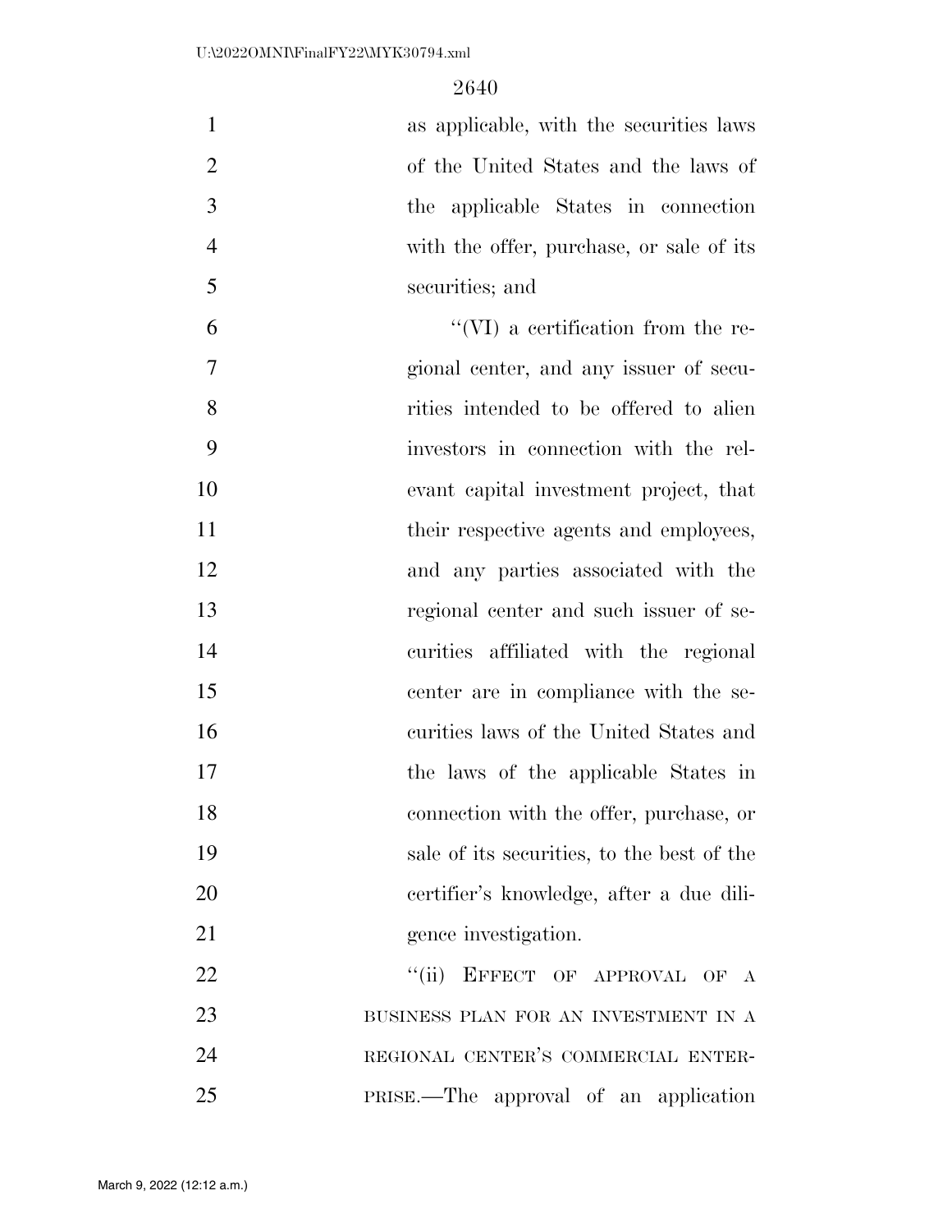as applicable, with the securities laws of the United States and the laws of the applicable States in connection with the offer, purchase, or sale of its securities; and

''(VI) a certification from the regional center, and any issuer of securities intended to be offered to alien investors in connection with the relevant capital investment project, that their respective agents and employees, and any parties associated with the regional center and such issuer of securities affiliated with the regional center are in compliance with the securities laws of the United States and the laws of the applicable States in connection with the offer, purchase, or sale of its securities, to the best of the certifier's knowledge, after a due diligence investigation.

''(ii) EFFECT OF APPROVAL OF A BUSINESS PLAN FOR AN INVESTMENT IN A REGIONAL CENTER'S COMMERCIAL ENTERPRISE.—The approval of an application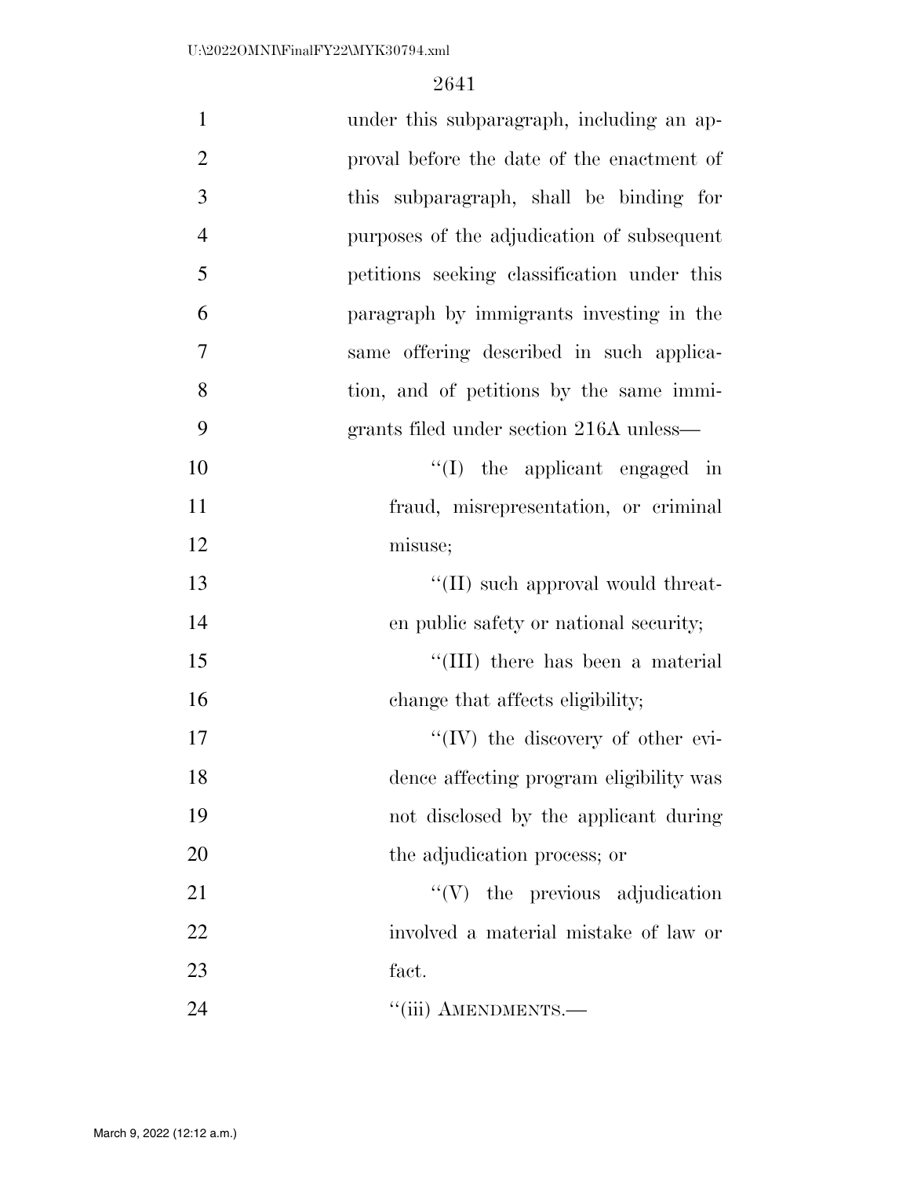under this subparagraph, including an approval before the date of the enactment of this subparagraph, shall be binding for purposes of the adjudication of subsequent petitions seeking classification under this paragraph by immigrants investing in the same offering described in such application, and of petitions by the same immigrants filed under section 216A unless—

"(I) the applicant engaged in fraud, misrepresentation, or criminal misuse;

"(II) such approval would threaten public safety or national security;

"(III) there has been a material change that affects eligibility;

"(IV) the discovery of other evidence affecting program eligibility was not disclosed by the applicant during the adjudication process; or

"(V) the previous adjudication involved a material mistake of law or fact.

"(iii) AMENDMENTS.—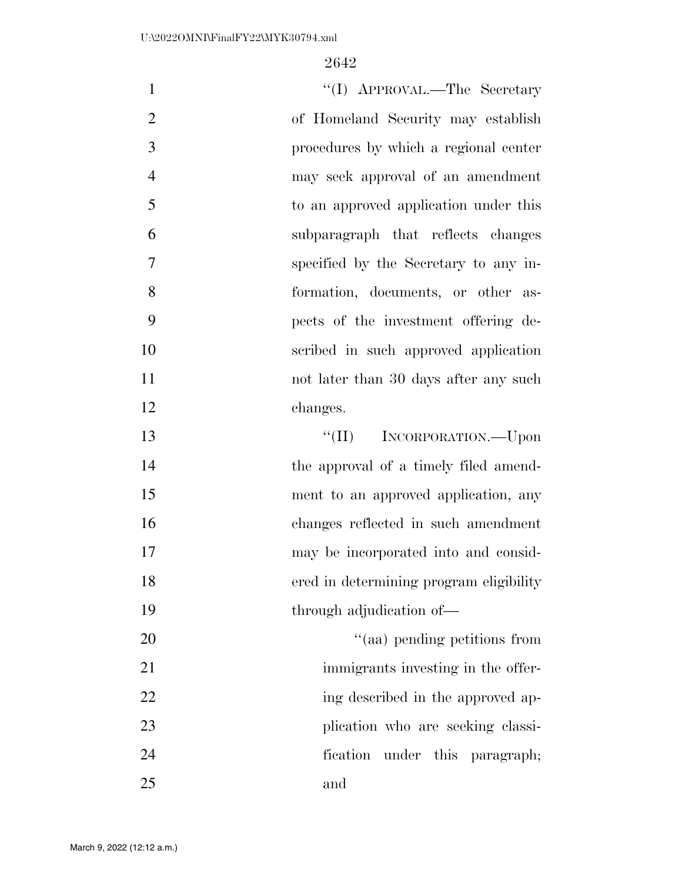"(I) APPROVAL.—The Secretary of Homeland Security may establish procedures by which a regional center may seek approval of an amendment to an approved application under this subparagraph that reflects changes specified by the Secretary to any information, documents, or other aspects of the investment offering described in such approved application not later than 30 days after any such changes.

"(II) INCORPORATION.—Upon the approval of a timely filed amendment to an approved application, any changes reflected in such amendment may be incorporated into and considered in determining program eligibility through adjudication of—

"(aa) pending petitions from immigrants investing in the offering described in the approved application who are seeking classification under this paragraph; and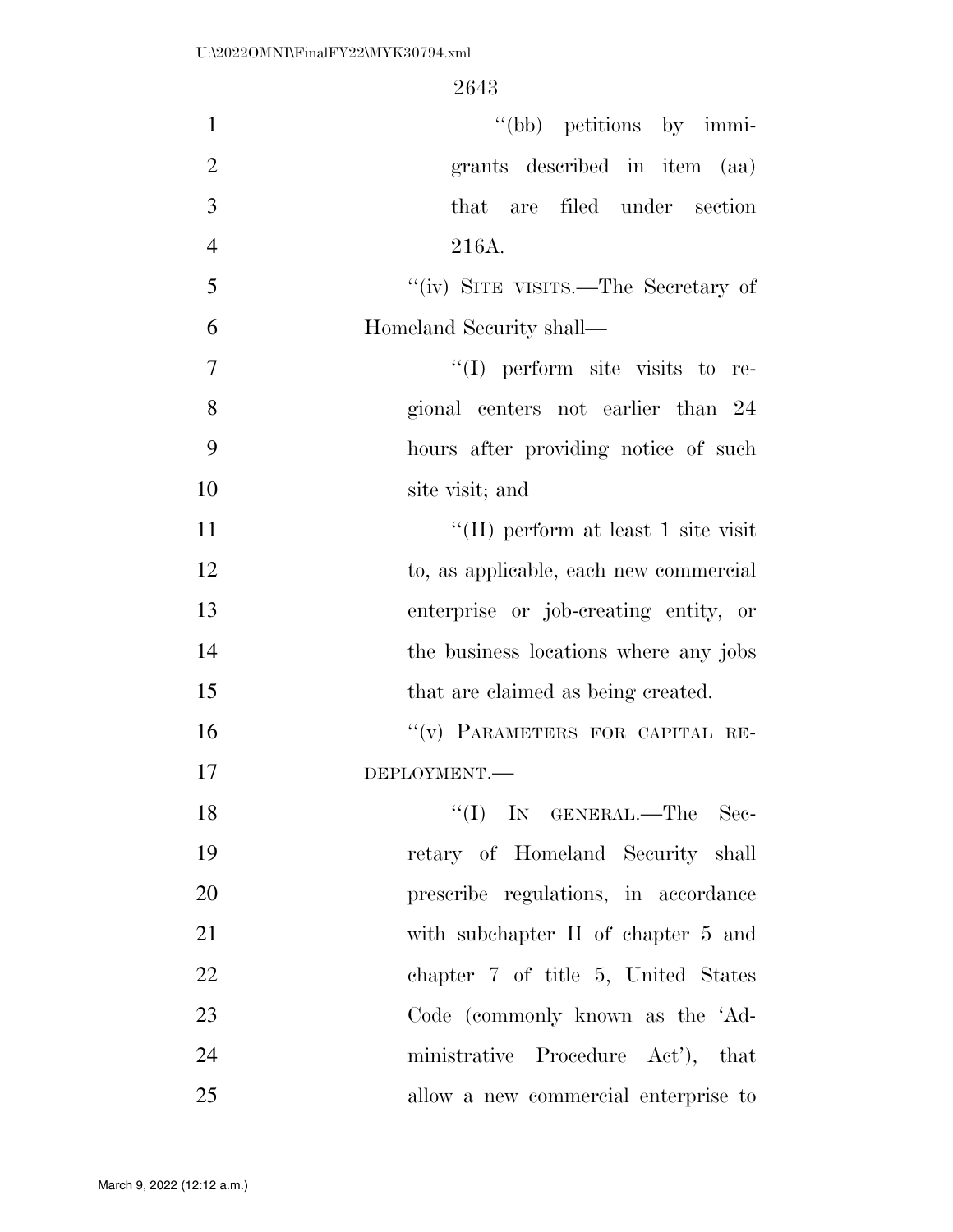"(bb) petitions by immigrants described in item (aa) that are filed under section 216A.

"(iv) SITE VISITS.—The Secretary of Homeland Security shall—

"(I) perform site visits to regional centers not earlier than 24 hours after providing notice of such site visit; and

"(II) perform at least 1 site visit to, as applicable, each new commercial enterprise or job-creating entity, or the business locations where any jobs that are claimed as being created.

"(v) PARAMETERS FOR CAPITAL REDEPLOYMENT.—

"(I) IN GENERAL.—The Secretary of Homeland Security shall prescribe regulations, in accordance with subchapter II of chapter 5 and chapter 7 of title 5, United States Code (commonly known as the 'Administrative Procedure Act'), that allow a new commercial enterprise to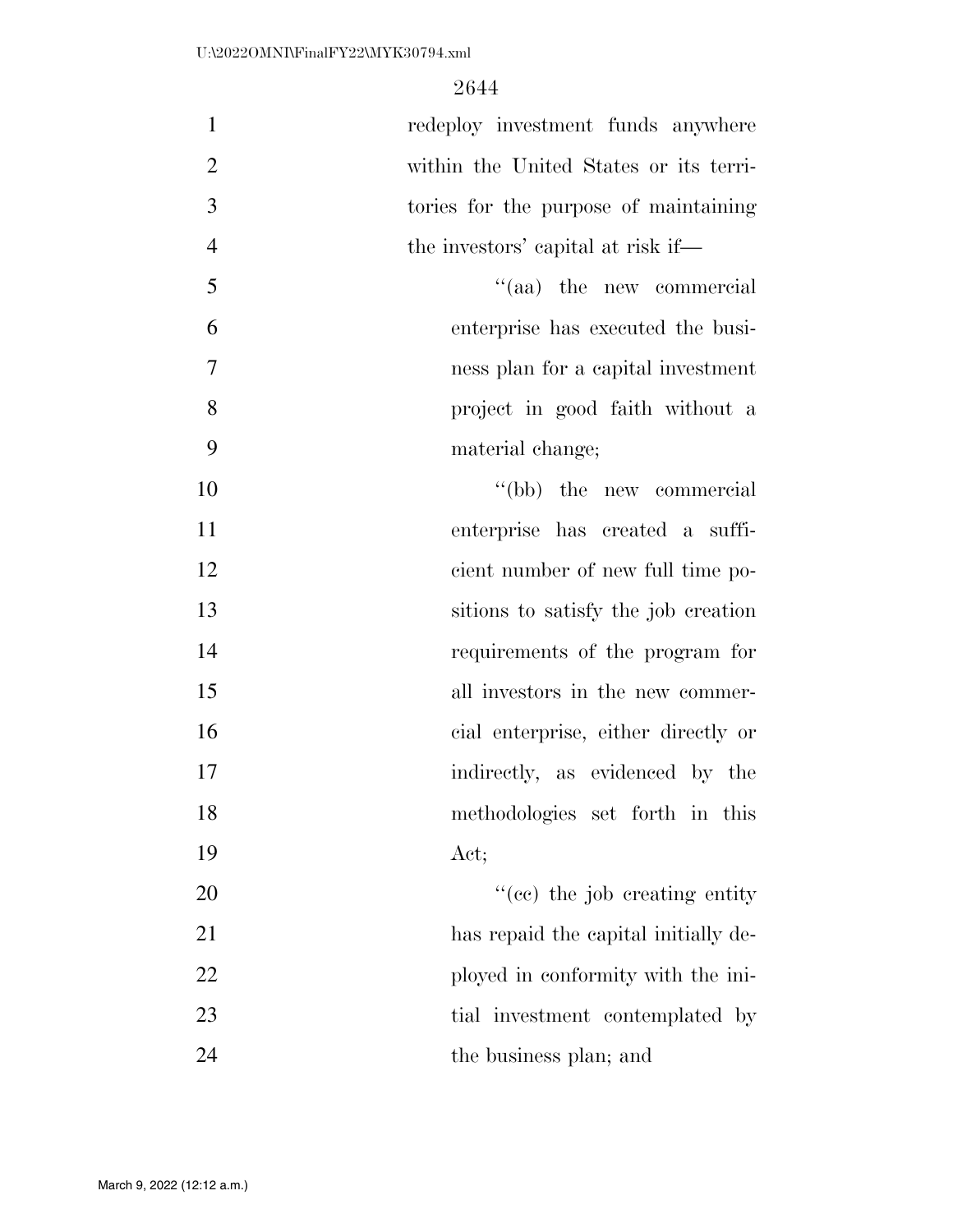redeploy investment funds anywhere within the United States or its territories for the purpose of maintaining the investors' capital at risk if—

''(aa) the new commercial enterprise has executed the business plan for a capital investment project in good faith without a material change;

''(bb) the new commercial enterprise has created a sufficient number of new full time positions to satisfy the job creation requirements of the program for all investors in the new commercial enterprise, either directly or indirectly, as evidenced by the methodologies set forth in this Act;

''(cc) the job creating entity has repaid the capital initially deployed in conformity with the initial investment contemplated by the business plan; and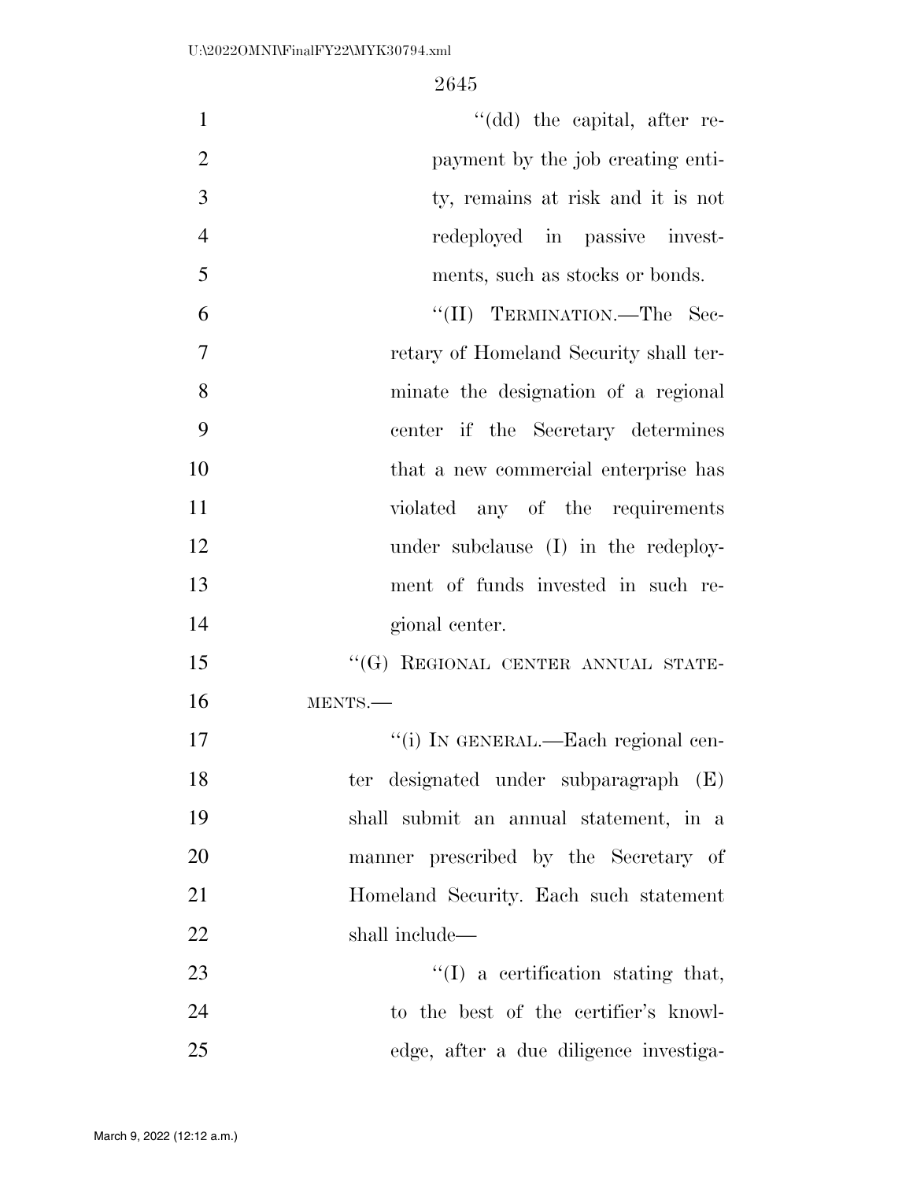"(dd) the capital, after repayment by the job creating entity, remains at risk and it is not redeployed in passive investments, such as stocks or bonds.

"(II) TERMINATION.—The Secretary of Homeland Security shall terminate the designation of a regional center if the Secretary determines that a new commercial enterprise has violated any of the requirements under subclause (I) in the redeployment of funds invested in such regional center.

"(G) REGIONAL CENTER ANNUAL STATEMENTS.—

"(i) IN GENERAL.—Each regional center designated under subparagraph (E) shall submit an annual statement, in a manner prescribed by the Secretary of Homeland Security. Each such statement shall include—

"(I) a certification stating that, to the best of the certifier's knowledge, after a due diligence investiga-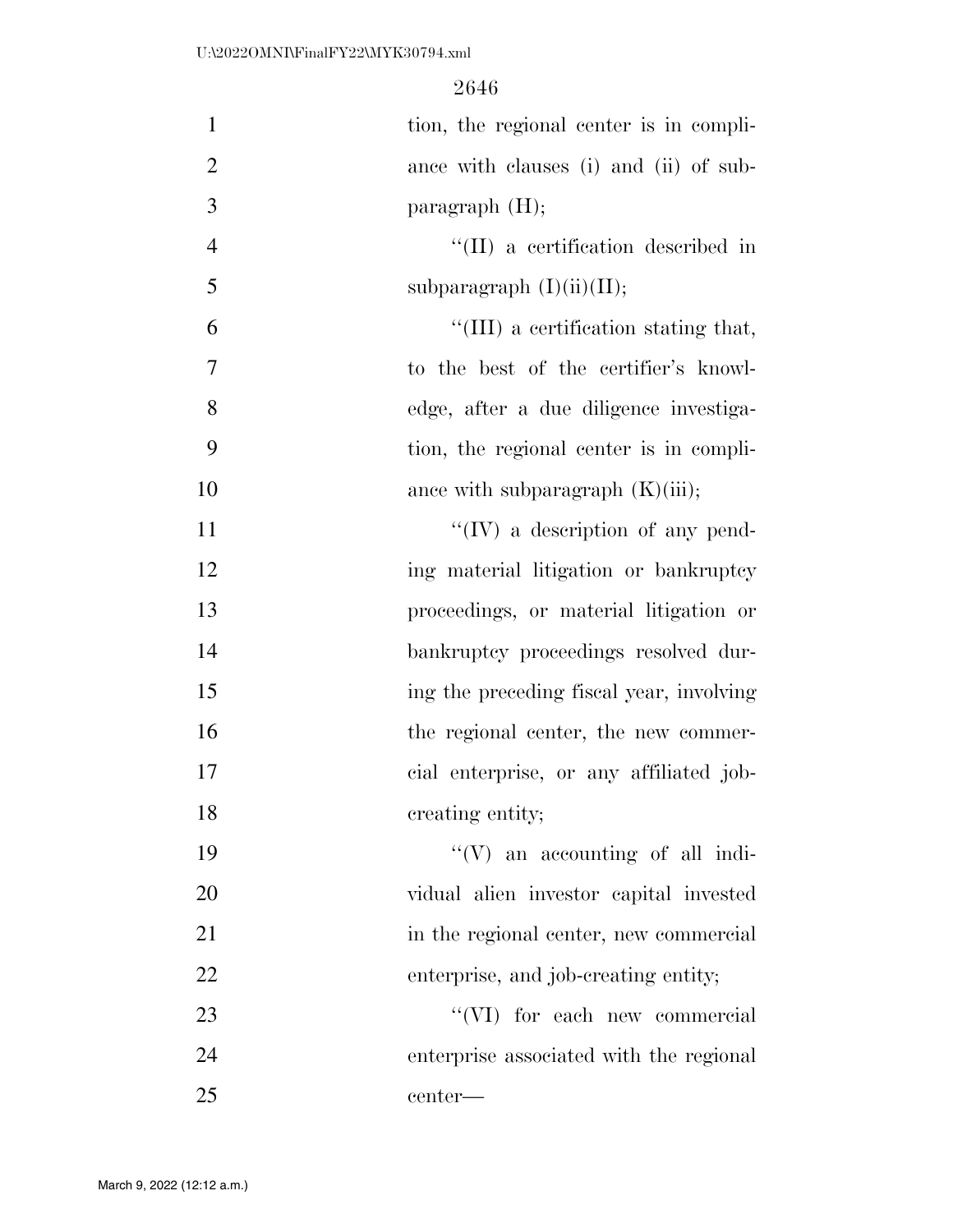tion, the regional center is in compliance with clauses (i) and (ii) of subparagraph (H);

''(II) a certification described in subparagraph (I)(ii)(II);

''(III) a certification stating that, to the best of the certifier's knowledge, after a due diligence investigation, the regional center is in compliance with subparagraph (K)(iii);

''(IV) a description of any pending material litigation or bankruptcy proceedings, or material litigation or bankruptcy proceedings resolved during the preceding fiscal year, involving the regional center, the new commercial enterprise, or any affiliated job-creating entity;

''(V) an accounting of all individual alien investor capital invested in the regional center, new commercial enterprise, and job-creating entity;

''(VI) for each new commercial enterprise associated with the regional center—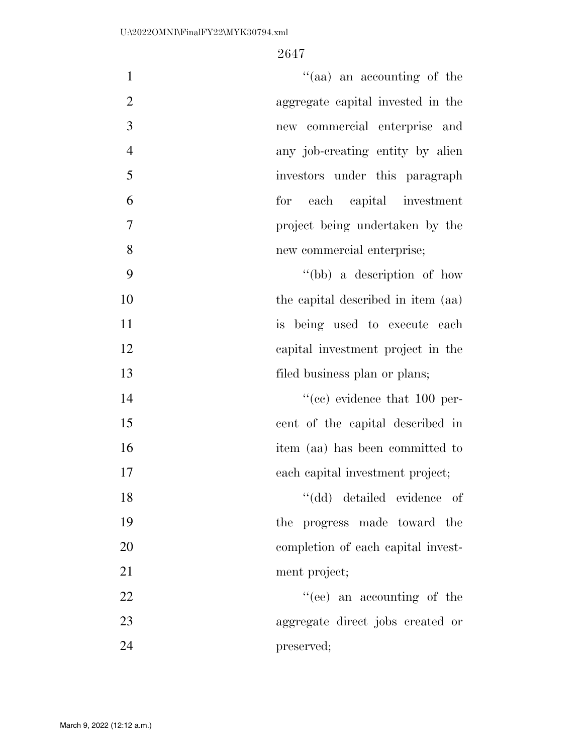''(aa) an accounting of the aggregate capital invested in the new commercial enterprise and any job-creating entity by alien investors under this paragraph for each capital investment project being undertaken by the new commercial enterprise;

''(bb) a description of how the capital described in item (aa) is being used to execute each capital investment project in the filed business plan or plans;

''(cc) evidence that 100 percent of the capital described in item (aa) has been committed to each capital investment project;

''(dd) detailed evidence of the progress made toward the completion of each capital investment project;

''(ee) an accounting of the aggregate direct jobs created or preserved;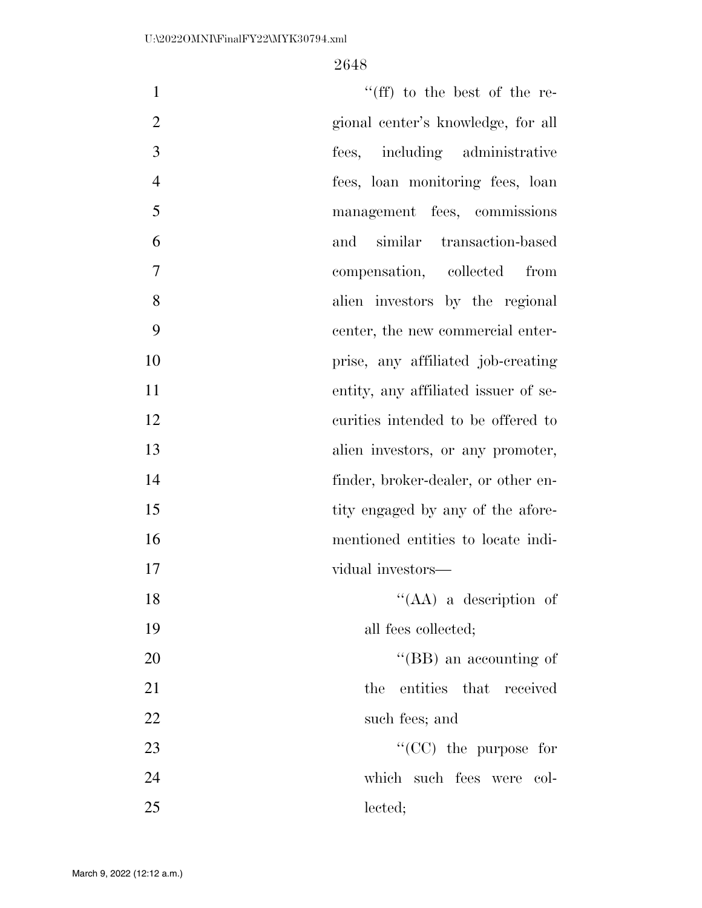"(ff) to the best of the regional center's knowledge, for all fees, including administrative fees, loan monitoring fees, loan management fees, commissions and similar transaction-based compensation, collected from alien investors by the regional center, the new commercial enterprise, any affiliated job-creating entity, any affiliated issuer of securities intended to be offered to alien investors, or any promoter, finder, broker-dealer, or other entity engaged by any of the aforementioned entities to locate individual investors—

"(AA) a description of all fees collected;

"(BB) an accounting of the entities that received such fees; and

"(CC) the purpose for which such fees were collected;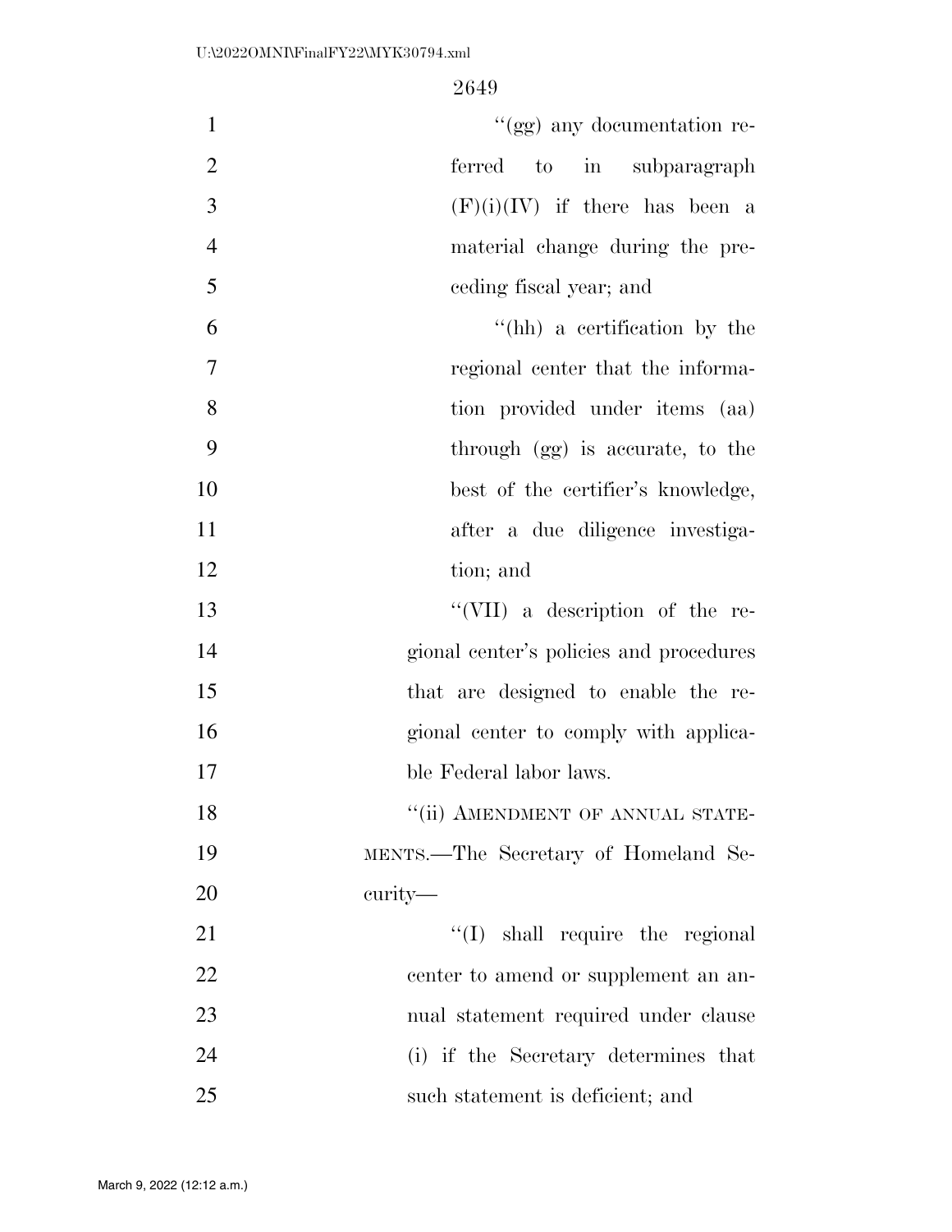''(gg) any documentation referred to in subparagraph (F)(i)(IV) if there has been a material change during the preceding fiscal year; and

''(hh) a certification by the regional center that the information provided under items (aa) through (gg) is accurate, to the best of the certifier's knowledge, after a due diligence investigation; and

''(VII) a description of the regional center's policies and procedures that are designed to enable the regional center to comply with applicable Federal labor laws.

''(ii) AMENDMENT OF ANNUAL STATEMENTS.—The Secretary of Homeland Security—

''(I) shall require the regional center to amend or supplement an annual statement required under clause (i) if the Secretary determines that such statement is deficient; and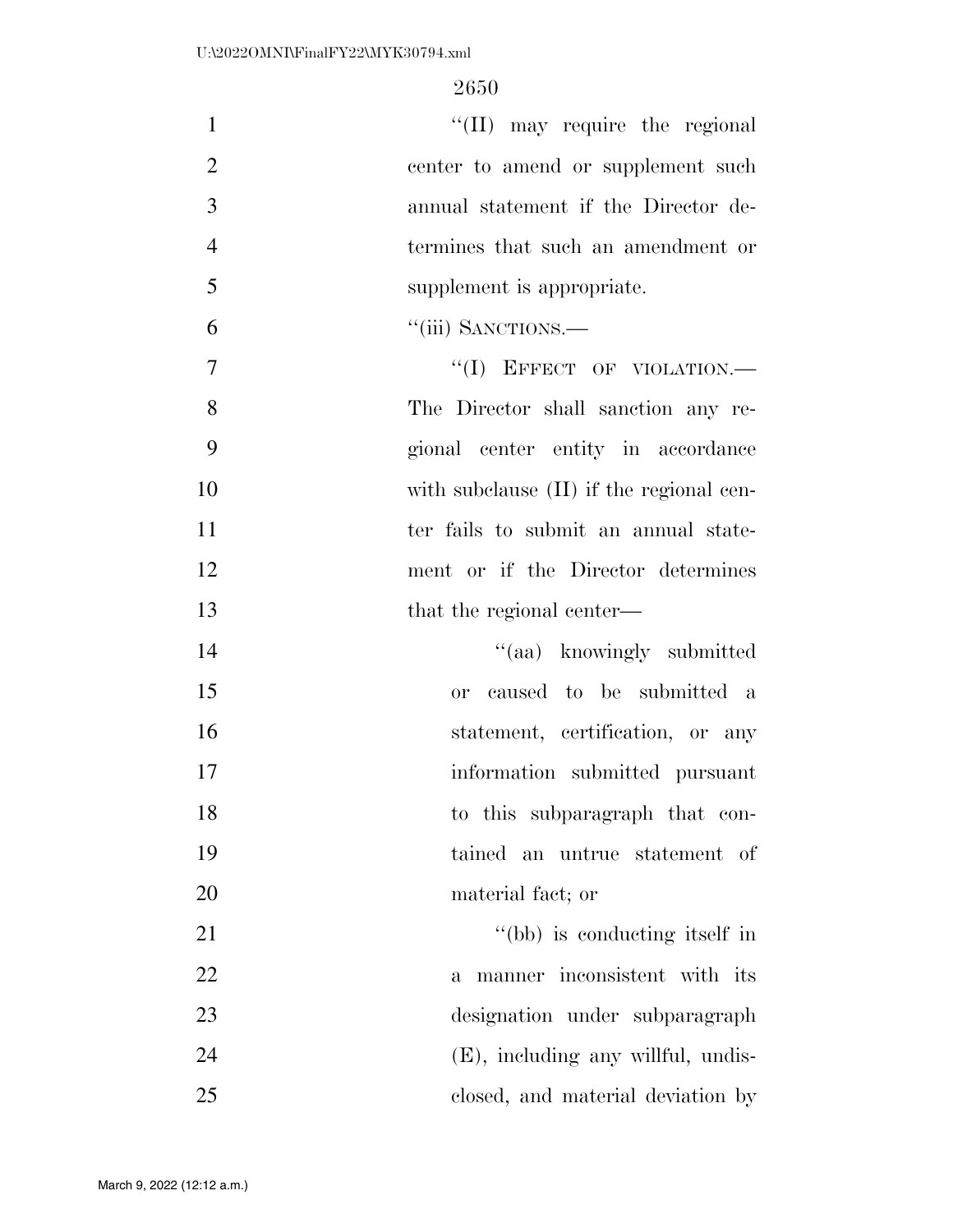''(II) may require the regional center to amend or supplement such annual statement if the Director determines that such an amendment or supplement is appropriate.

''(iii) SANCTIONS.—

''(I) EFFECT OF VIOLATION.— The Director shall sanction any regional center entity in accordance with subclause (II) if the regional center fails to submit an annual statement or if the Director determines that the regional center—

''(aa) knowingly submitted or caused to be submitted a statement, certification, or any information submitted pursuant to this subparagraph that contained an untrue statement of material fact; or

''(bb) is conducting itself in a manner inconsistent with its designation under subparagraph (E), including any willful, undisclosed, and material deviation by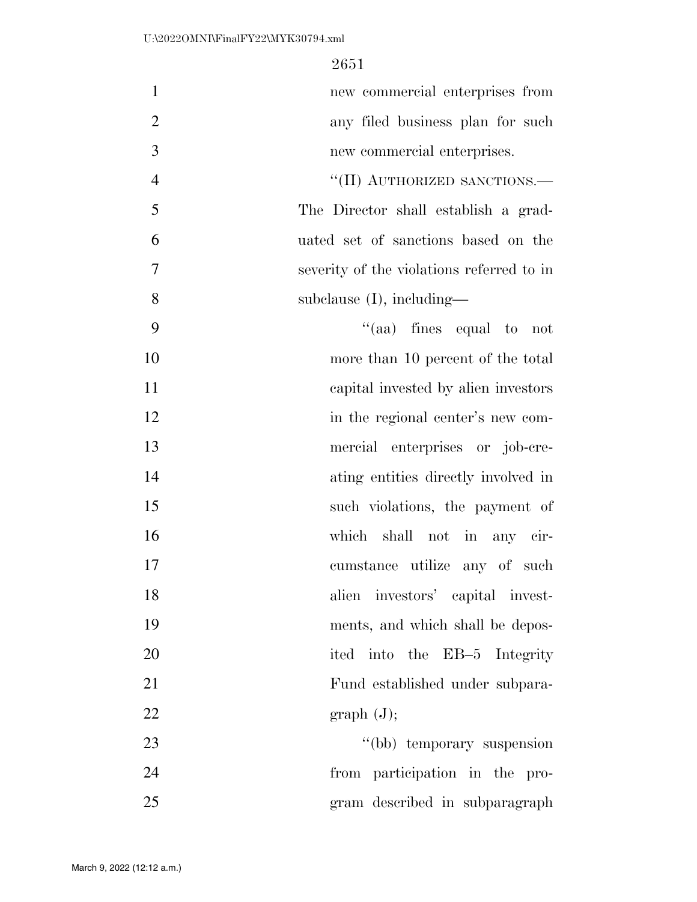new commercial enterprises from any filed business plan for such new commercial enterprises.

"(II) AUTHORIZED SANCTIONS.— The Director shall establish a graduated set of sanctions based on the severity of the violations referred to in subclause (I), including—

"(aa) fines equal to not more than 10 percent of the total capital invested by alien investors in the regional center's new commercial enterprises or job-creating entities directly involved in such violations, the payment of which shall not in any circumstance utilize any of such alien investors' capital investments, and which shall be deposited into the EB–5 Integrity Fund established under subparagraph (J);

"(bb) temporary suspension from participation in the program described in subparagraph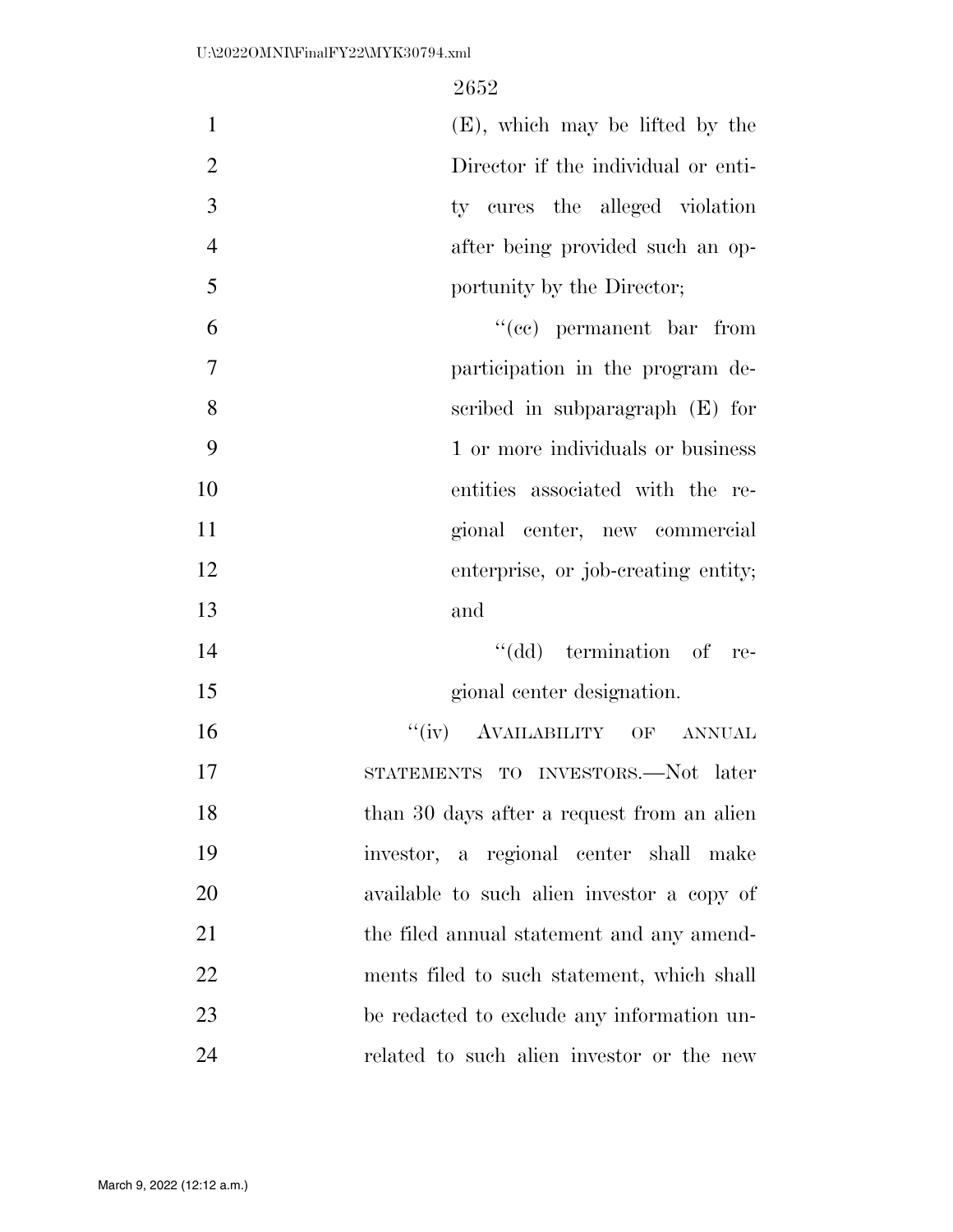(E), which may be lifted by the Director if the individual or entity cures the alleged violation after being provided such an opportunity by the Director;

"(cc) permanent bar from participation in the program described in subparagraph (E) for 1 or more individuals or business entities associated with the regional center, new commercial enterprise, or job-creating entity; and

"(dd) termination of regional center designation.

"(iv) AVAILABILITY OF ANNUAL STATEMENTS TO INVESTORS.—Not later than 30 days after a request from an alien investor, a regional center shall make available to such alien investor a copy of the filed annual statement and any amendments filed to such statement, which shall be redacted to exclude any information unrelated to such alien investor or the new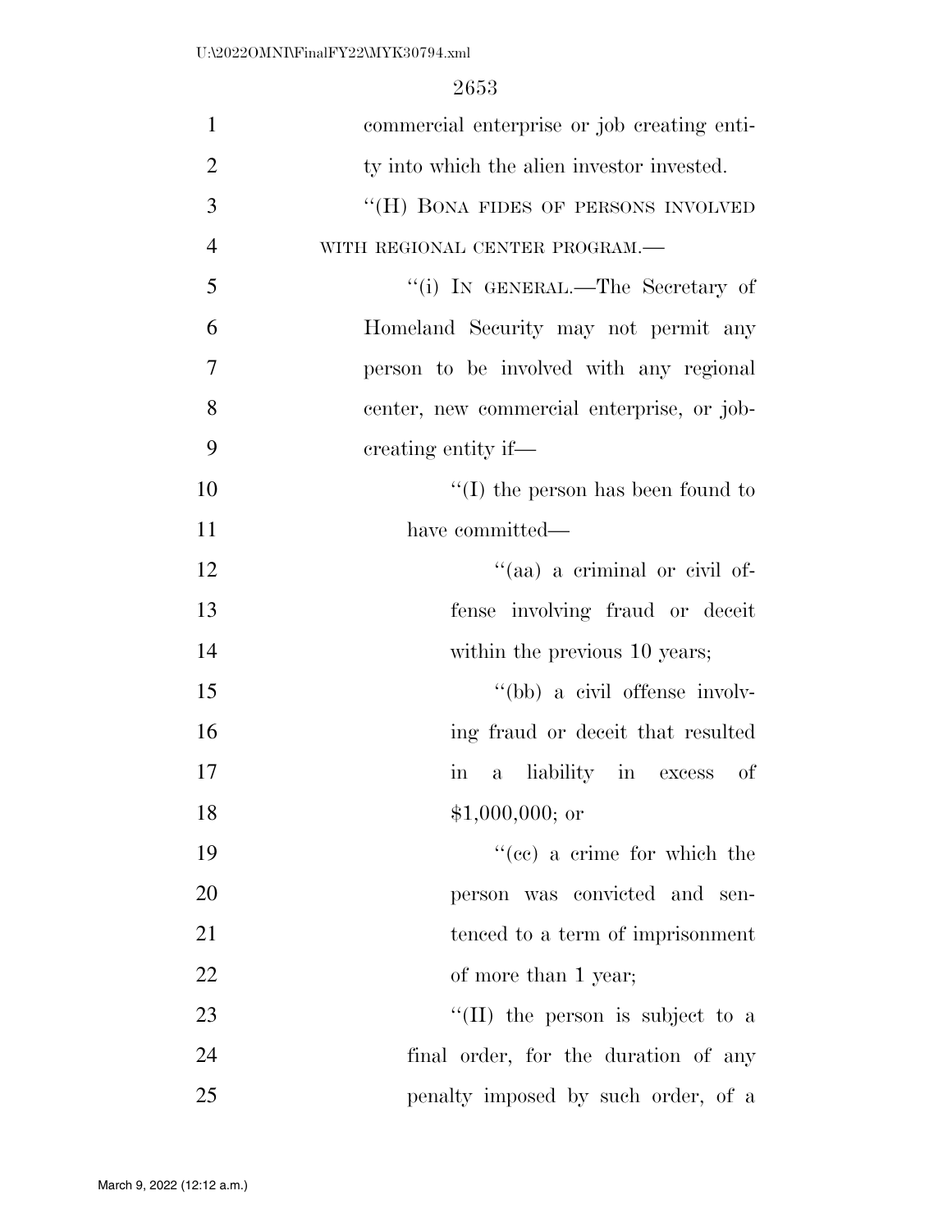commercial enterprise or job creating entity into which the alien investor invested.

"(H) BONA FIDES OF PERSONS INVOLVED WITH REGIONAL CENTER PROGRAM.—

"(i) IN GENERAL.—The Secretary of Homeland Security may not permit any person to be involved with any regional center, new commercial enterprise, or job-creating entity if—

"(I) the person has been found to have committed—

"(aa) a criminal or civil offense involving fraud or deceit within the previous 10 years;

"(bb) a civil offense involving fraud or deceit that resulted in a liability in excess of $1,000,000; or

"(cc) a crime for which the person was convicted and sentenced to a term of imprisonment of more than 1 year;

"(II) the person is subject to a final order, for the duration of any penalty imposed by such order, of a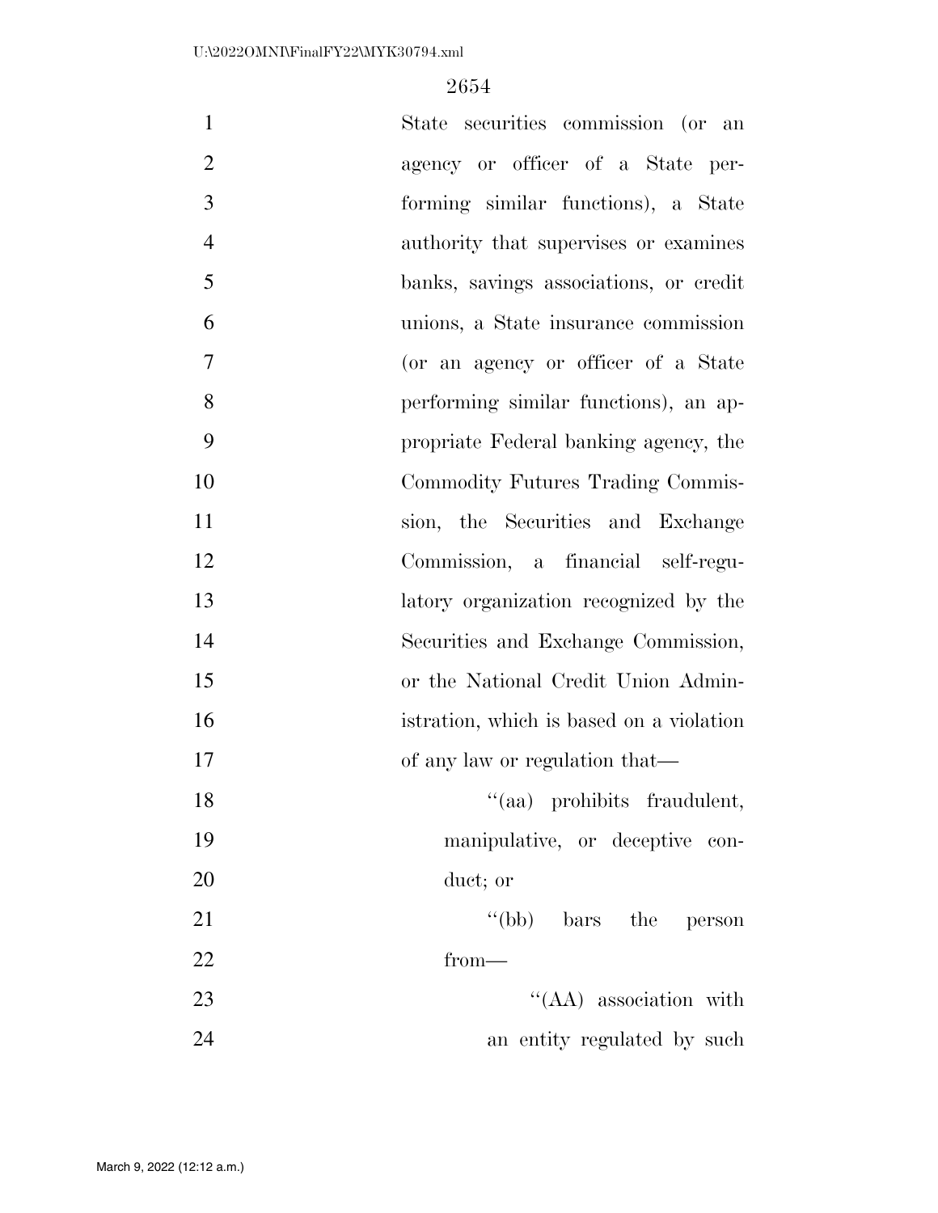State securities commission (or an agency or officer of a State performing similar functions), a State authority that supervises or examines banks, savings associations, or credit unions, a State insurance commission (or an agency or officer of a State performing similar functions), an appropriate Federal banking agency, the Commodity Futures Trading Commission, the Securities and Exchange Commission, a financial self-regulatory organization recognized by the Securities and Exchange Commission, or the National Credit Union Administration, which is based on a violation of any law or regulation that—

"(aa) prohibits fraudulent, manipulative, or deceptive conduct; or

"(bb) bars the person from—

"(AA) association with an entity regulated by such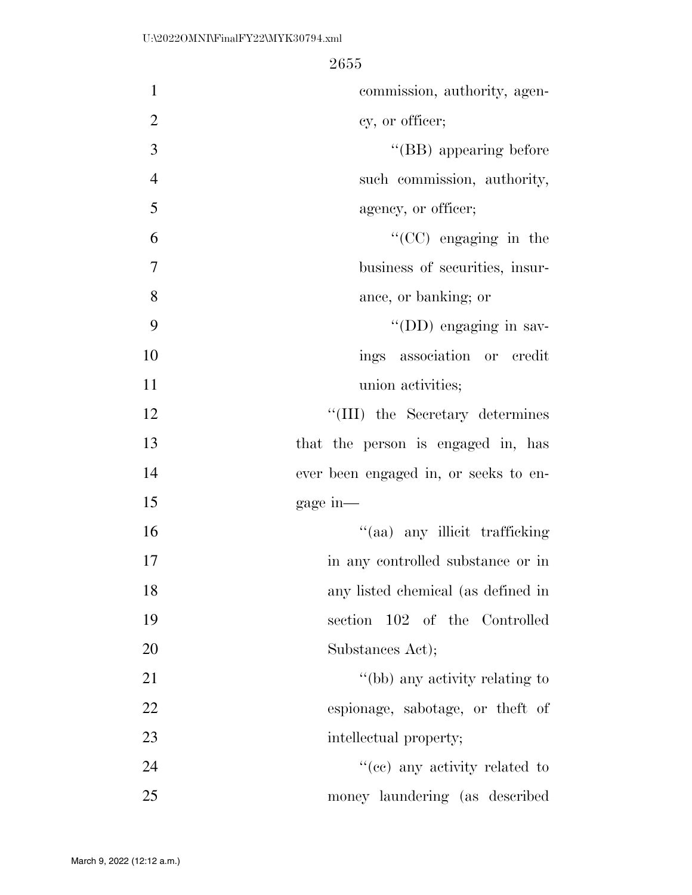commission, authority, agency, or officer;

''(BB) appearing before such commission, authority, agency, or officer;

''(CC) engaging in the business of securities, insurance, or banking; or

''(DD) engaging in savings association or credit union activities;

''(III) the Secretary determines that the person is engaged in, has ever been engaged in, or seeks to engage in—

''(aa) any illicit trafficking in any controlled substance or in any listed chemical (as defined in section 102 of the Controlled Substances Act);

''(bb) any activity relating to espionage, sabotage, or theft of intellectual property;

''(cc) any activity related to money laundering (as described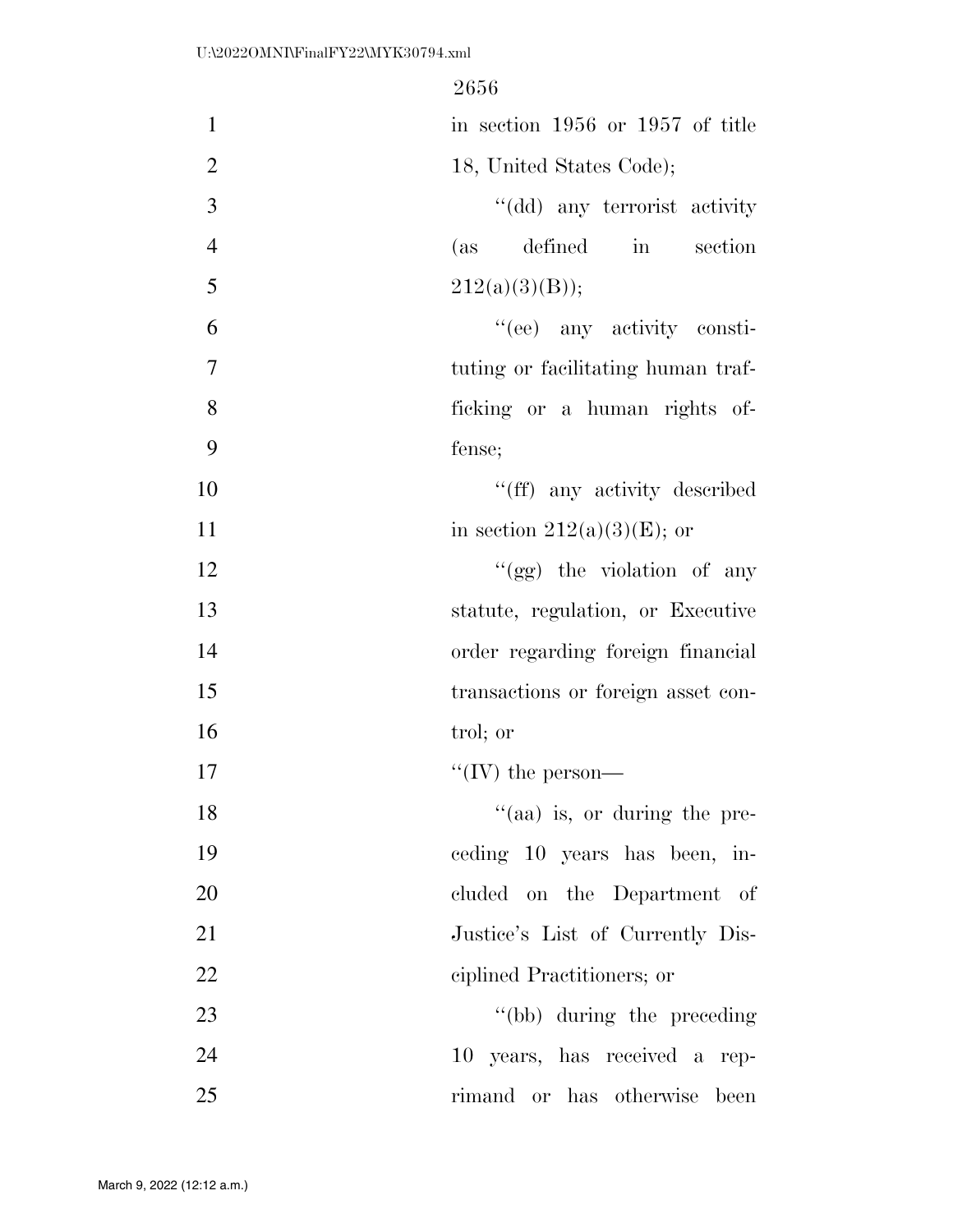in section 1956 or 1957 of title 18, United States Code);

''(dd) any terrorist activity (as defined in section 212(a)(3)(B));

''(ee) any activity constituting or facilitating human trafficking or a human rights offense;

''(ff) any activity described in section 212(a)(3)(E); or

''(gg) the violation of any statute, regulation, or Executive order regarding foreign financial transactions or foreign asset control; or

''(IV) the person—

''(aa) is, or during the preceding 10 years has been, included on the Department of Justice's List of Currently Disciplined Practitioners; or

''(bb) during the preceding 10 years, has received a reprimand or has otherwise been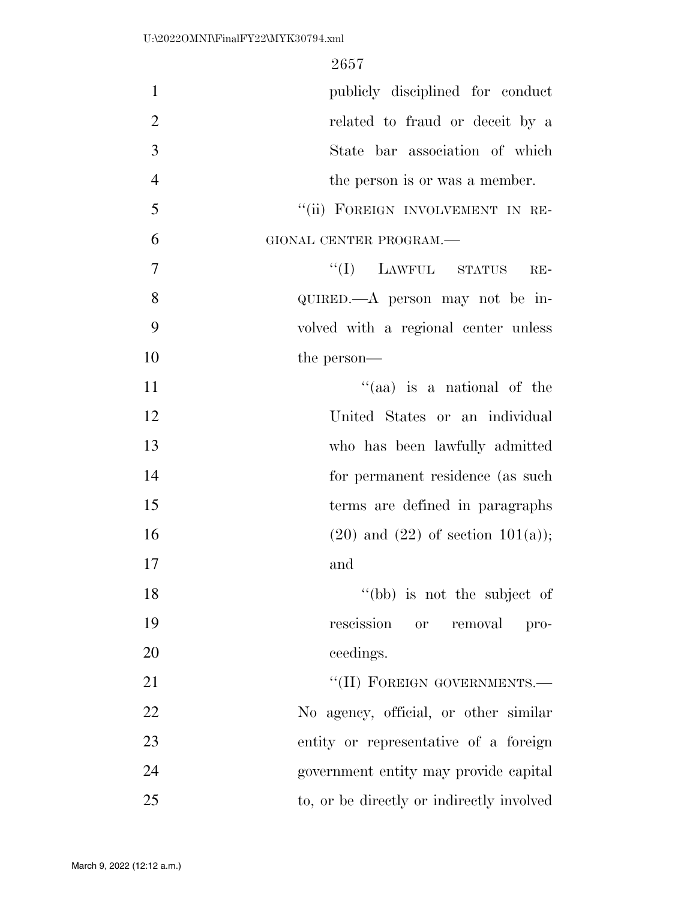publicly disciplined for conduct related to fraud or deceit by a State bar association of which the person is or was a member.

"(ii) FOREIGN INVOLVEMENT IN REGIONAL CENTER PROGRAM.—

"(I) LAWFUL STATUS REQUIRED.—A person may not be involved with a regional center unless the person—

"(aa) is a national of the United States or an individual who has been lawfully admitted for permanent residence (as such terms are defined in paragraphs (20) and (22) of section 101(a)); and

"(bb) is not the subject of rescission or removal proceedings.

"(II) FOREIGN GOVERNMENTS.— No agency, official, or other similar entity or representative of a foreign government entity may provide capital to, or be directly or indirectly involved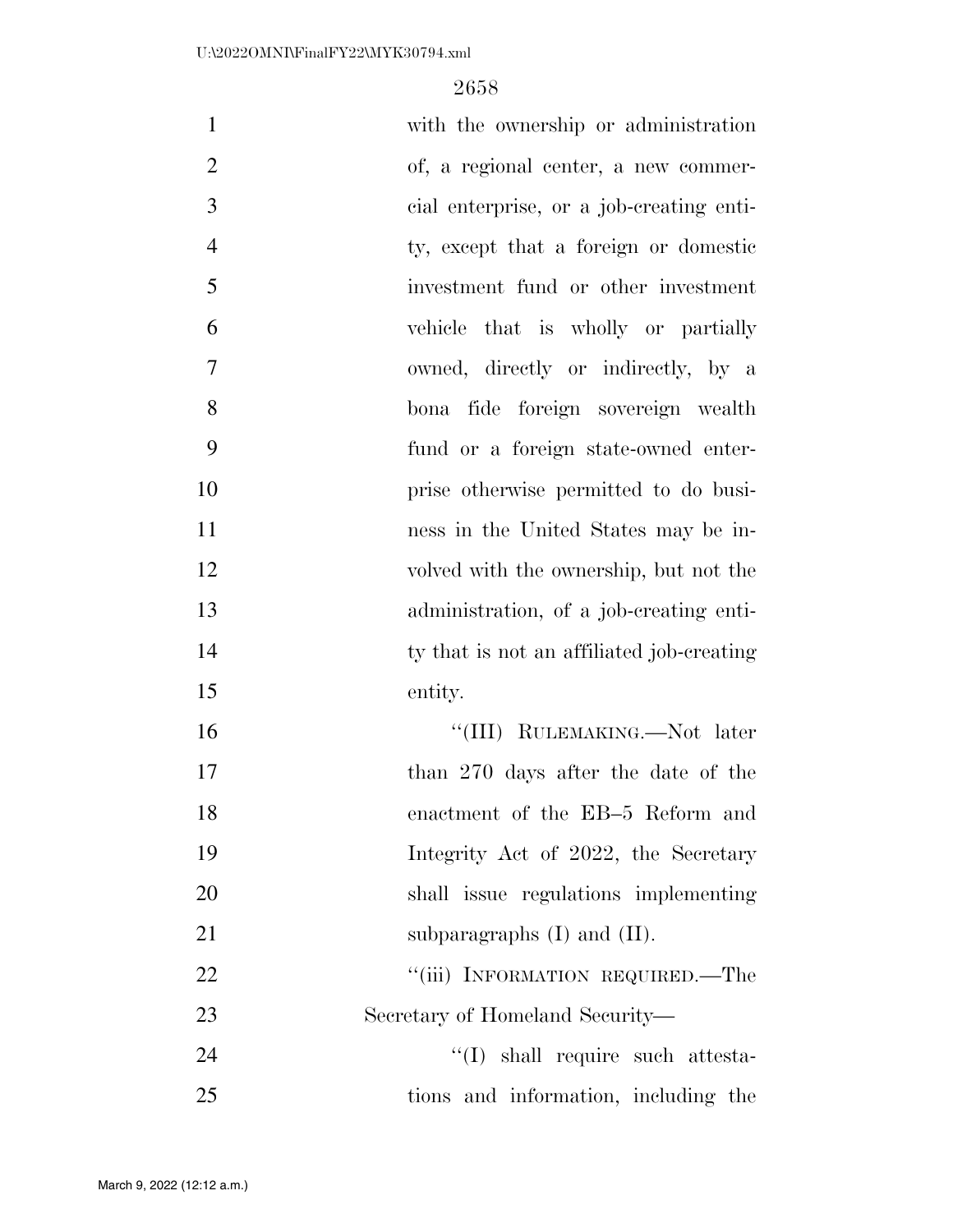with the ownership or administration of, a regional center, a new commercial enterprise, or a job-creating entity, except that a foreign or domestic investment fund or other investment vehicle that is wholly or partially owned, directly or indirectly, by a bona fide foreign sovereign wealth fund or a foreign state-owned enterprise otherwise permitted to do business in the United States may be involved with the ownership, but not the administration, of a job-creating entity that is not an affiliated job-creating entity.

''(III) RULEMAKING.—Not later than 270 days after the date of the enactment of the EB–5 Reform and Integrity Act of 2022, the Secretary shall issue regulations implementing subparagraphs (I) and (II).

''(iii) INFORMATION REQUIRED.—The Secretary of Homeland Security—

''(I) shall require such attestations and information, including the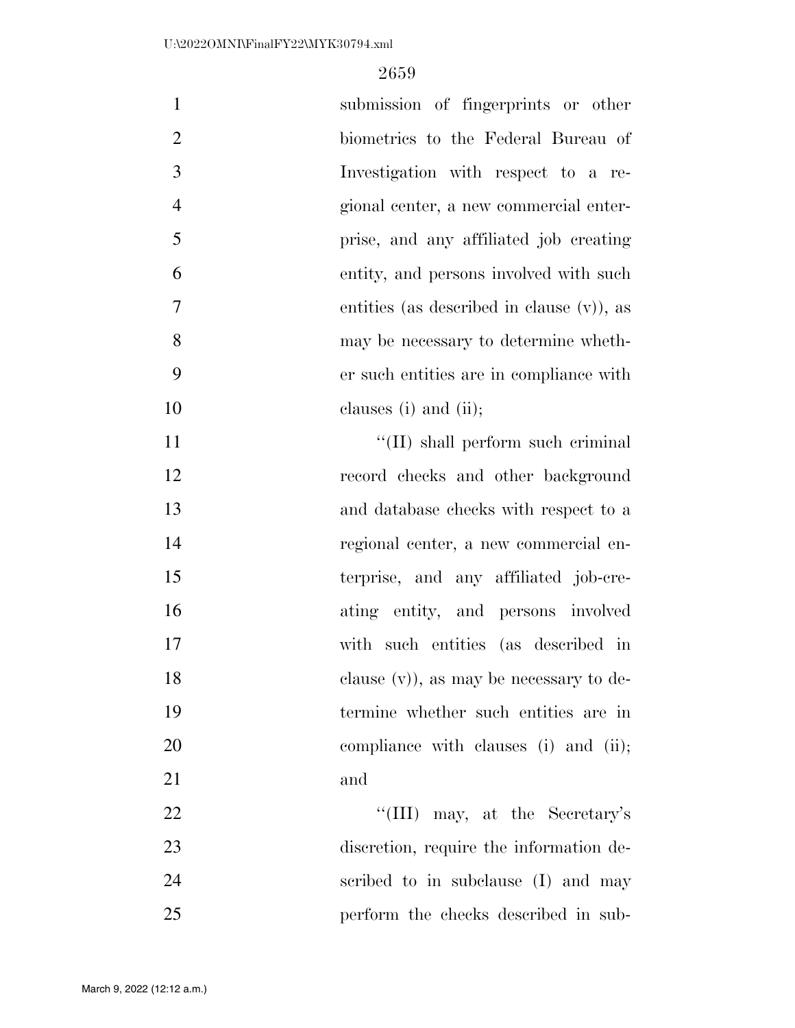submission of fingerprints or other biometrics to the Federal Bureau of Investigation with respect to a regional center, a new commercial enterprise, and any affiliated job creating entity, and persons involved with such entities (as described in clause (v)), as may be necessary to determine whether such entities are in compliance with clauses (i) and (ii);

''(II) shall perform such criminal record checks and other background and database checks with respect to a regional center, a new commercial enterprise, and any affiliated job-creating entity, and persons involved with such entities (as described in clause (v)), as may be necessary to determine whether such entities are in compliance with clauses (i) and (ii); and

''(III) may, at the Secretary's discretion, require the information described to in subclause (I) and may perform the checks described in sub-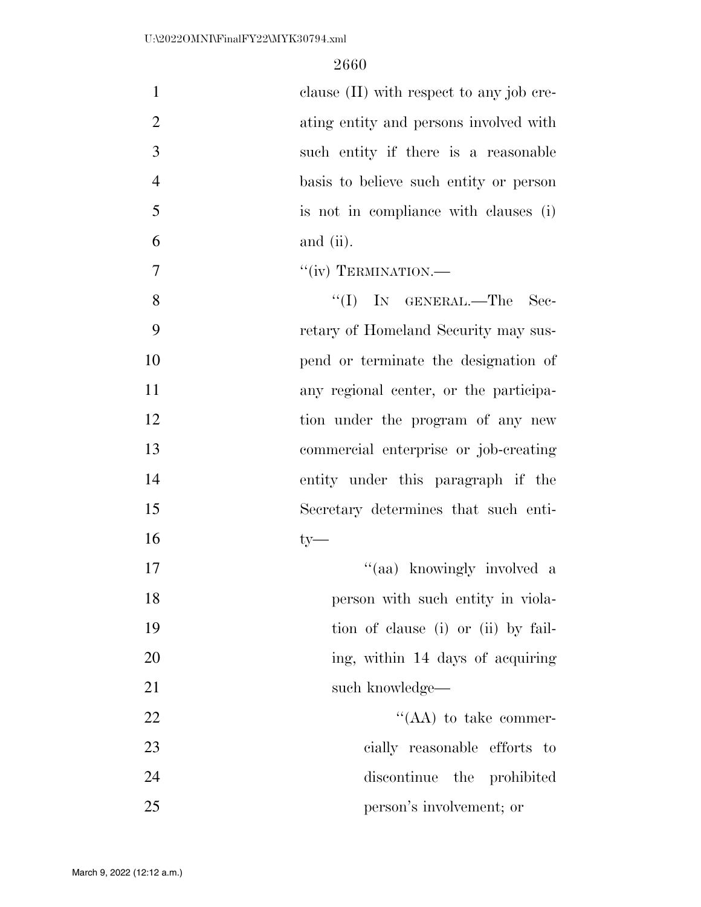clause (II) with respect to any job creating entity and persons involved with such entity if there is a reasonable basis to believe such entity or person is not in compliance with clauses (i) and (ii).

"(iv) TERMINATION.—

"(I) IN GENERAL.—The Secretary of Homeland Security may suspend or terminate the designation of any regional center, or the participation under the program of any new commercial enterprise or job-creating entity under this paragraph if the Secretary determines that such entity—

"(aa) knowingly involved a person with such entity in violation of clause (i) or (ii) by failing, within 14 days of acquiring such knowledge—

"(AA) to take commercially reasonable efforts to discontinue the prohibited person's involvement; or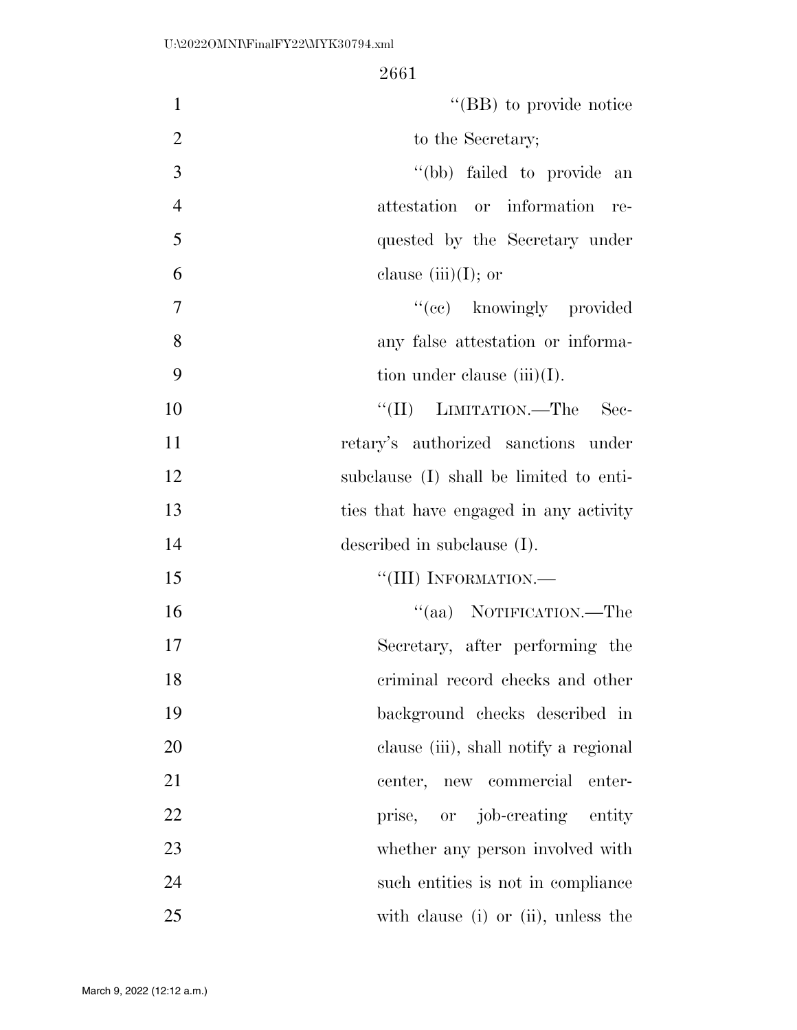"(BB) to provide notice to the Secretary;

"(bb) failed to provide an attestation or information requested by the Secretary under clause (iii)(I); or

"(cc) knowingly provided any false attestation or information under clause (iii)(I).

"(II) LIMITATION.—The Secretary's authorized sanctions under subclause (I) shall be limited to entities that have engaged in any activity described in subclause (I).

"(III) INFORMATION.—

"(aa) NOTIFICATION.—The Secretary, after performing the criminal record checks and other background checks described in clause (iii), shall notify a regional center, new commercial enterprise, or job-creating entity whether any person involved with such entities is not in compliance with clause (i) or (ii), unless the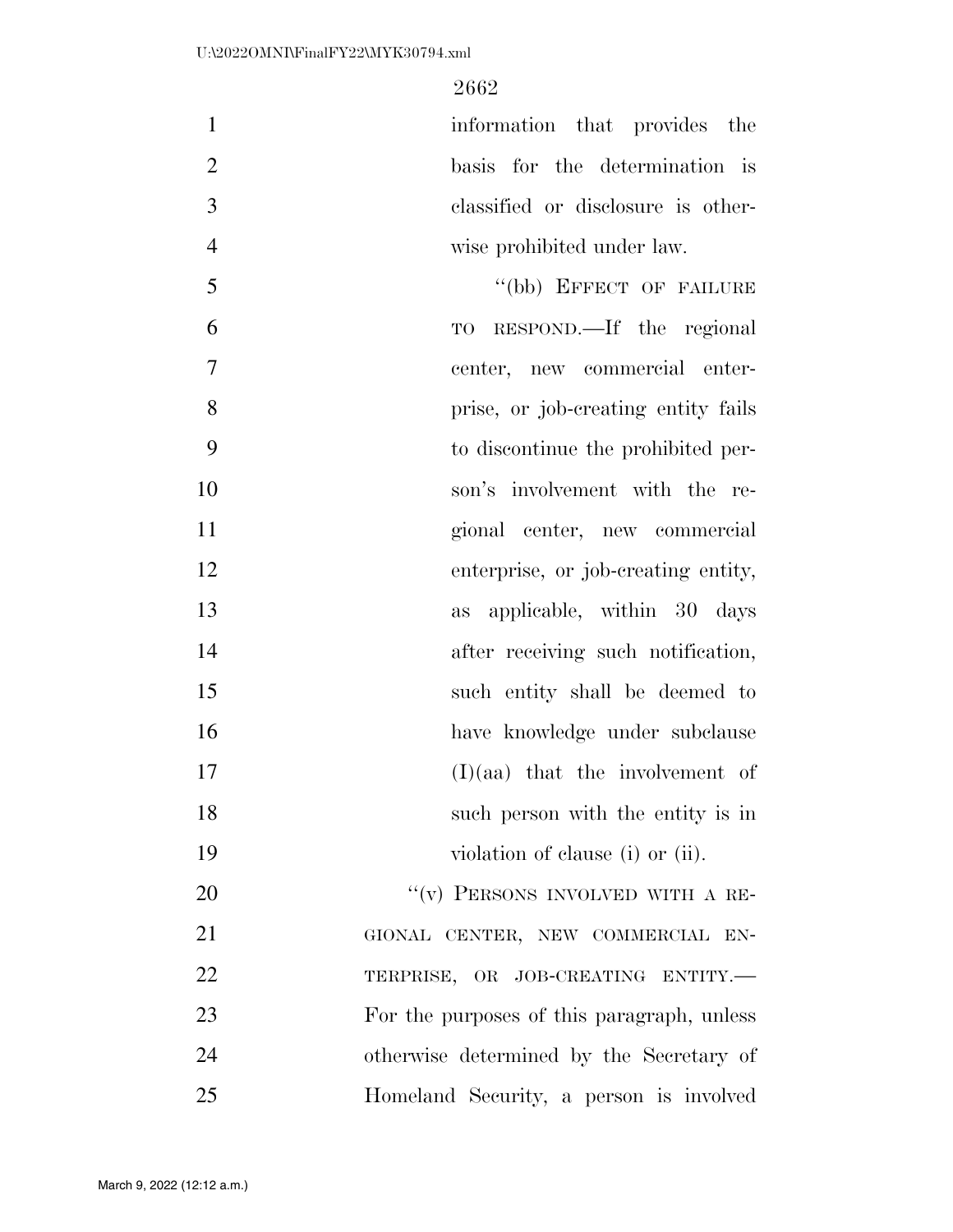information that provides the basis for the determination is classified or disclosure is otherwise prohibited under law.

"(bb) EFFECT OF FAILURE TO RESPOND.—If the regional center, new commercial enterprise, or job-creating entity fails to discontinue the prohibited person's involvement with the regional center, new commercial enterprise, or job-creating entity, as applicable, within 30 days after receiving such notification, such entity shall be deemed to have knowledge under subclause (I)(aa) that the involvement of such person with the entity is in violation of clause (i) or (ii).

"(v) PERSONS INVOLVED WITH A REGIONAL CENTER, NEW COMMERCIAL ENTERPRISE, OR JOB-CREATING ENTITY.—For the purposes of this paragraph, unless otherwise determined by the Secretary of Homeland Security, a person is involved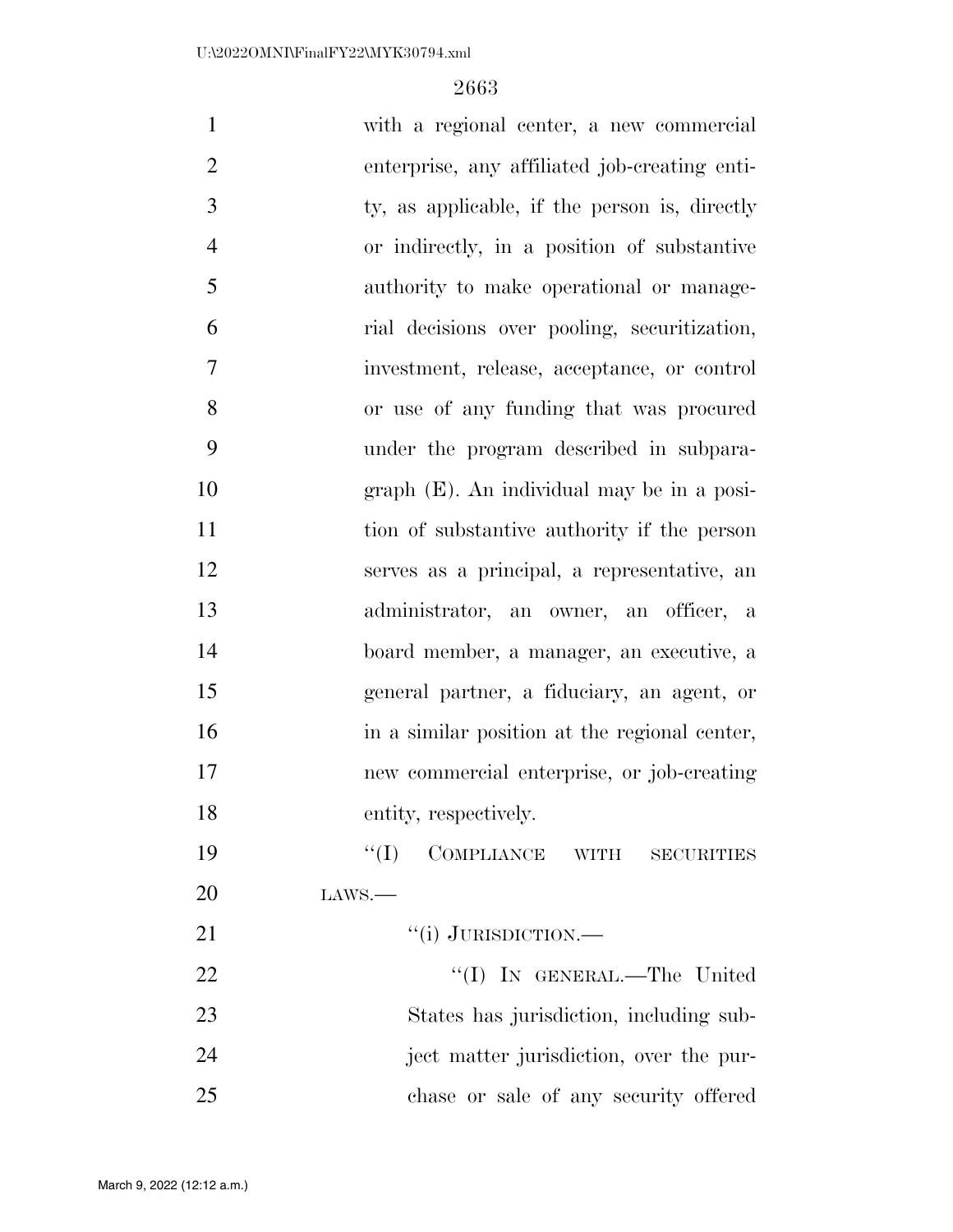with a regional center, a new commercial enterprise, any affiliated job-creating entity, as applicable, if the person is, directly or indirectly, in a position of substantive authority to make operational or managerial decisions over pooling, securitization, investment, release, acceptance, or control or use of any funding that was procured under the program described in subparagraph (E). An individual may be in a position of substantive authority if the person serves as a principal, a representative, an administrator, an owner, an officer, a board member, a manager, an executive, a general partner, a fiduciary, an agent, or in a similar position at the regional center, new commercial enterprise, or job-creating entity, respectively.

"(I) COMPLIANCE WITH SECURITIES LAWS.—

"(i) JURISDICTION.—

"(I) IN GENERAL.—The United States has jurisdiction, including subject matter jurisdiction, over the purchase or sale of any security offered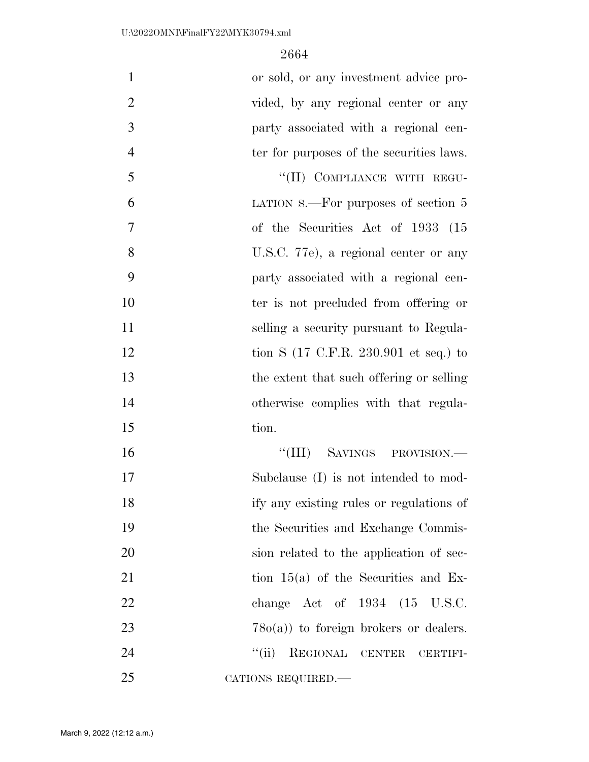or sold, or any investment advice provided, by any regional center or any party associated with a regional center for purposes of the securities laws.

"(II) COMPLIANCE WITH REGULATION S.—For purposes of section 5 of the Securities Act of 1933 (15 U.S.C. 77e), a regional center or any party associated with a regional center is not precluded from offering or selling a security pursuant to Regulation S (17 C.F.R. 230.901 et seq.) to the extent that such offering or selling otherwise complies with that regulation.

"(III) SAVINGS PROVISION.—Subclause (I) is not intended to modify any existing rules or regulations of the Securities and Exchange Commission related to the application of section 15(a) of the Securities and Exchange Act of 1934 (15 U.S.C. 78o(a)) to foreign brokers or dealers.

"(ii) REGIONAL CENTER CERTIFICATIONS REQUIRED.—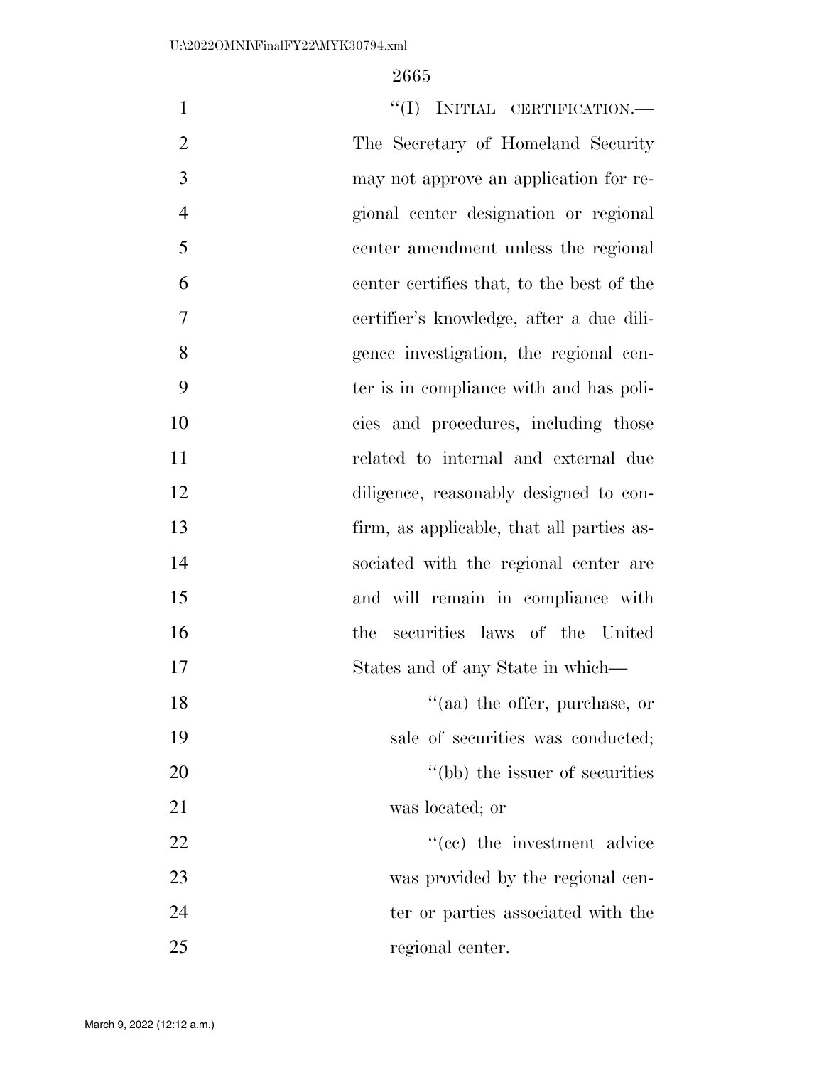"(I) INITIAL CERTIFICATION.— The Secretary of Homeland Security may not approve an application for regional center designation or regional center amendment unless the regional center certifies that, to the best of the certifier's knowledge, after a due diligence investigation, the regional center is in compliance with and has policies and procedures, including those related to internal and external due diligence, reasonably designed to confirm, as applicable, that all parties associated with the regional center are and will remain in compliance with the securities laws of the United States and of any State in which—

"(aa) the offer, purchase, or sale of securities was conducted;

"(bb) the issuer of securities was located; or

"(cc) the investment advice was provided by the regional center or parties associated with the regional center.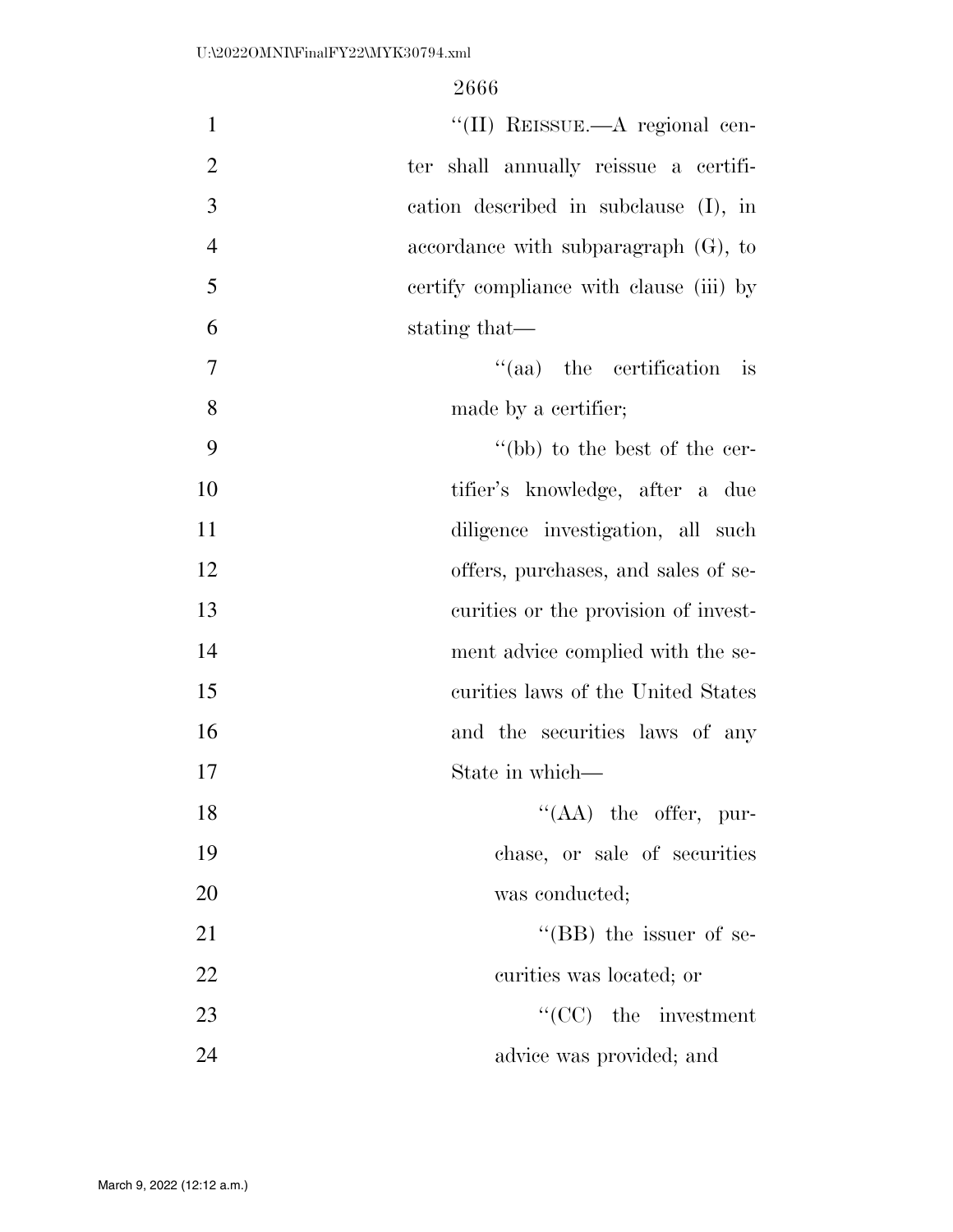''(II) REISSUE.—A regional center shall annually reissue a certification described in subclause (I), in accordance with subparagraph (G), to certify compliance with clause (iii) by stating that—

''(aa) the certification is made by a certifier;

''(bb) to the best of the certifier's knowledge, after a due diligence investigation, all such offers, purchases, and sales of securities or the provision of investment advice complied with the securities laws of the United States and the securities laws of any State in which—

''(AA) the offer, purchase, or sale of securities was conducted;

''(BB) the issuer of securities was located; or

''(CC) the investment advice was provided; and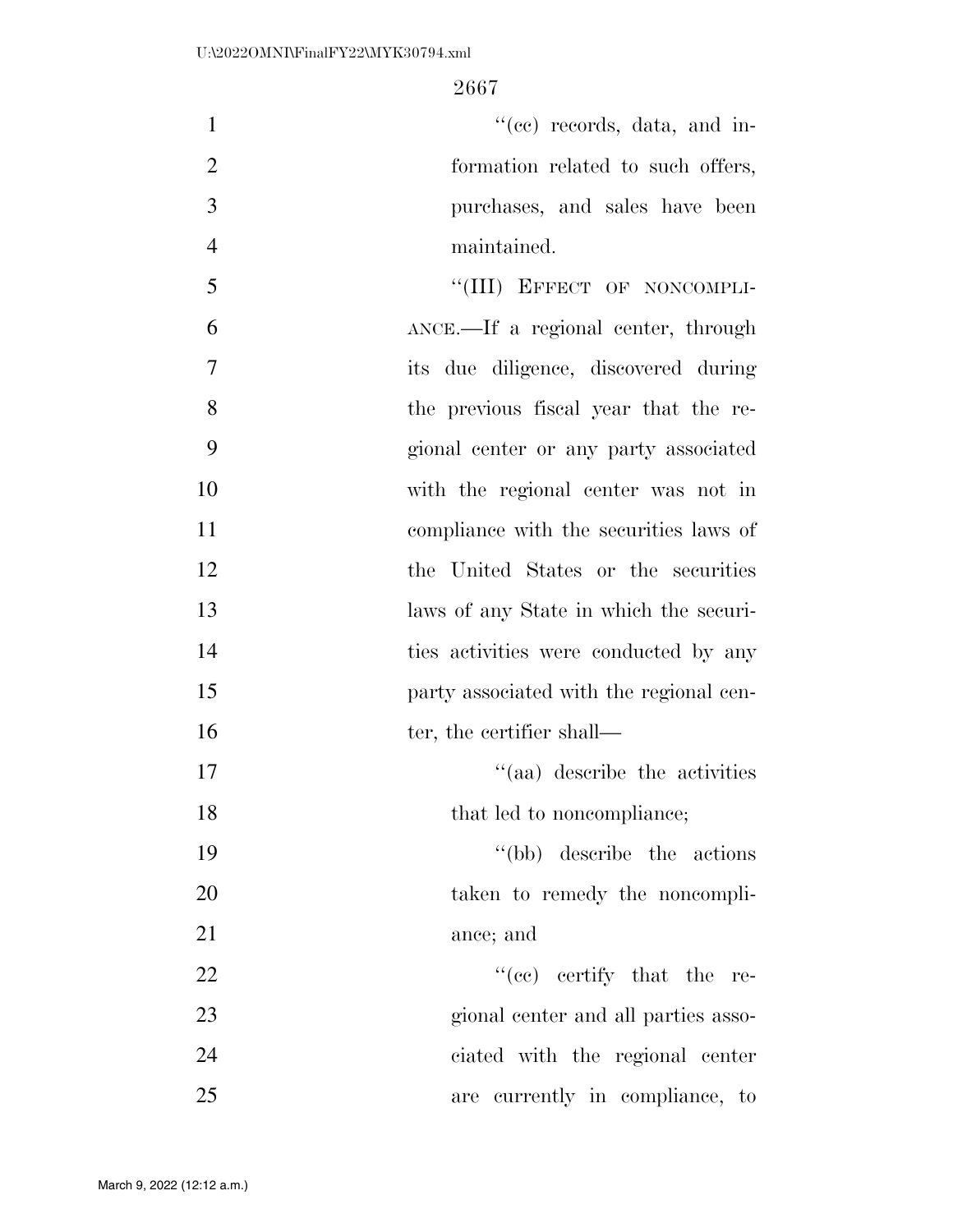''(cc) records, data, and information related to such offers, purchases, and sales have been maintained.

''(III) EFFECT OF NONCOMPLIANCE.—If a regional center, through its due diligence, discovered during the previous fiscal year that the regional center or any party associated with the regional center was not in compliance with the securities laws of the United States or the securities laws of any State in which the securities activities were conducted by any party associated with the regional center, the certifier shall—

''(aa) describe the activities that led to noncompliance;

''(bb) describe the actions taken to remedy the noncompliance; and

''(cc) certify that the regional center and all parties associated with the regional center are currently in compliance, to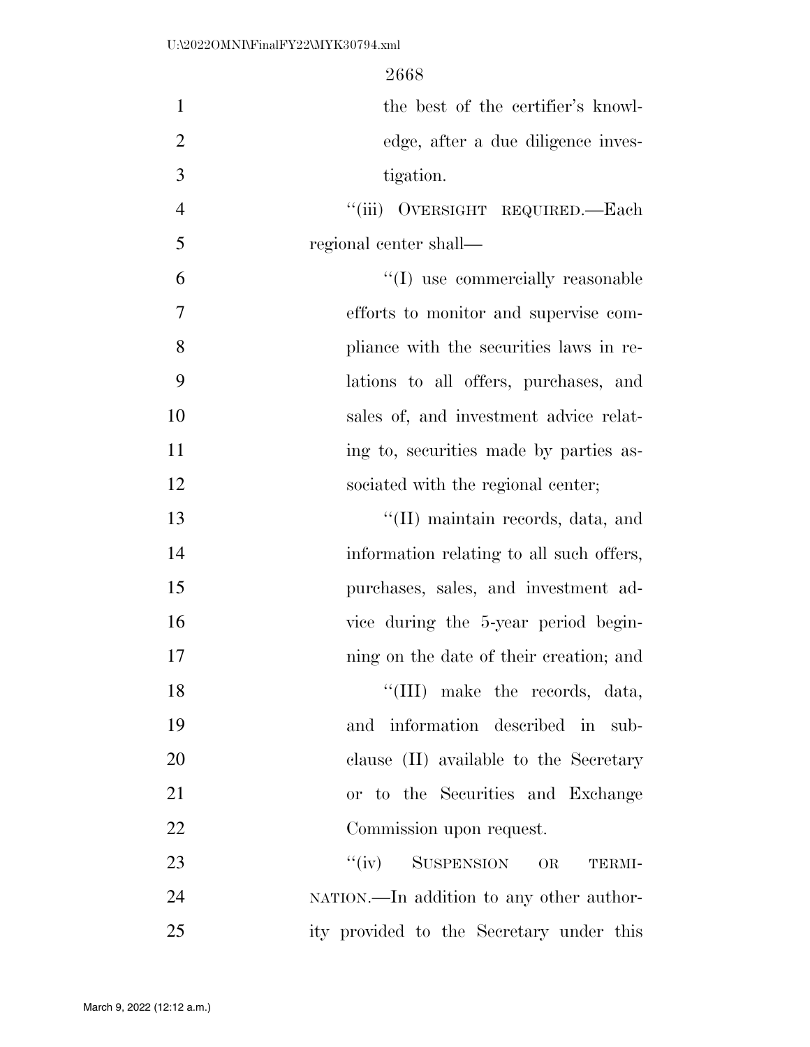the best of the certifier's knowledge, after a due diligence investigation.

''(iii) OVERSIGHT REQUIRED.—Each regional center shall—

''(I) use commercially reasonable efforts to monitor and supervise compliance with the securities laws in relations to all offers, purchases, and sales of, and investment advice relating to, securities made by parties associated with the regional center;

''(II) maintain records, data, and information relating to all such offers, purchases, sales, and investment advice during the 5-year period beginning on the date of their creation; and

''(III) make the records, data, and information described in subclause (II) available to the Secretary or to the Securities and Exchange Commission upon request.

''(iv) SUSPENSION OR TERMINATION.—In addition to any other authority provided to the Secretary under this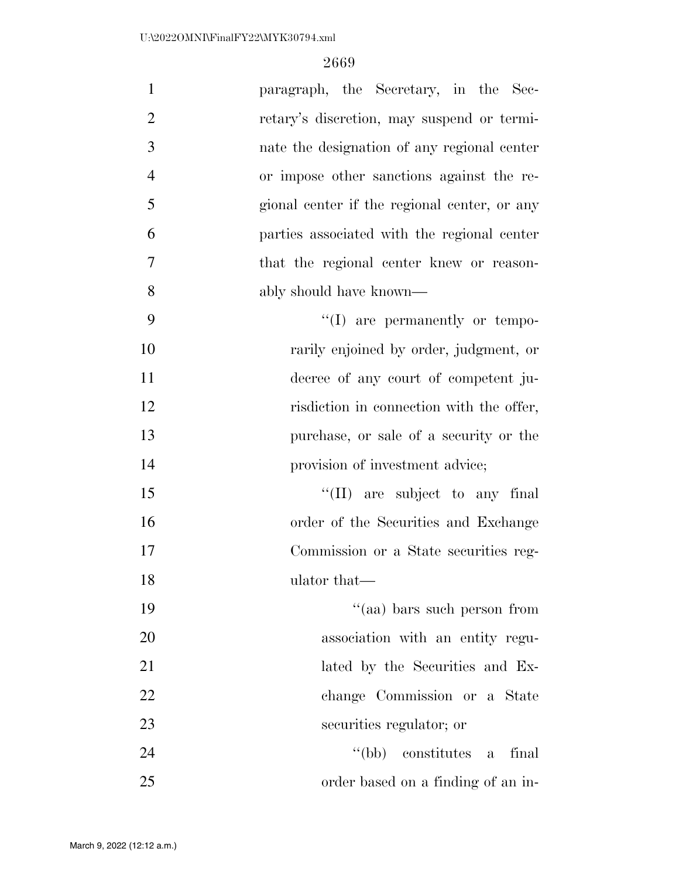paragraph, the Secretary, in the Secretary's discretion, may suspend or terminate the designation of any regional center or impose other sanctions against the regional center if the regional center, or any parties associated with the regional center that the regional center knew or reasonably should have known—

"(I) are permanently or temporarily enjoined by order, judgment, or decree of any court of competent jurisdiction in connection with the offer, purchase, or sale of a security or the provision of investment advice;

"(II) are subject to any final order of the Securities and Exchange Commission or a State securities regulator that—

"(aa) bars such person from association with an entity regulated by the Securities and Exchange Commission or a State securities regulator; or

"(bb) constitutes a final order based on a finding of an in-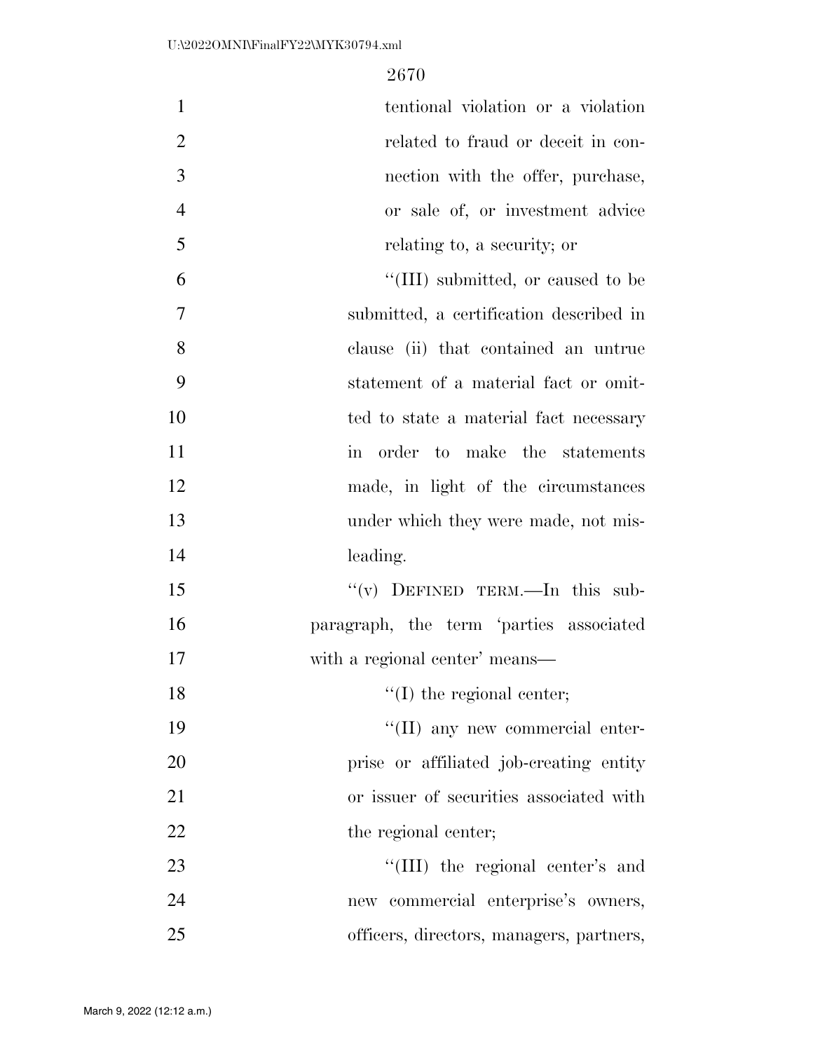tentional violation or a violation related to fraud or deceit in connection with the offer, purchase, or sale of, or investment advice relating to, a security; or

''(III) submitted, or caused to be submitted, a certification described in clause (ii) that contained an untrue statement of a material fact or omitted to state a material fact necessary in order to make the statements made, in light of the circumstances under which they were made, not misleading.

''(v) DEFINED TERM.—In this subparagraph, the term 'parties associated with a regional center' means—

''(I) the regional center;

''(II) any new commercial enterprise or affiliated job-creating entity or issuer of securities associated with the regional center;

''(III) the regional center's and new commercial enterprise's owners, officers, directors, managers, partners,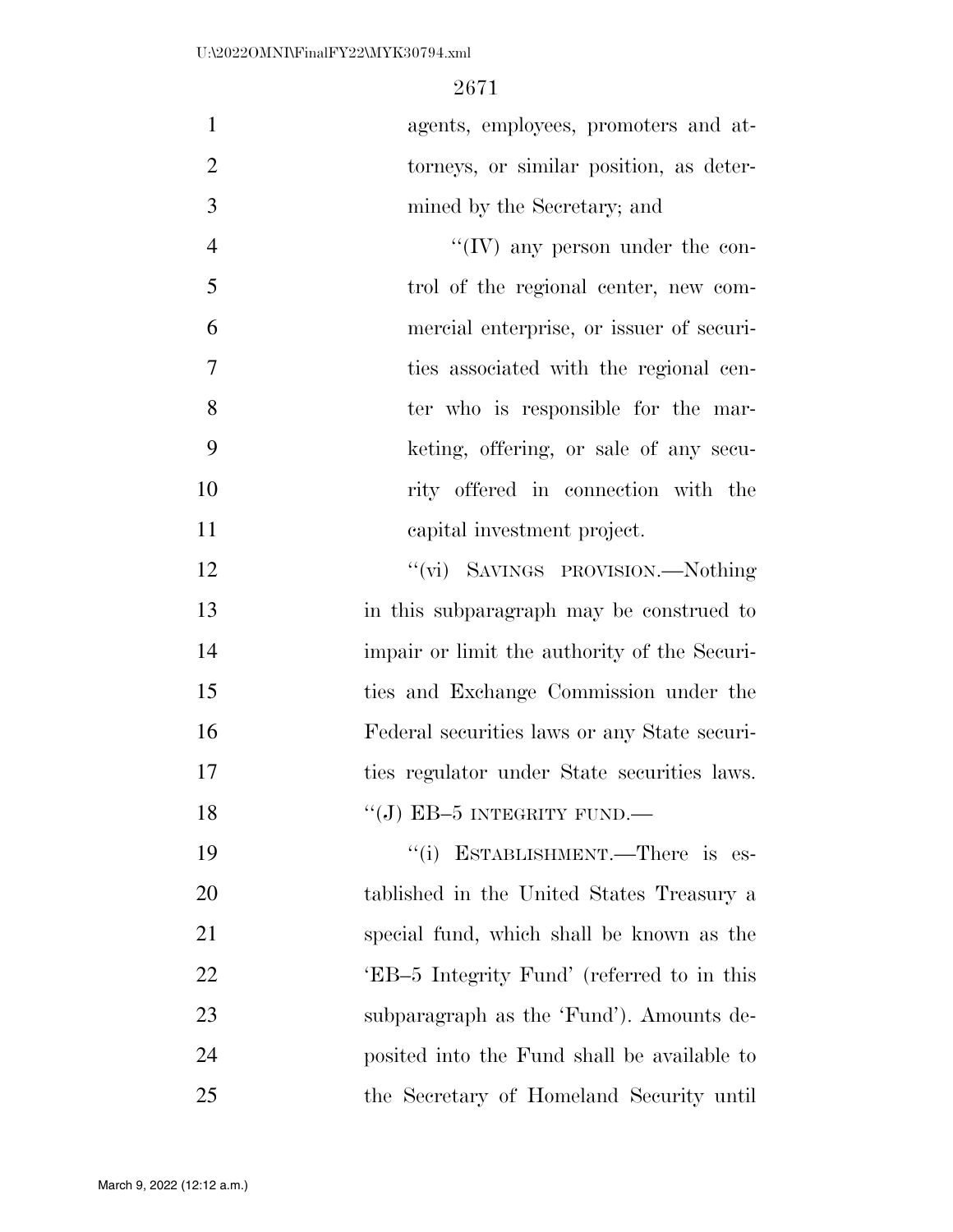agents, employees, promoters and attorneys, or similar position, as determined by the Secretary; and

''(IV) any person under the control of the regional center, new commercial enterprise, or issuer of securities associated with the regional center who is responsible for the marketing, offering, or sale of any security offered in connection with the capital investment project.

''(vi) SAVINGS PROVISION.—Nothing in this subparagraph may be construed to impair or limit the authority of the Securities and Exchange Commission under the Federal securities laws or any State securities regulator under State securities laws.

''(J) EB–5 INTEGRITY FUND.—

''(i) ESTABLISHMENT.—There is established in the United States Treasury a special fund, which shall be known as the 'EB–5 Integrity Fund' (referred to in this subparagraph as the 'Fund'). Amounts deposited into the Fund shall be available to the Secretary of Homeland Security until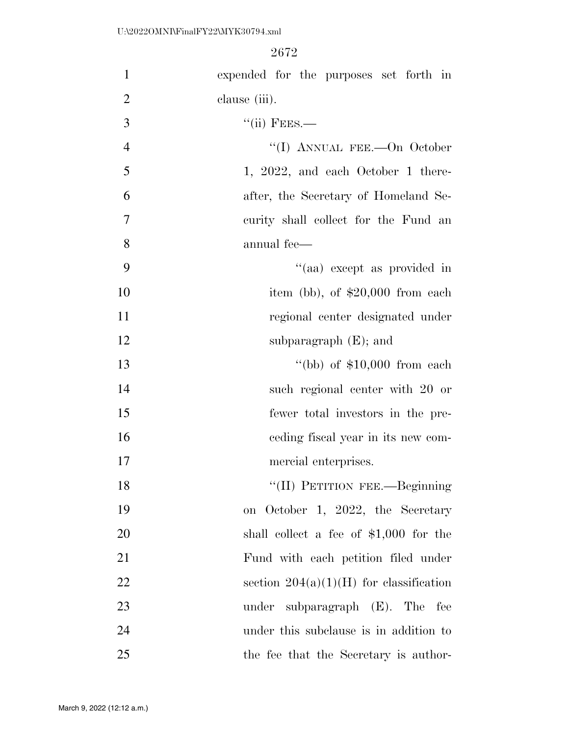expended for the purposes set forth in clause (iii).

"(ii) FEES.—

"(I) ANNUAL FEE.—On October 1, 2022, and each October 1 thereafter, the Secretary of Homeland Security shall collect for the Fund an annual fee—

"(aa) except as provided in item (bb), of $20,000 from each regional center designated under subparagraph (E); and

"(bb) of $10,000 from each such regional center with 20 or fewer total investors in the preceding fiscal year in its new commercial enterprises.

"(II) PETITION FEE.—Beginning on October 1, 2022, the Secretary shall collect a fee of $1,000 for the Fund with each petition filed under section 204(a)(1)(H) for classification under subparagraph (E). The fee under this subclause is in addition to the fee that the Secretary is author-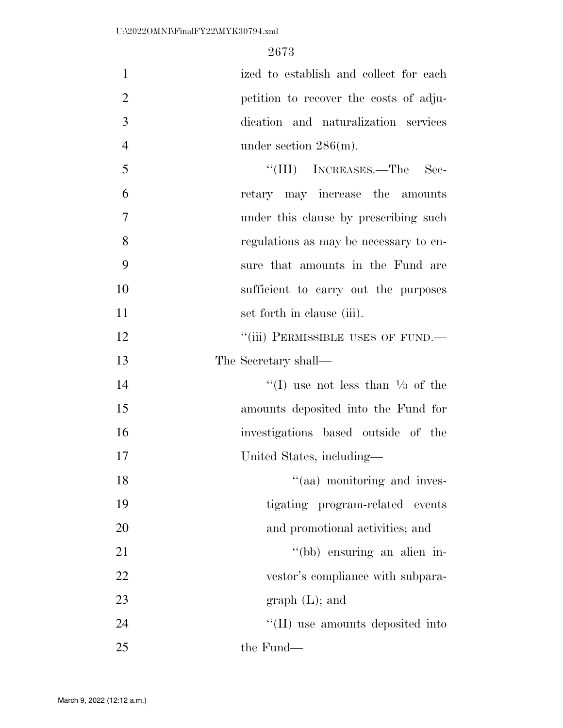ized to establish and collect for each petition to recover the costs of adjudication and naturalization services under section 286(m).

''(III) INCREASES.—The Secretary may increase the amounts under this clause by prescribing such regulations as may be necessary to ensure that amounts in the Fund are sufficient to carry out the purposes set forth in clause (iii).

''(iii) PERMISSIBLE USES OF FUND.—The Secretary shall—

''(I) use not less than ⅓ of the amounts deposited into the Fund for investigations based outside of the United States, including—

''(aa) monitoring and investigating program-related events and promotional activities; and

''(bb) ensuring an alien investor's compliance with subparagraph (L); and

''(II) use amounts deposited into the Fund—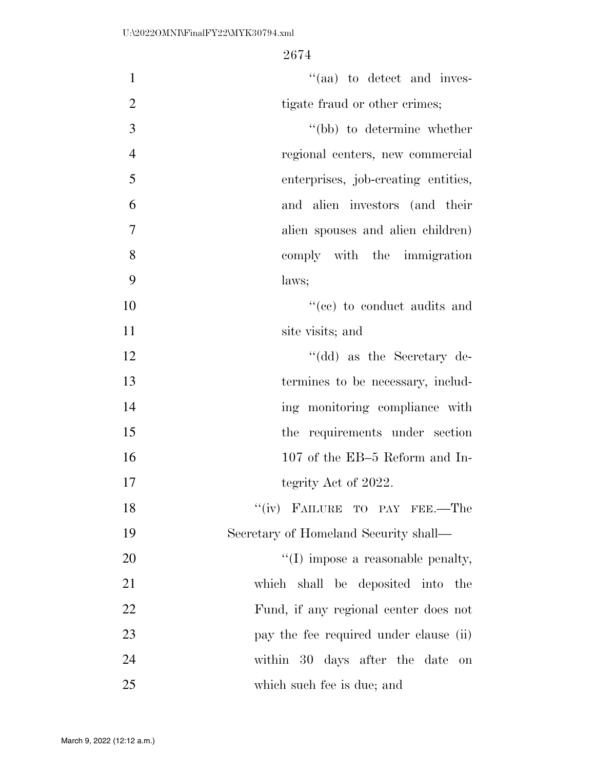''(aa) to detect and investigate fraud or other crimes;

''(bb) to determine whether regional centers, new commercial enterprises, job-creating entities, and alien investors (and their alien spouses and alien children) comply with the immigration laws;

''(cc) to conduct audits and site visits; and

''(dd) as the Secretary determines to be necessary, including monitoring compliance with the requirements under section 107 of the EB–5 Reform and Integrity Act of 2022.

''(iv) FAILURE TO PAY FEE.—The Secretary of Homeland Security shall—

''(I) impose a reasonable penalty, which shall be deposited into the Fund, if any regional center does not pay the fee required under clause (ii) within 30 days after the date on which such fee is due; and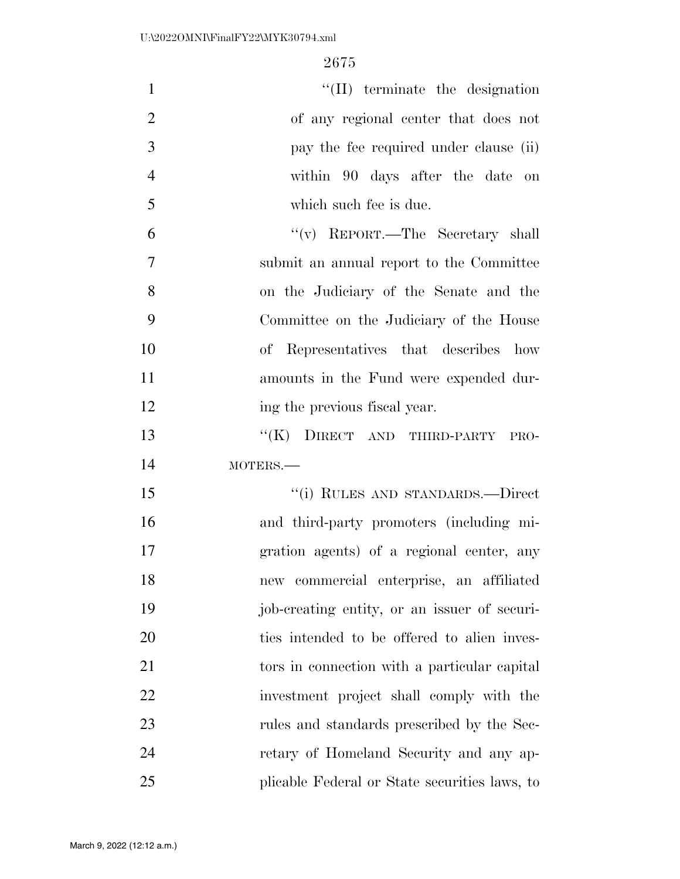"(II) terminate the designation of any regional center that does not pay the fee required under clause (ii) within 90 days after the date on which such fee is due.

"(v) REPORT.—The Secretary shall submit an annual report to the Committee on the Judiciary of the Senate and the Committee on the Judiciary of the House of Representatives that describes how amounts in the Fund were expended during the previous fiscal year.

"(K) DIRECT AND THIRD-PARTY PROMOTERS.—

"(i) RULES AND STANDARDS.—Direct and third-party promoters (including migration agents) of a regional center, any new commercial enterprise, an affiliated job-creating entity, or an issuer of securities intended to be offered to alien investors in connection with a particular capital investment project shall comply with the rules and standards prescribed by the Secretary of Homeland Security and any applicable Federal or State securities laws, to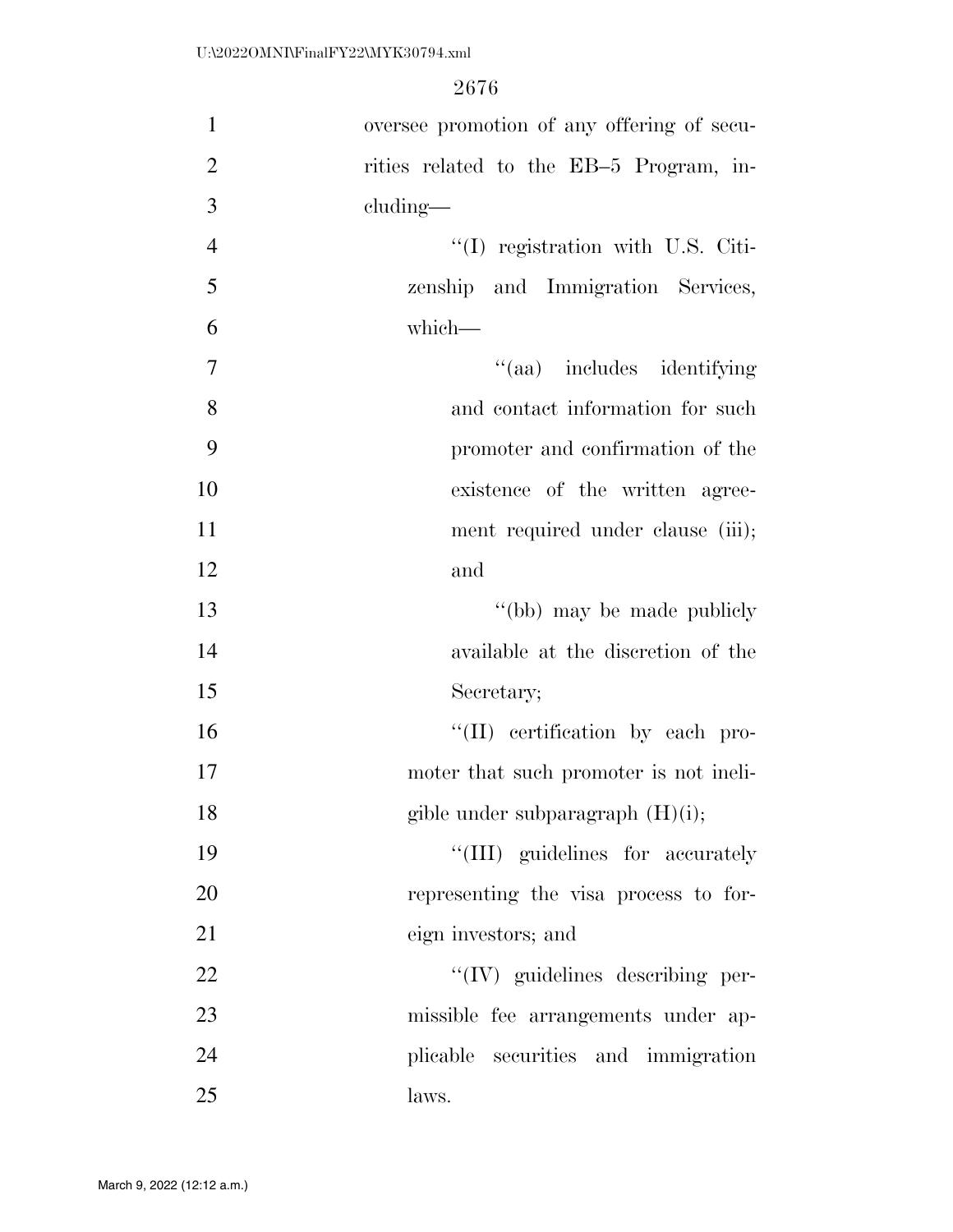oversee promotion of any offering of securities related to the EB–5 Program, including—

''(I) registration with U.S. Citizenship and Immigration Services, which—

''(aa) includes identifying and contact information for such promoter and confirmation of the existence of the written agreement required under clause (iii); and

''(bb) may be made publicly available at the discretion of the Secretary;

''(II) certification by each promoter that such promoter is not ineligible under subparagraph (H)(i);

''(III) guidelines for accurately representing the visa process to foreign investors; and

''(IV) guidelines describing permissible fee arrangements under applicable securities and immigration laws.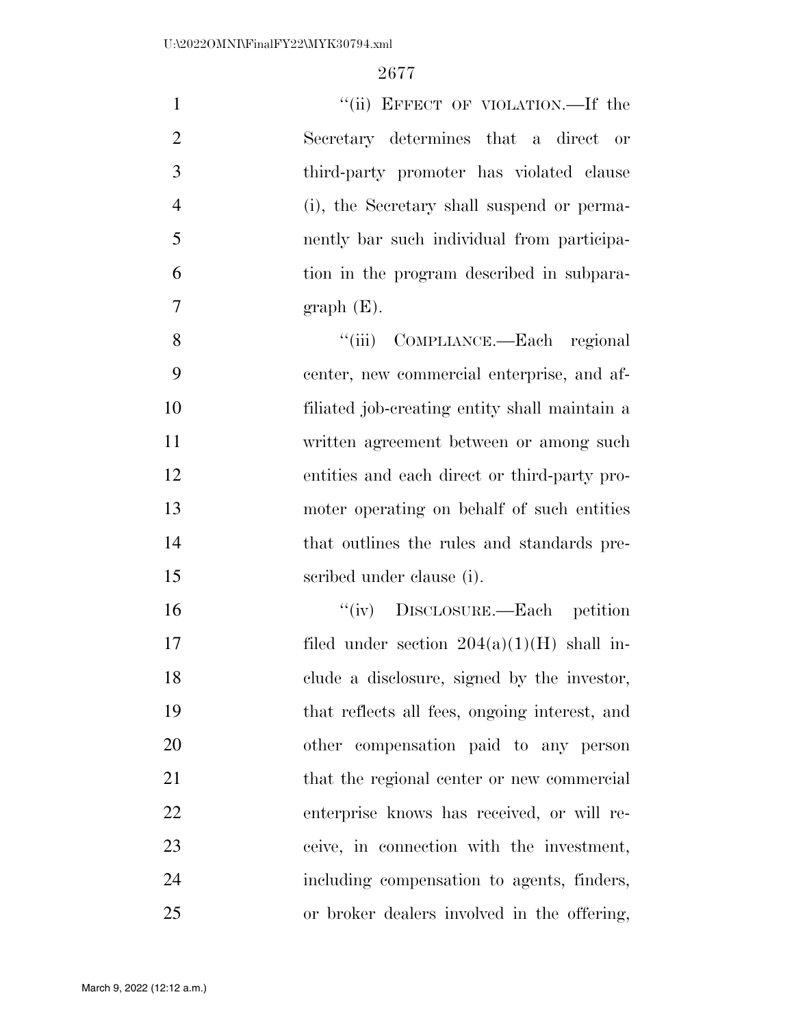"(ii) EFFECT OF VIOLATION.—If the Secretary determines that a direct or third-party promoter has violated clause (i), the Secretary shall suspend or permanently bar such individual from participation in the program described in subparagraph (E).

"(iii) COMPLIANCE.—Each regional center, new commercial enterprise, and affiliated job-creating entity shall maintain a written agreement between or among such entities and each direct or third-party promoter operating on behalf of such entities that outlines the rules and standards prescribed under clause (i).

"(iv) DISCLOSURE.—Each petition filed under section 204(a)(1)(H) shall include a disclosure, signed by the investor, that reflects all fees, ongoing interest, and other compensation paid to any person that the regional center or new commercial enterprise knows has received, or will receive, in connection with the investment, including compensation to agents, finders, or broker dealers involved in the offering,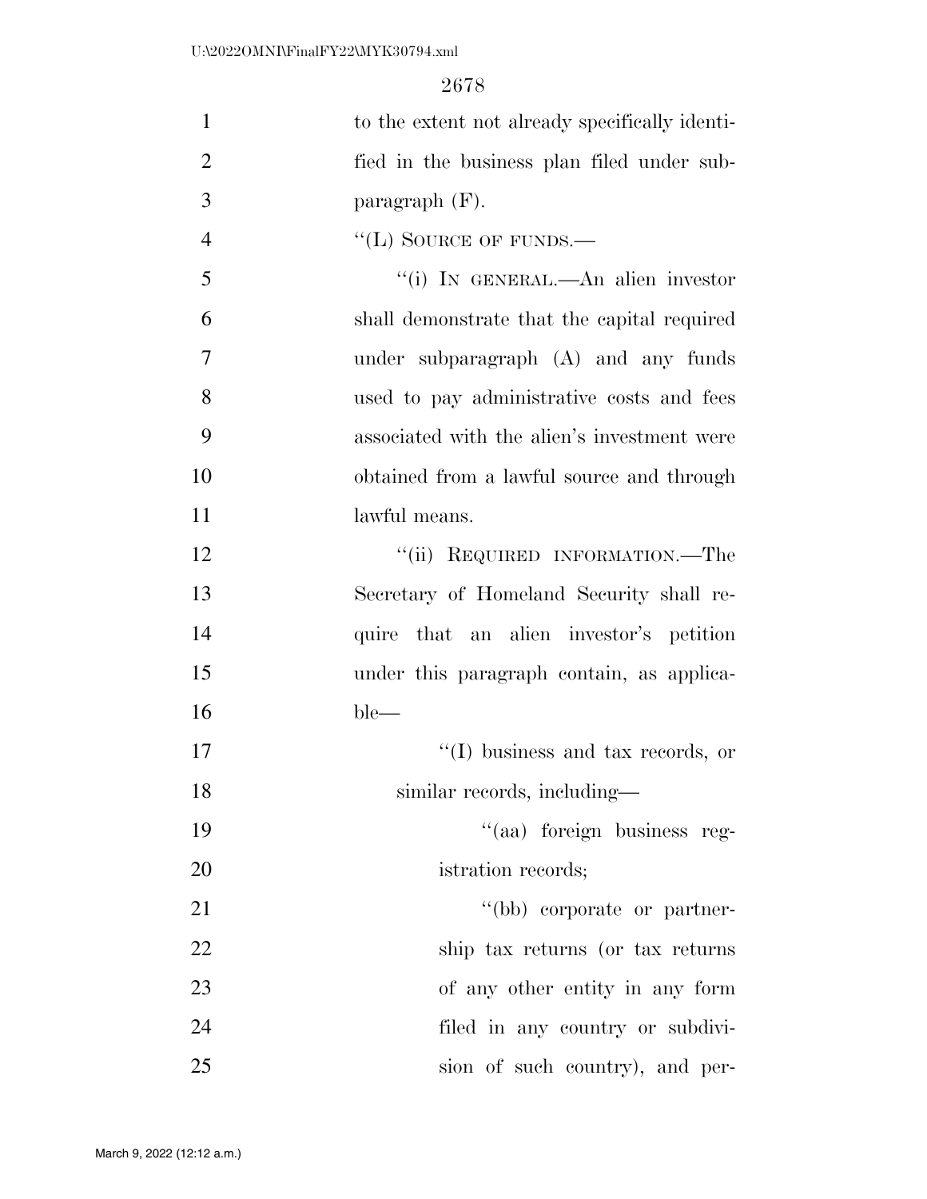to the extent not already specifically identified in the business plan filed under subparagraph (F).

''(L) SOURCE OF FUNDS.—

''(i) IN GENERAL.—An alien investor shall demonstrate that the capital required under subparagraph (A) and any funds used to pay administrative costs and fees associated with the alien's investment were obtained from a lawful source and through lawful means.

''(ii) REQUIRED INFORMATION.—The Secretary of Homeland Security shall require that an alien investor's petition under this paragraph contain, as applicable—

''(I) business and tax records, or similar records, including—

''(aa) foreign business registration records;

''(bb) corporate or partnership tax returns (or tax returns of any other entity in any form filed in any country or subdivision of such country), and per-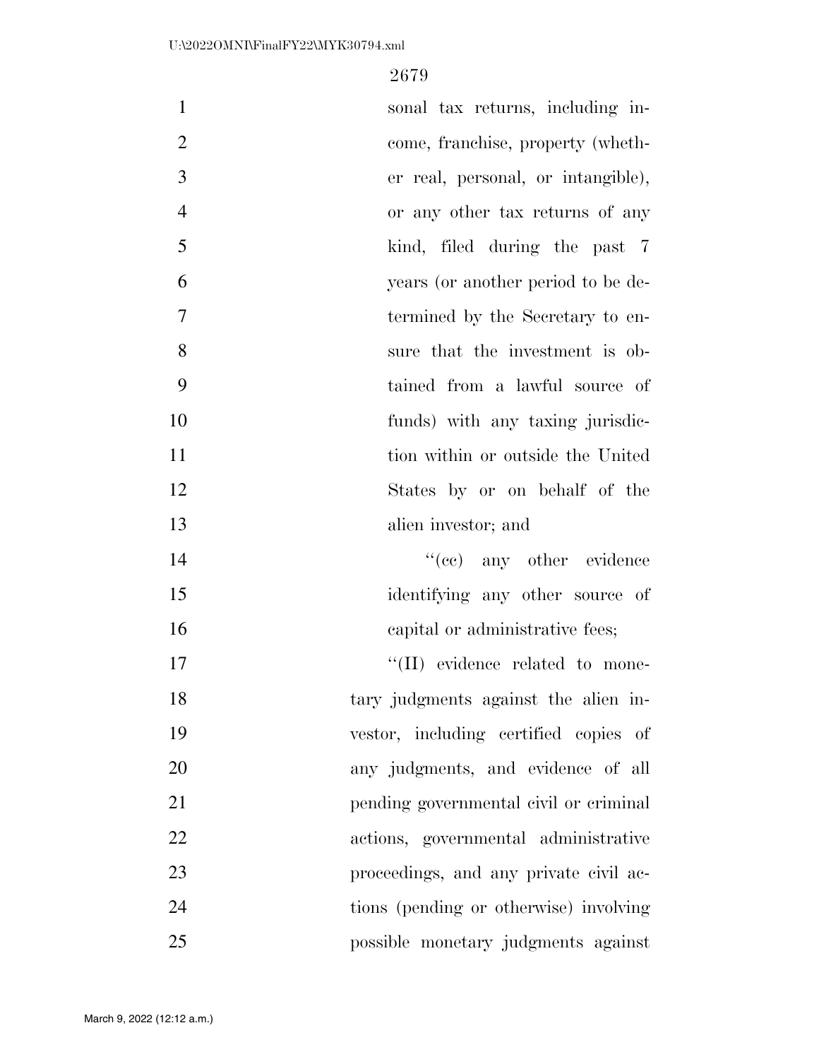sonal tax returns, including income, franchise, property (whether real, personal, or intangible), or any other tax returns of any kind, filed during the past 7 years (or another period to be determined by the Secretary to ensure that the investment is obtained from a lawful source of funds) with any taxing jurisdiction within or outside the United States by or on behalf of the alien investor; and

''(cc) any other evidence identifying any other source of capital or administrative fees;

''(II) evidence related to monetary judgments against the alien investor, including certified copies of any judgments, and evidence of all pending governmental civil or criminal actions, governmental administrative proceedings, and any private civil actions (pending or otherwise) involving possible monetary judgments against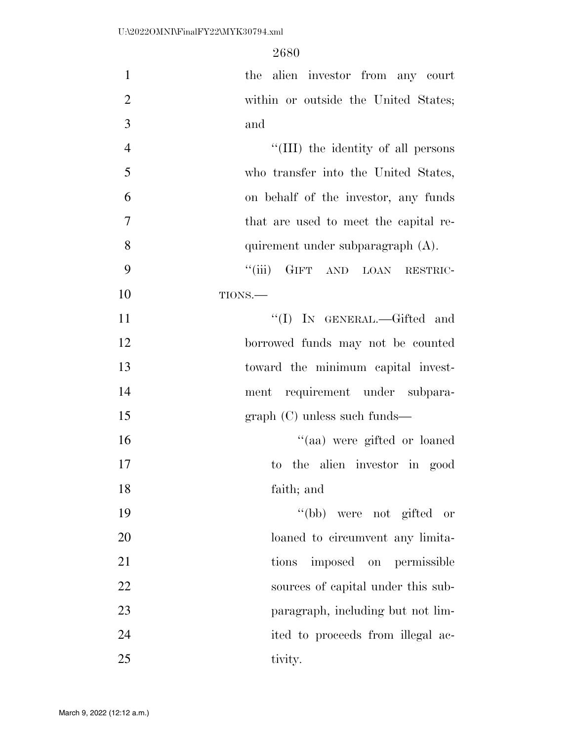the alien investor from any court within or outside the United States; and

''(III) the identity of all persons who transfer into the United States, on behalf of the investor, any funds that are used to meet the capital requirement under subparagraph (A).

''(iii) GIFT AND LOAN RESTRICTIONS.—

''(I) IN GENERAL.—Gifted and borrowed funds may not be counted toward the minimum capital investment requirement under subparagraph (C) unless such funds—

''(aa) were gifted or loaned to the alien investor in good faith; and

''(bb) were not gifted or loaned to circumvent any limitations imposed on permissible sources of capital under this subparagraph, including but not limited to proceeds from illegal activity.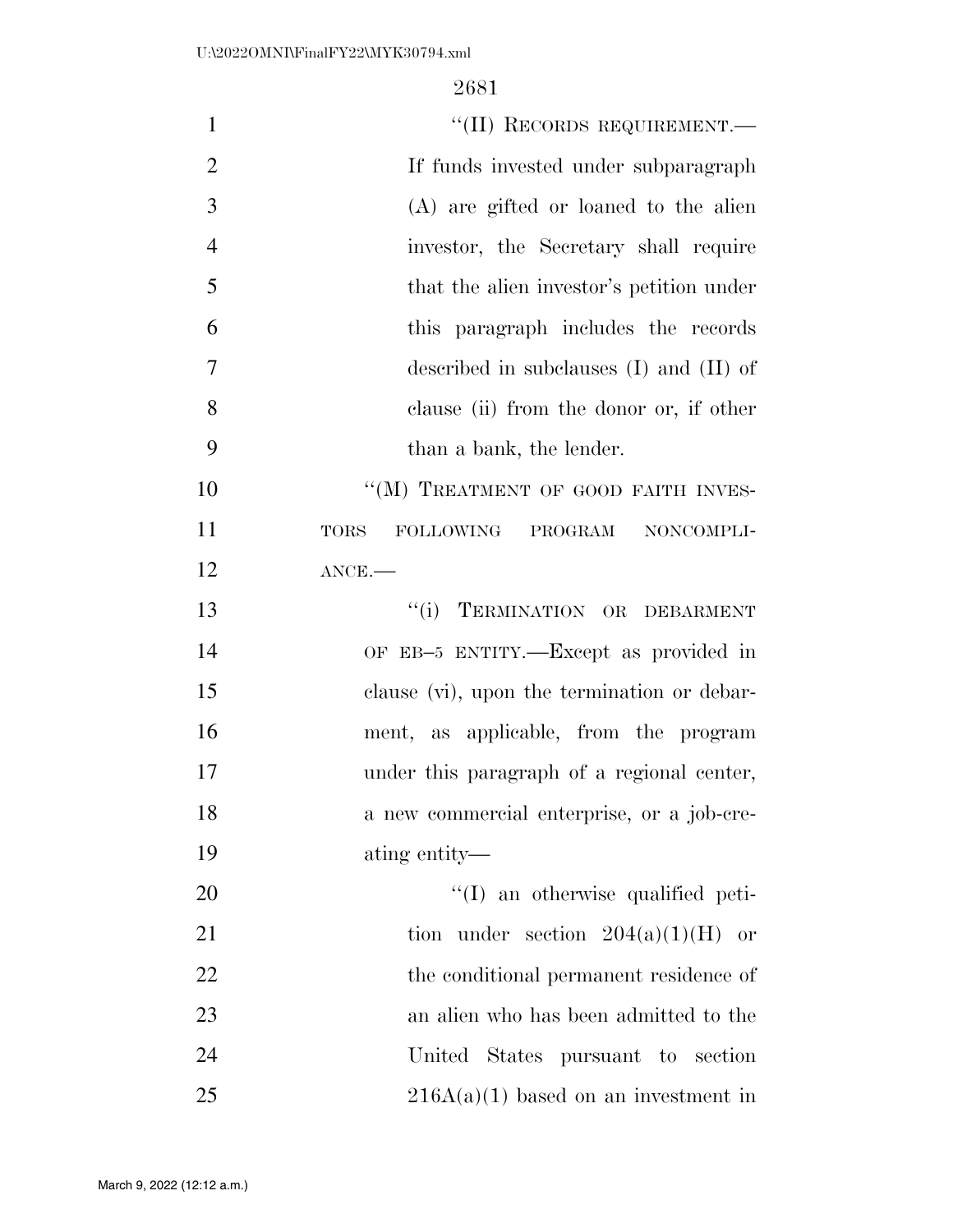"(II) RECORDS REQUIREMENT.— If funds invested under subparagraph (A) are gifted or loaned to the alien investor, the Secretary shall require that the alien investor's petition under this paragraph includes the records described in subclauses (I) and (II) of clause (ii) from the donor or, if other than a bank, the lender.

"(M) TREATMENT OF GOOD FAITH INVESTORS FOLLOWING PROGRAM NONCOMPLIANCE.—

"(i) TERMINATION OR DEBARMENT OF EB–5 ENTITY.—Except as provided in clause (vi), upon the termination or debarment, as applicable, from the program under this paragraph of a regional center, a new commercial enterprise, or a job-creating entity—

"(I) an otherwise qualified petition under section 204(a)(1)(H) or the conditional permanent residence of an alien who has been admitted to the United States pursuant to section 216A(a)(1) based on an investment in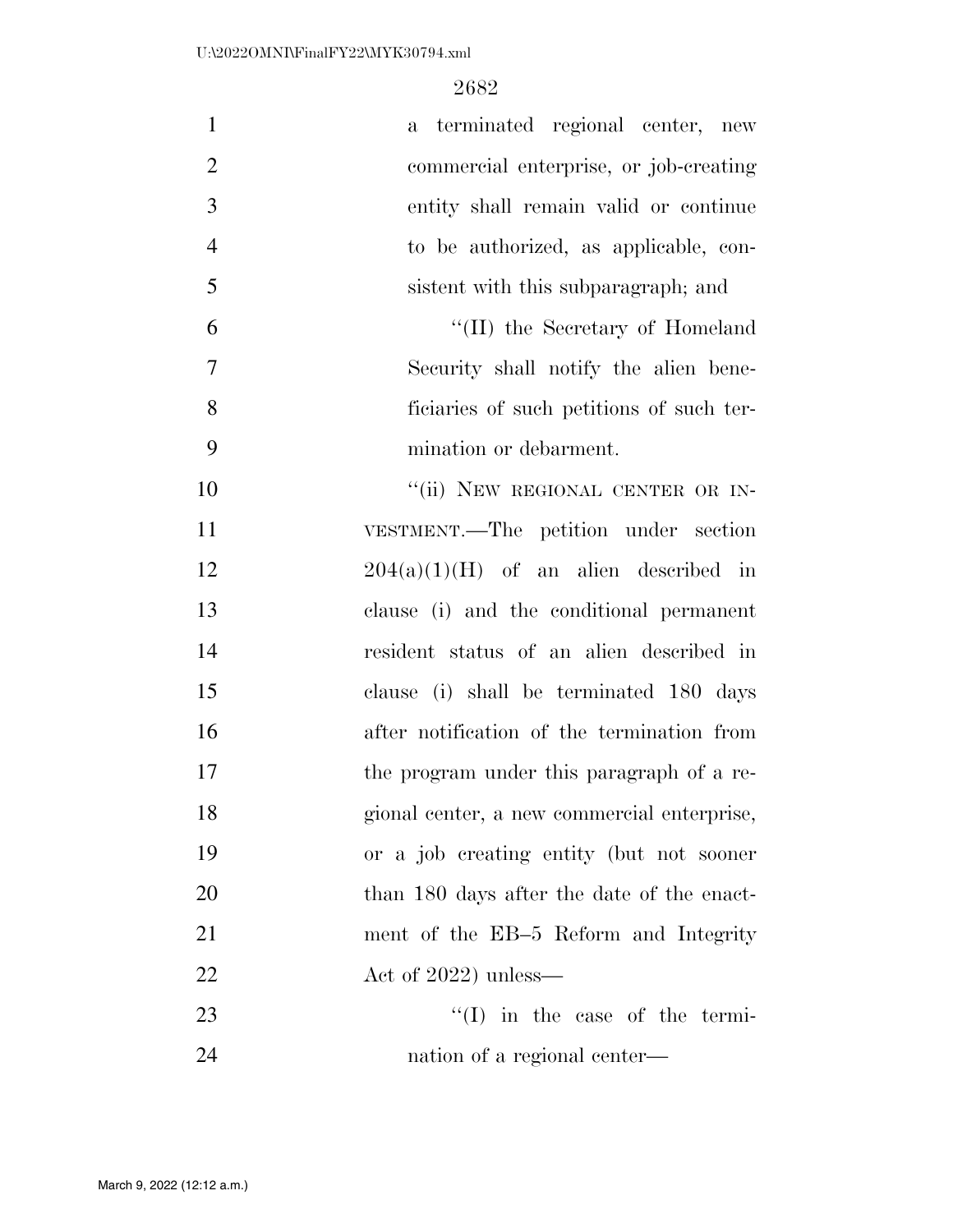a terminated regional center, new commercial enterprise, or job-creating entity shall remain valid or continue to be authorized, as applicable, consistent with this subparagraph; and

"(II) the Secretary of Homeland Security shall notify the alien beneficiaries of such petitions of such termination or debarment.

"(ii) NEW REGIONAL CENTER OR INVESTMENT.—The petition under section 204(a)(1)(H) of an alien described in clause (i) and the conditional permanent resident status of an alien described in clause (i) shall be terminated 180 days after notification of the termination from the program under this paragraph of a regional center, a new commercial enterprise, or a job creating entity (but not sooner than 180 days after the date of the enactment of the EB–5 Reform and Integrity Act of 2022) unless—

"(I) in the case of the termination of a regional center—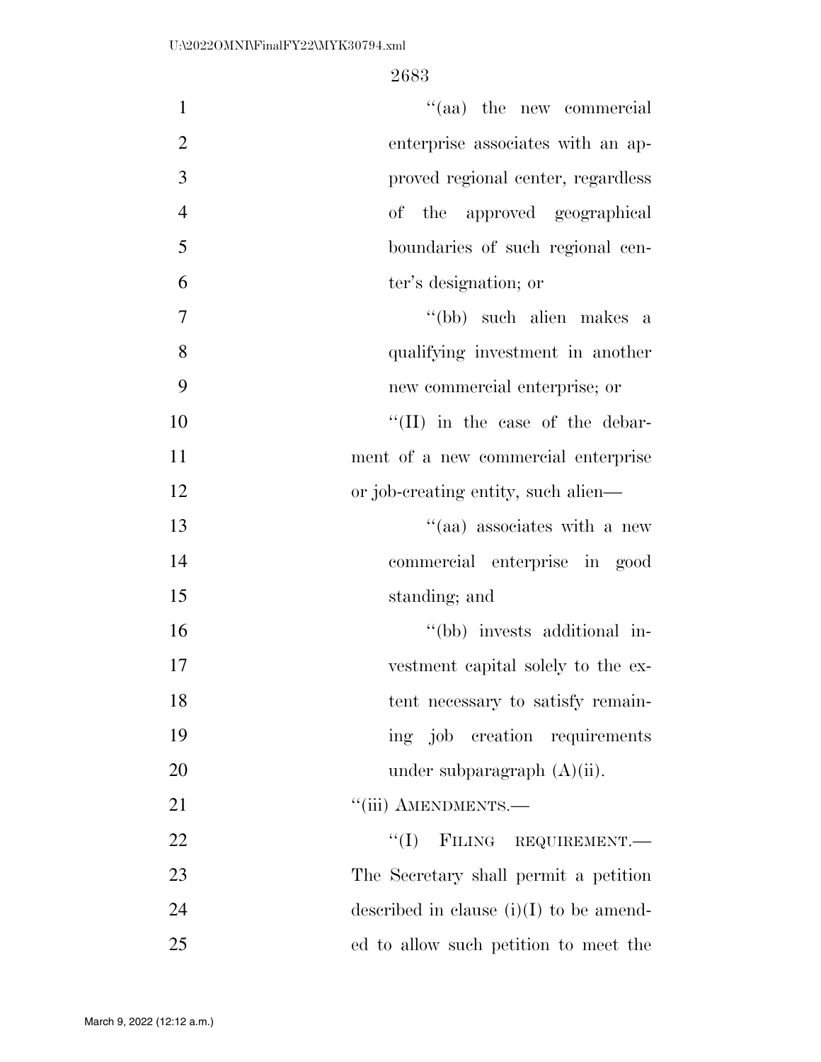"(aa) the new commercial enterprise associates with an approved regional center, regardless of the approved geographical boundaries of such regional center's designation; or

"(bb) such alien makes a qualifying investment in another new commercial enterprise; or

"(II) in the case of the debarment of a new commercial enterprise or job-creating entity, such alien—

"(aa) associates with a new commercial enterprise in good standing; and

"(bb) invests additional investment capital solely to the extent necessary to satisfy remaining job creation requirements under subparagraph (A)(ii).

"(iii) AMENDMENTS.—

"(I) FILING REQUIREMENT.— The Secretary shall permit a petition described in clause (i)(I) to be amended to allow such petition to meet the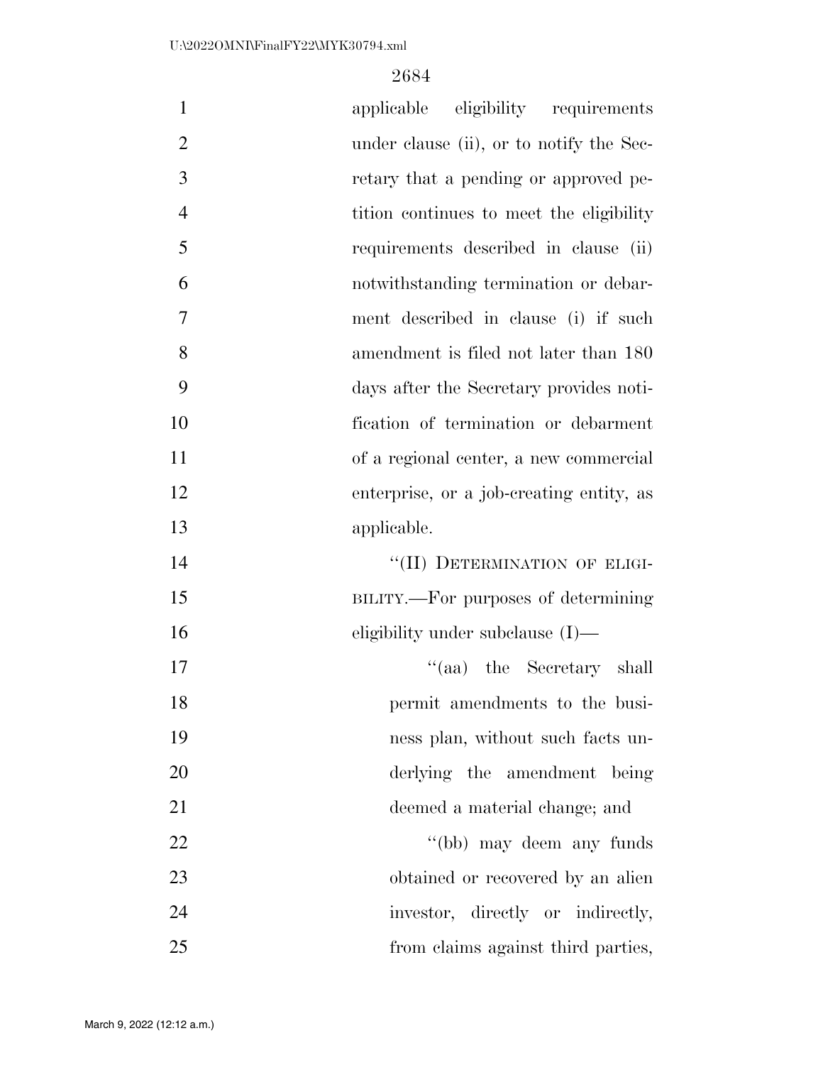applicable eligibility requirements under clause (ii), or to notify the Secretary that a pending or approved petition continues to meet the eligibility requirements described in clause (ii) notwithstanding termination or debarment described in clause (i) if such amendment is filed not later than 180 days after the Secretary provides notification of termination or debarment of a regional center, a new commercial enterprise, or a job-creating entity, as applicable.

"(II) DETERMINATION OF ELIGIBILITY.—For purposes of determining eligibility under subclause (I)—

"(aa) the Secretary shall permit amendments to the business plan, without such facts underlying the amendment being deemed a material change; and

"(bb) may deem any funds obtained or recovered by an alien investor, directly or indirectly, from claims against third parties,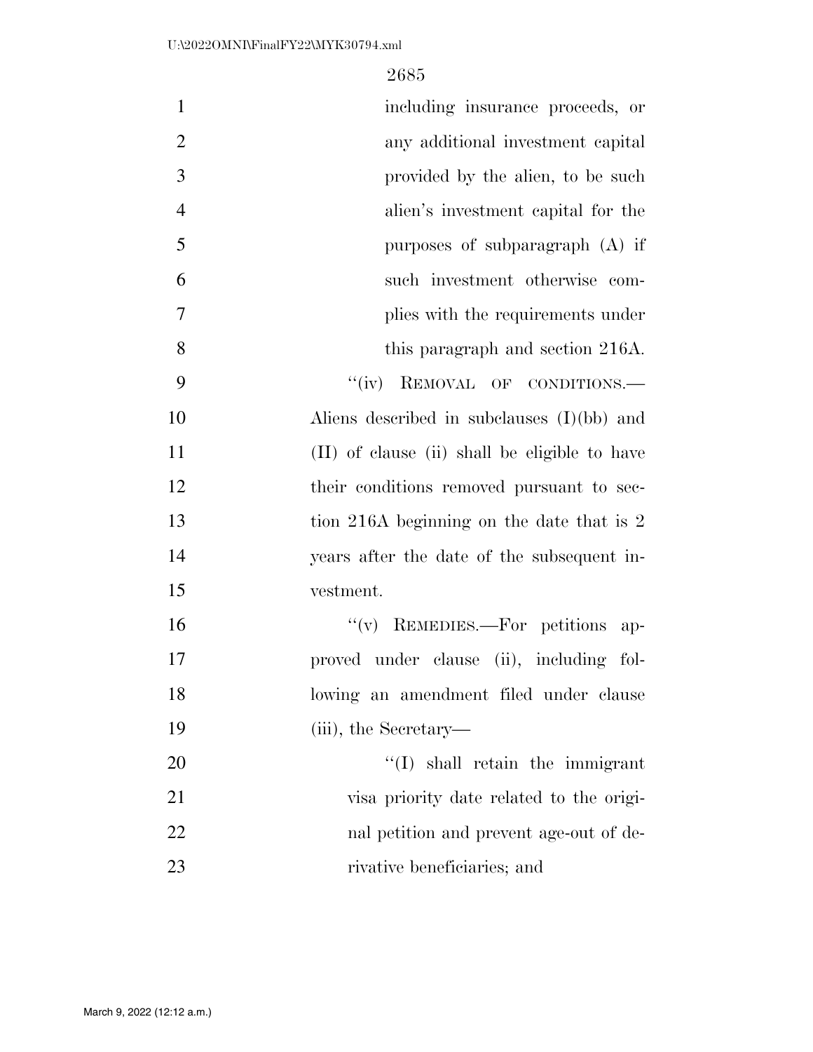including insurance proceeds, or any additional investment capital provided by the alien, to be such alien's investment capital for the purposes of subparagraph (A) if such investment otherwise complies with the requirements under this paragraph and section 216A.

"(iv) REMOVAL OF CONDITIONS.—Aliens described in subclauses (I)(bb) and (II) of clause (ii) shall be eligible to have their conditions removed pursuant to section 216A beginning on the date that is 2 years after the date of the subsequent investment.

"(v) REMEDIES.—For petitions approved under clause (ii), including following an amendment filed under clause (iii), the Secretary—

"(I) shall retain the immigrant visa priority date related to the original petition and prevent age-out of derivative beneficiaries; and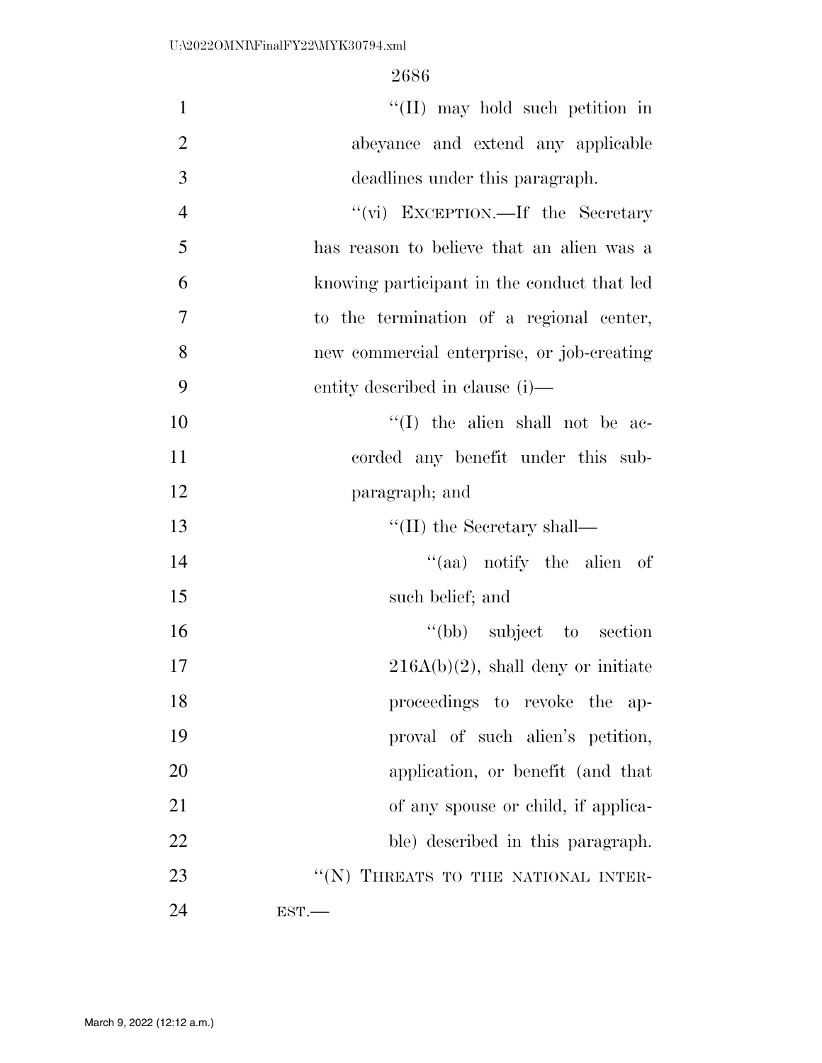"(II) may hold such petition in abeyance and extend any applicable deadlines under this paragraph.

"(vi) EXCEPTION.—If the Secretary has reason to believe that an alien was a knowing participant in the conduct that led to the termination of a regional center, new commercial enterprise, or job-creating entity described in clause (i)—

"(I) the alien shall not be accorded any benefit under this subparagraph; and

"(II) the Secretary shall—

"(aa) notify the alien of such belief; and

"(bb) subject to section 216A(b)(2), shall deny or initiate proceedings to revoke the approval of such alien's petition, application, or benefit (and that of any spouse or child, if applicable) described in this paragraph.

"(N) THREATS TO THE NATIONAL INTEREST.—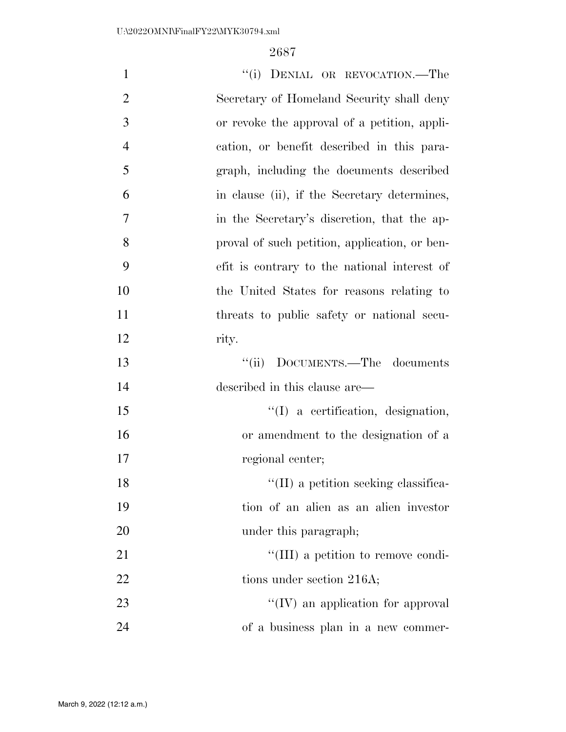"(i) DENIAL OR REVOCATION.—The Secretary of Homeland Security shall deny or revoke the approval of a petition, application, or benefit described in this paragraph, including the documents described in clause (ii), if the Secretary determines, in the Secretary's discretion, that the approval of such petition, application, or benefit is contrary to the national interest of the United States for reasons relating to threats to public safety or national security.

"(ii) DOCUMENTS.—The documents described in this clause are—

"(I) a certification, designation, or amendment to the designation of a regional center;

"(II) a petition seeking classification of an alien as an alien investor under this paragraph;

"(III) a petition to remove conditions under section 216A;

"(IV) an application for approval of a business plan in a new commer-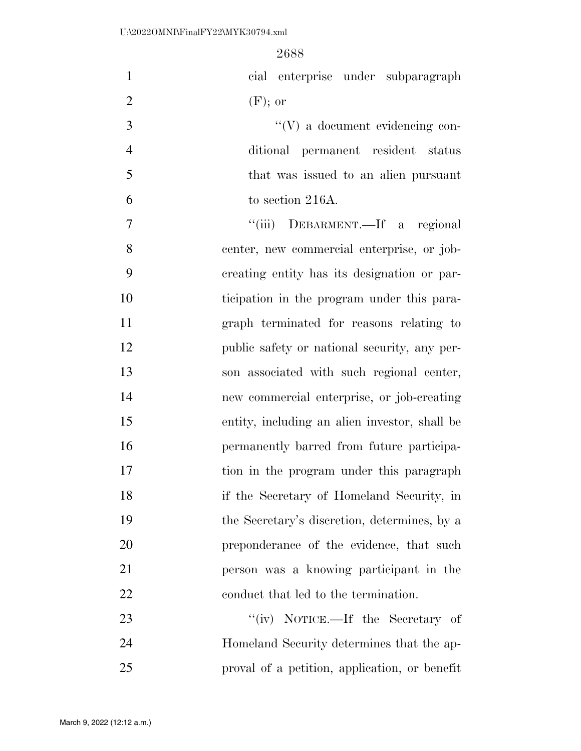cial enterprise under subparagraph (F); or

''(V) a document evidencing conditional permanent resident status that was issued to an alien pursuant to section 216A.

''(iii) DEBARMENT.—If a regional center, new commercial enterprise, or job-creating entity has its designation or participation in the program under this paragraph terminated for reasons relating to public safety or national security, any person associated with such regional center, new commercial enterprise, or job-creating entity, including an alien investor, shall be permanently barred from future participation in the program under this paragraph if the Secretary of Homeland Security, in the Secretary's discretion, determines, by a preponderance of the evidence, that such person was a knowing participant in the conduct that led to the termination.

''(iv) NOTICE.—If the Secretary of Homeland Security determines that the approval of a petition, application, or benefit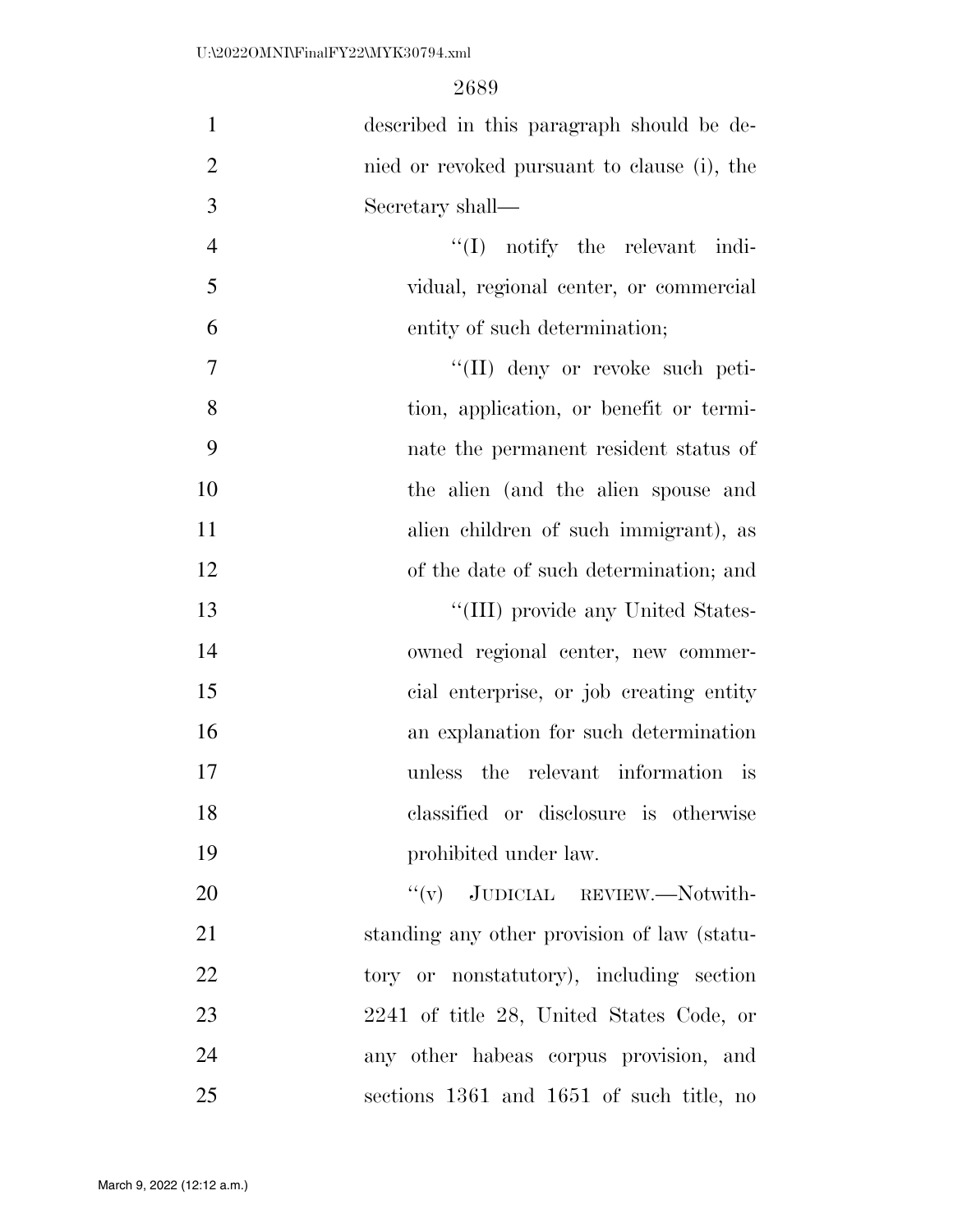described in this paragraph should be denied or revoked pursuant to clause (i), the Secretary shall—

"(I) notify the relevant individual, regional center, or commercial entity of such determination;

"(II) deny or revoke such petition, application, or benefit or terminate the permanent resident status of the alien (and the alien spouse and alien children of such immigrant), as of the date of such determination; and

"(III) provide any United States-owned regional center, new commercial enterprise, or job creating entity an explanation for such determination unless the relevant information is classified or disclosure is otherwise prohibited under law.

"(v) JUDICIAL REVIEW.—Notwithstanding any other provision of law (statutory or nonstatutory), including section 2241 of title 28, United States Code, or any other habeas corpus provision, and sections 1361 and 1651 of such title, no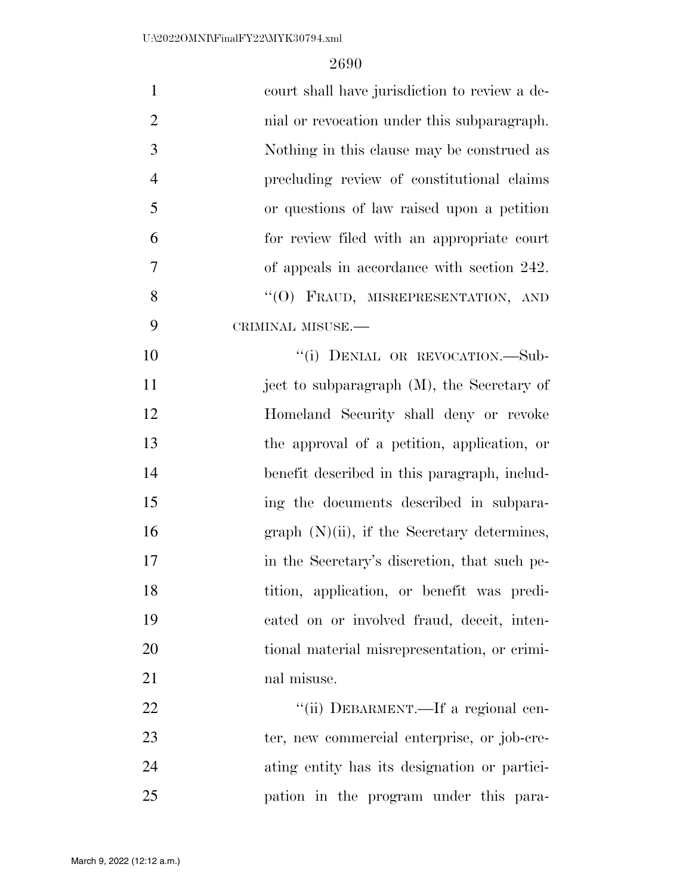court shall have jurisdiction to review a denial or revocation under this subparagraph. Nothing in this clause may be construed as precluding review of constitutional claims or questions of law raised upon a petition for review filed with an appropriate court of appeals in accordance with section 242.

"(O) FRAUD, MISREPRESENTATION, AND CRIMINAL MISUSE.—

"(i) DENIAL OR REVOCATION.—Subject to subparagraph (M), the Secretary of Homeland Security shall deny or revoke the approval of a petition, application, or benefit described in this paragraph, including the documents described in subparagraph (N)(ii), if the Secretary determines, in the Secretary's discretion, that such petition, application, or benefit was predicated on or involved fraud, deceit, intentional material misrepresentation, or criminal misuse.

"(ii) DEBARMENT.—If a regional center, new commercial enterprise, or job-creating entity has its designation or participation in the program under this para-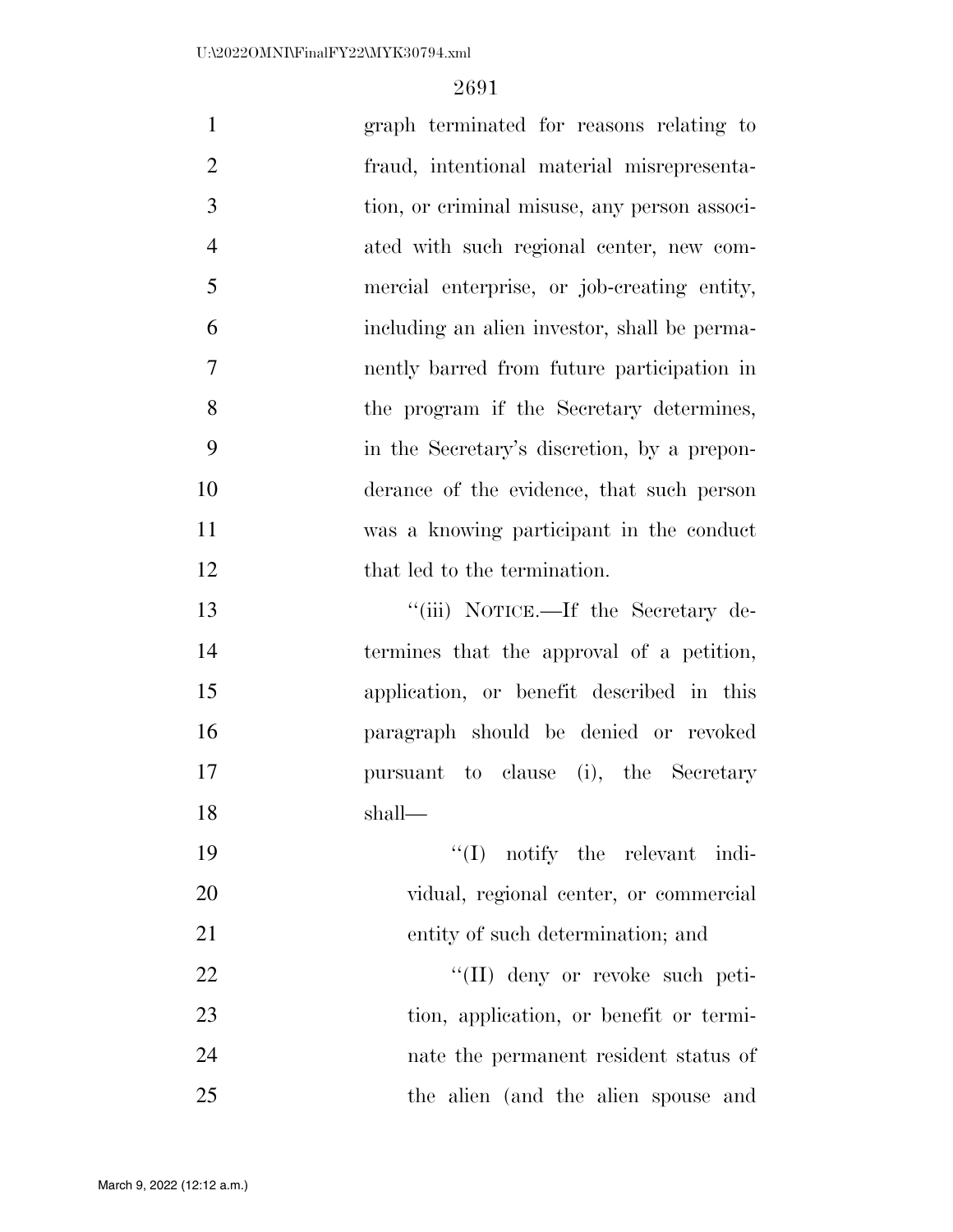graph terminated for reasons relating to fraud, intentional material misrepresentation, or criminal misuse, any person associated with such regional center, new commercial enterprise, or job-creating entity, including an alien investor, shall be permanently barred from future participation in the program if the Secretary determines, in the Secretary's discretion, by a preponderance of the evidence, that such person was a knowing participant in the conduct that led to the termination.

''(iii) NOTICE.—If the Secretary determines that the approval of a petition, application, or benefit described in this paragraph should be denied or revoked pursuant to clause (i), the Secretary shall—

''(I) notify the relevant individual, regional center, or commercial entity of such determination; and

''(II) deny or revoke such petition, application, or benefit or terminate the permanent resident status of the alien (and the alien spouse and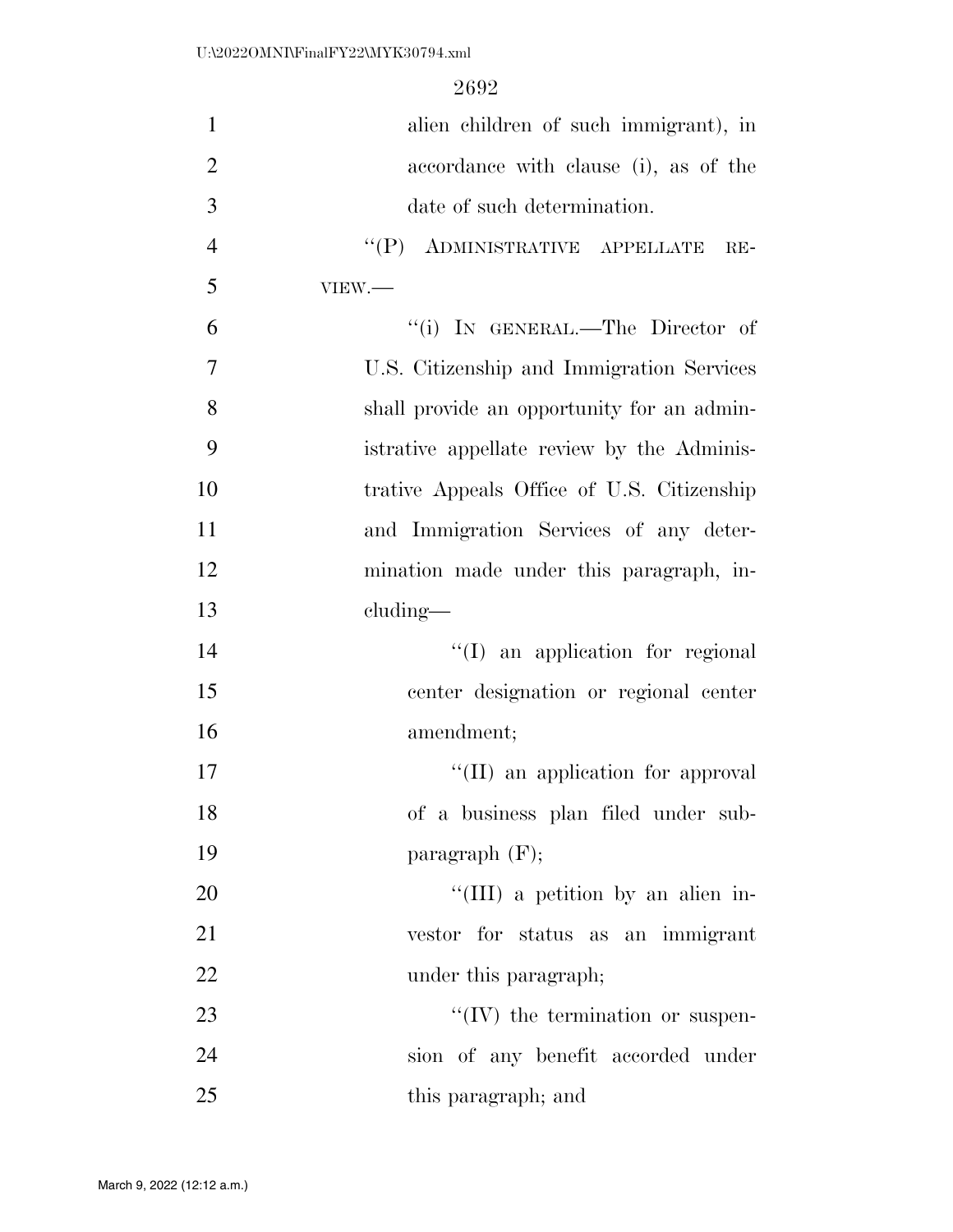alien children of such immigrant), in accordance with clause (i), as of the date of such determination.

"(P) ADMINISTRATIVE APPELLATE REVIEW.—

"(i) IN GENERAL.—The Director of U.S. Citizenship and Immigration Services shall provide an opportunity for an administrative appellate review by the Administrative Appeals Office of U.S. Citizenship and Immigration Services of any determination made under this paragraph, including—

"(I) an application for regional center designation or regional center amendment;

"(II) an application for approval of a business plan filed under subparagraph (F);

"(III) a petition by an alien investor for status as an immigrant under this paragraph;

"(IV) the termination or suspension of any benefit accorded under this paragraph; and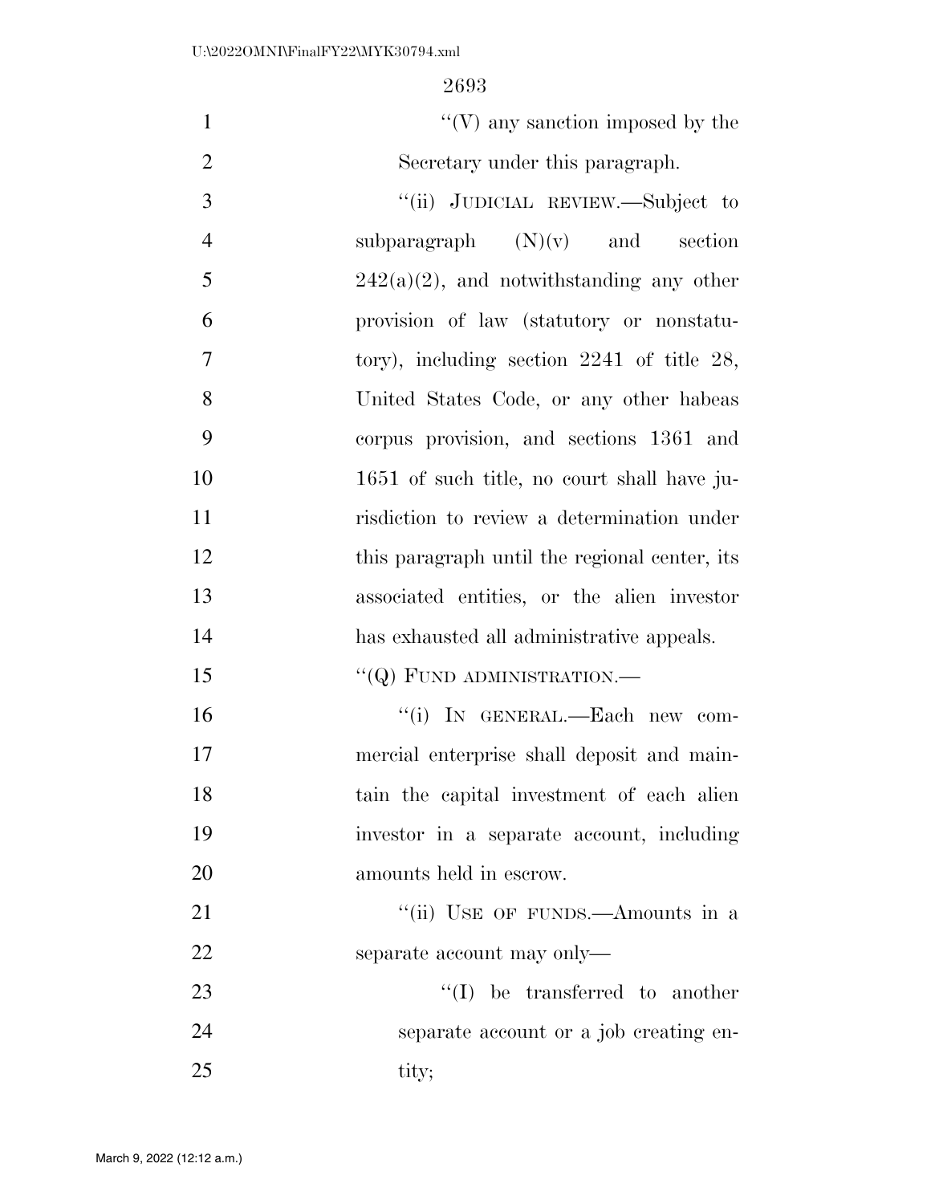''(V) any sanction imposed by the Secretary under this paragraph.

''(ii) JUDICIAL REVIEW.—Subject to subparagraph (N)(v) and section 242(a)(2), and notwithstanding any other provision of law (statutory or nonstatutory), including section 2241 of title 28, United States Code, or any other habeas corpus provision, and sections 1361 and 1651 of such title, no court shall have jurisdiction to review a determination under this paragraph until the regional center, its associated entities, or the alien investor has exhausted all administrative appeals.

''(Q) FUND ADMINISTRATION.—

''(i) IN GENERAL.—Each new commercial enterprise shall deposit and maintain the capital investment of each alien investor in a separate account, including amounts held in escrow.

''(ii) USE OF FUNDS.—Amounts in a separate account may only—

''(I) be transferred to another separate account or a job creating entity;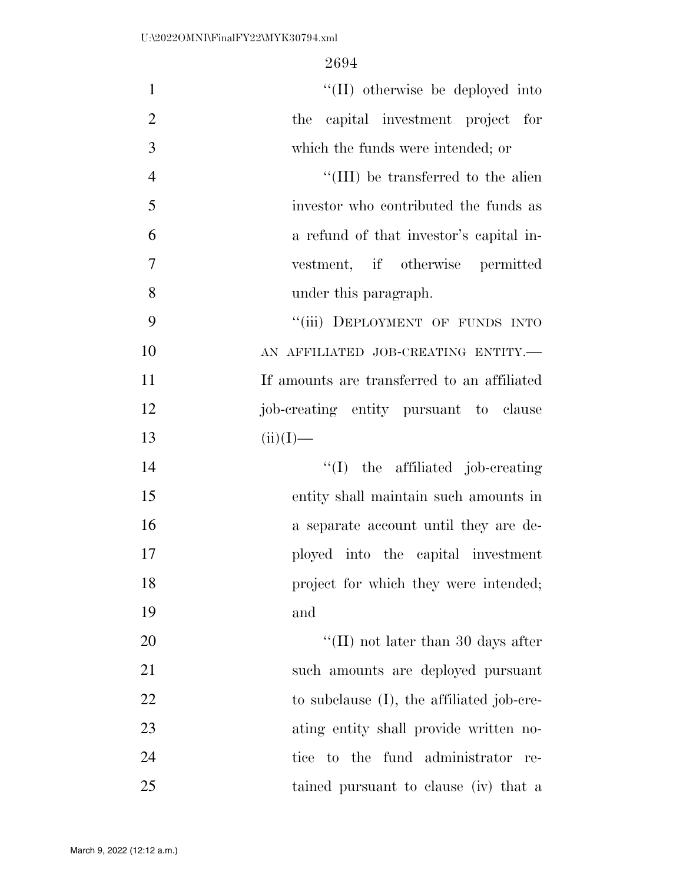"(II) otherwise be deployed into the capital investment project for which the funds were intended; or

"(III) be transferred to the alien investor who contributed the funds as a refund of that investor's capital investment, if otherwise permitted under this paragraph.

"(iii) DEPLOYMENT OF FUNDS INTO AN AFFILIATED JOB-CREATING ENTITY.—If amounts are transferred to an affiliated job-creating entity pursuant to clause (ii)(I)—

"(I) the affiliated job-creating entity shall maintain such amounts in a separate account until they are deployed into the capital investment project for which they were intended; and

"(II) not later than 30 days after such amounts are deployed pursuant to subclause (I), the affiliated job-creating entity shall provide written notice to the fund administrator retained pursuant to clause (iv) that a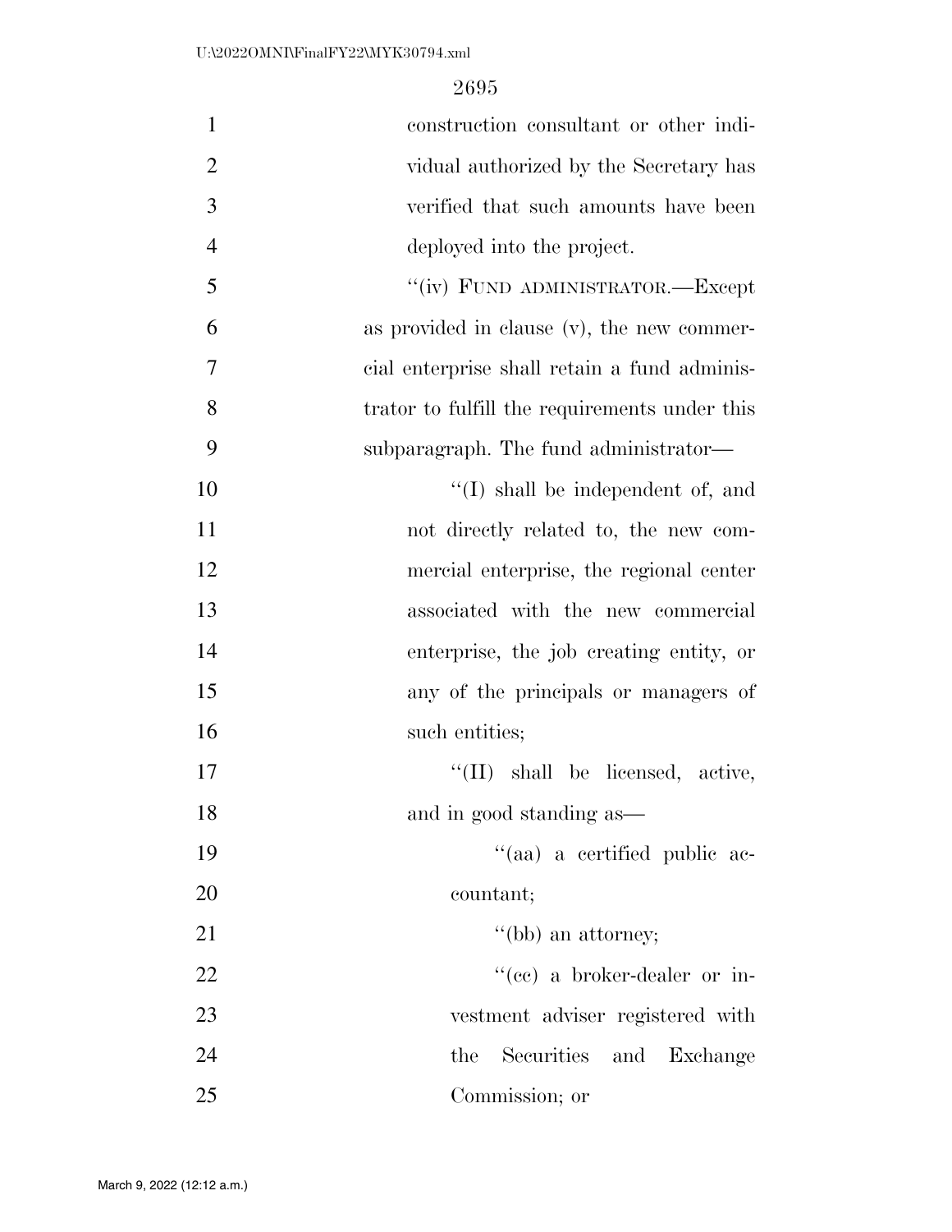construction consultant or other individual authorized by the Secretary has verified that such amounts have been deployed into the project.

''(iv) FUND ADMINISTRATOR.—Except as provided in clause (v), the new commercial enterprise shall retain a fund administrator to fulfill the requirements under this subparagraph. The fund administrator—

''(I) shall be independent of, and not directly related to, the new commercial enterprise, the regional center associated with the new commercial enterprise, the job creating entity, or any of the principals or managers of such entities;

''(II) shall be licensed, active, and in good standing as—

''(aa) a certified public accountant;

''(bb) an attorney;

''(cc) a broker-dealer or investment adviser registered with the Securities and Exchange Commission; or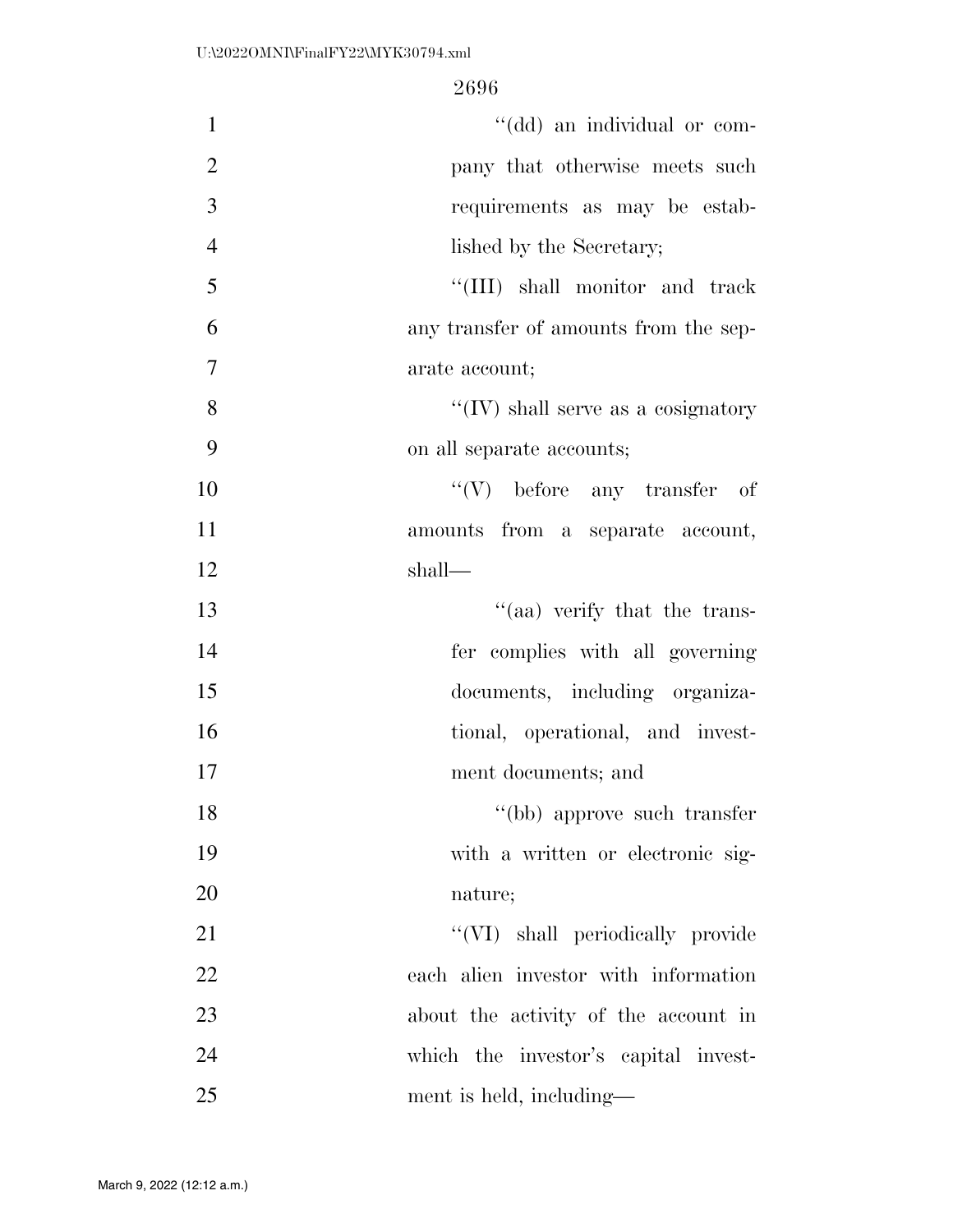''(dd) an individual or company that otherwise meets such requirements as may be established by the Secretary;

''(III) shall monitor and track any transfer of amounts from the separate account;

''(IV) shall serve as a cosignatory on all separate accounts;

''(V) before any transfer of amounts from a separate account, shall—

''(aa) verify that the transfer complies with all governing documents, including organizational, operational, and investment documents; and

''(bb) approve such transfer with a written or electronic signature;

''(VI) shall periodically provide each alien investor with information about the activity of the account in which the investor's capital investment is held, including—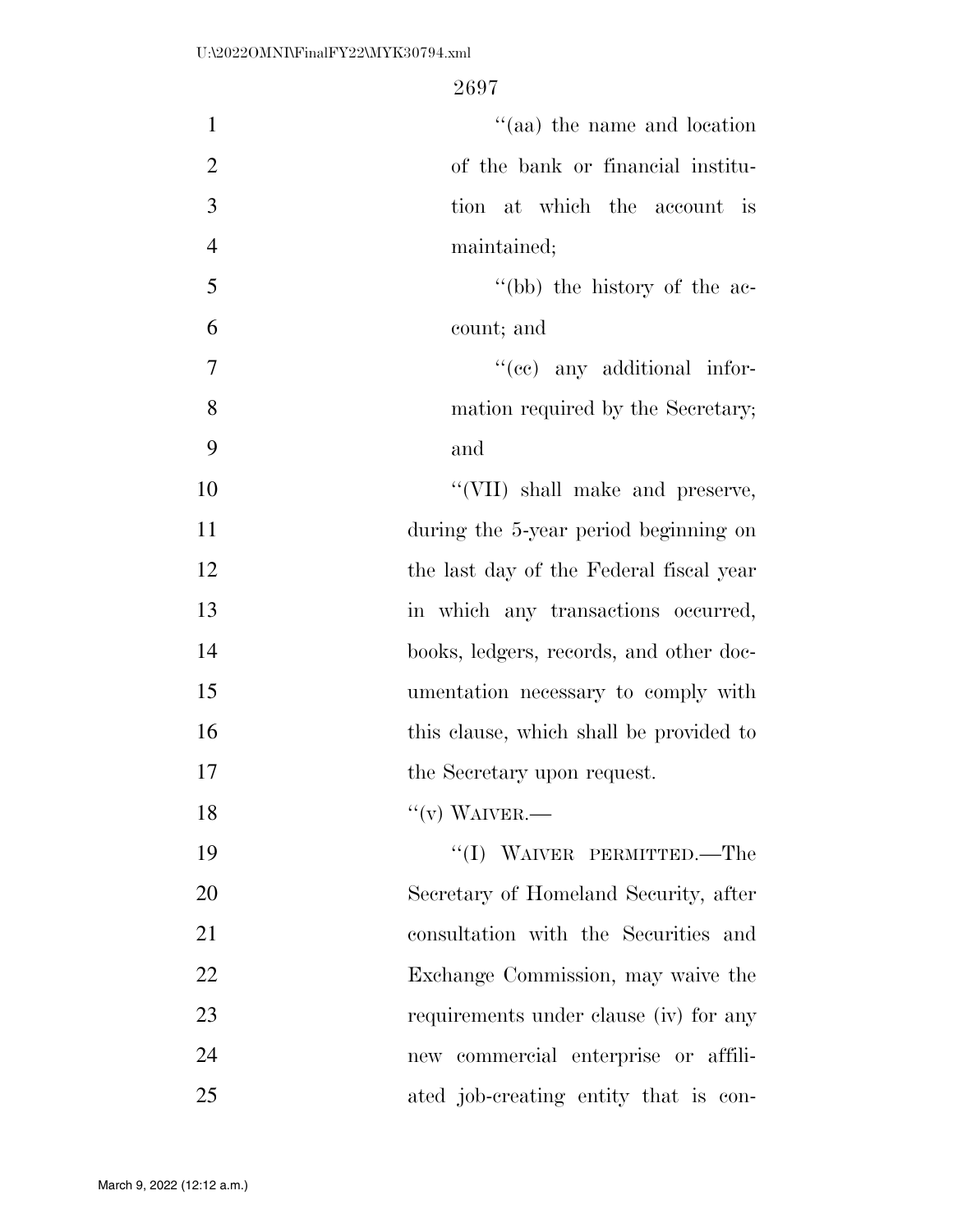"(aa) the name and location of the bank or financial institution at which the account is maintained;

"(bb) the history of the account; and

"(cc) any additional information required by the Secretary; and

"(VII) shall make and preserve, during the 5-year period beginning on the last day of the Federal fiscal year in which any transactions occurred, books, ledgers, records, and other documentation necessary to comply with this clause, which shall be provided to the Secretary upon request.

"(v) WAIVER.—

"(I) WAIVER PERMITTED.—The Secretary of Homeland Security, after consultation with the Securities and Exchange Commission, may waive the requirements under clause (iv) for any new commercial enterprise or affiliated job-creating entity that is con-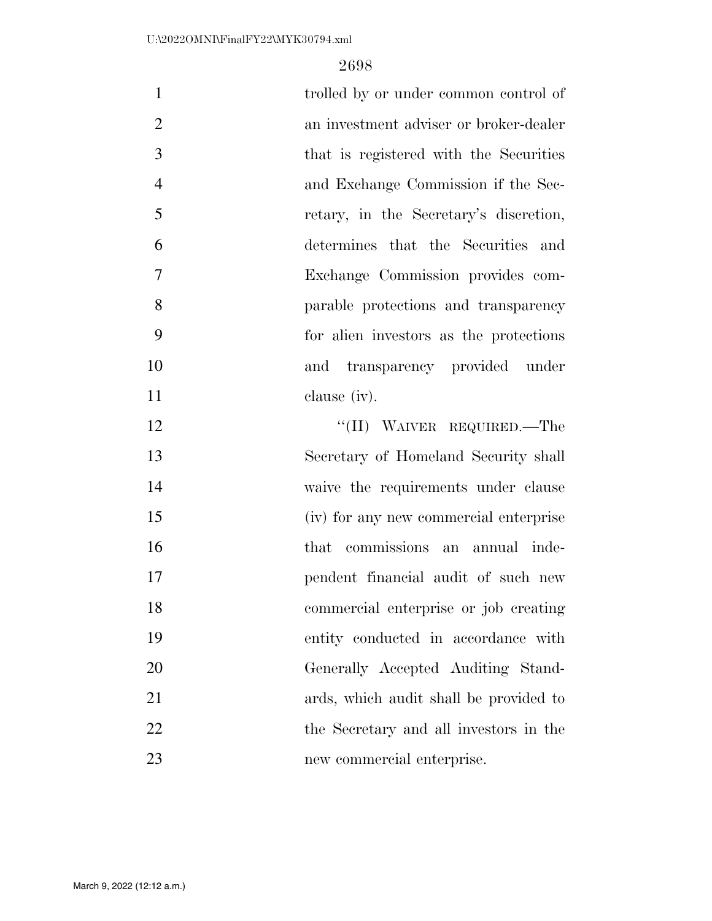trolled by or under common control of an investment adviser or broker-dealer that is registered with the Securities and Exchange Commission if the Secretary, in the Secretary's discretion, determines that the Securities and Exchange Commission provides comparable protections and transparency for alien investors as the protections and transparency provided under clause (iv).

''(II) WAIVER REQUIRED.—The Secretary of Homeland Security shall waive the requirements under clause (iv) for any new commercial enterprise that commissions an annual independent financial audit of such new commercial enterprise or job creating entity conducted in accordance with Generally Accepted Auditing Standards, which audit shall be provided to the Secretary and all investors in the new commercial enterprise.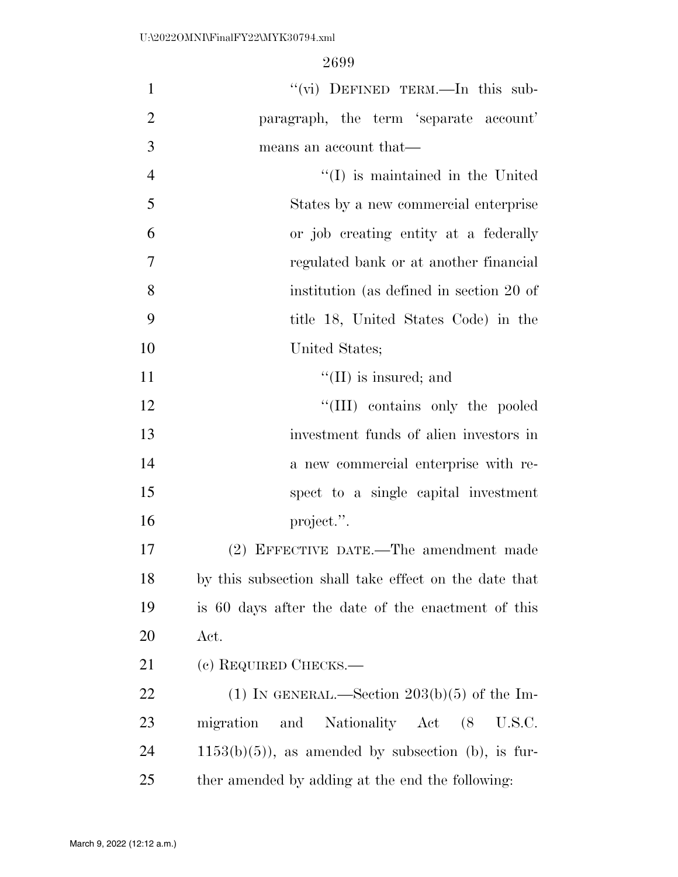"(vi) DEFINED TERM.—In this subparagraph, the term 'separate account' means an account that—

"(I) is maintained in the United States by a new commercial enterprise or job creating entity at a federally regulated bank or at another financial institution (as defined in section 20 of title 18, United States Code) in the United States;

"(II) is insured; and

"(III) contains only the pooled investment funds of alien investors in a new commercial enterprise with respect to a single capital investment project.".

(2) EFFECTIVE DATE.—The amendment made by this subsection shall take effect on the date that is 60 days after the date of the enactment of this Act.

(c) REQUIRED CHECKS.—

(1) IN GENERAL.—Section 203(b)(5) of the Immigration and Nationality Act (8 U.S.C. 1153(b)(5)), as amended by subsection (b), is further amended by adding at the end the following: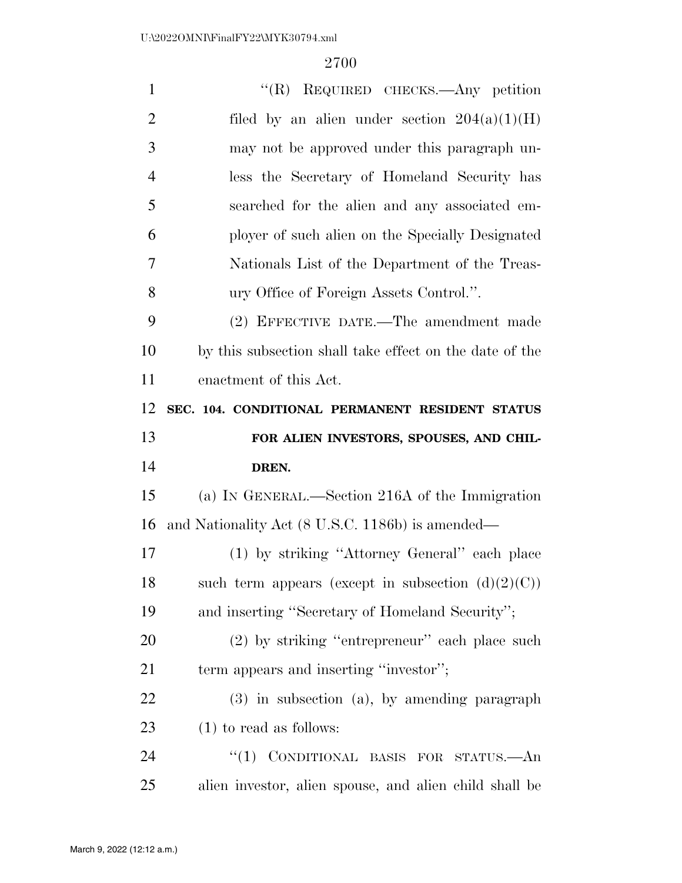"(R) REQUIRED CHECKS.—Any petition filed by an alien under section 204(a)(1)(H) may not be approved under this paragraph unless the Secretary of Homeland Security has searched for the alien and any associated employer of such alien on the Specially Designated Nationals List of the Department of the Treasury Office of Foreign Assets Control.".

(2) EFFECTIVE DATE.—The amendment made by this subsection shall take effect on the date of the enactment of this Act.

**SEC. 104. CONDITIONAL PERMANENT RESIDENT STATUS FOR ALIEN INVESTORS, SPOUSES, AND CHILDREN.**

(a) IN GENERAL.—Section 216A of the Immigration and Nationality Act (8 U.S.C. 1186b) is amended—

(1) by striking "Attorney General" each place such term appears (except in subsection (d)(2)(C)) and inserting "Secretary of Homeland Security";

(2) by striking "entrepreneur" each place such term appears and inserting "investor";

(3) in subsection (a), by amending paragraph (1) to read as follows:

"(1) CONDITIONAL BASIS FOR STATUS.—An alien investor, alien spouse, and alien child shall be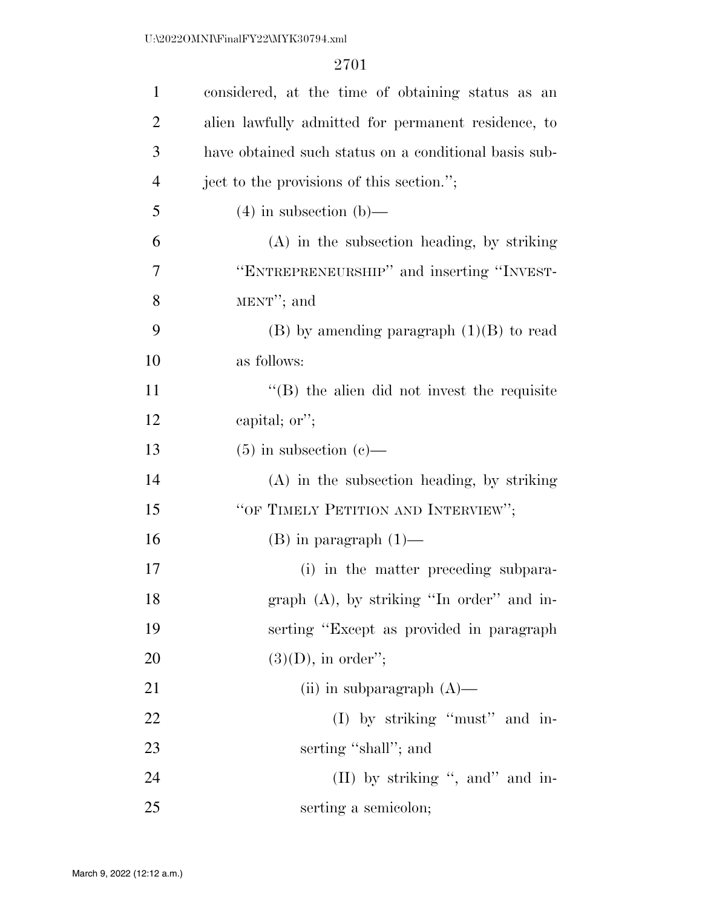considered, at the time of obtaining status as an alien lawfully admitted for permanent residence, to have obtained such status on a conditional basis subject to the provisions of this section.'';

(4) in subsection (b)—

(A) in the subsection heading, by striking ''ENTREPRENEURSHIP'' and inserting ''INVESTMENT''; and

(B) by amending paragraph (1)(B) to read as follows:

''(B) the alien did not invest the requisite capital; or'';

(5) in subsection (c)—

(A) in the subsection heading, by striking ''OF TIMELY PETITION AND INTERVIEW'';

(B) in paragraph (1)—

(i) in the matter preceding subparagraph (A), by striking ''In order'' and inserting ''Except as provided in paragraph (3)(D), in order'';

(ii) in subparagraph (A)—

(I) by striking ''must'' and inserting ''shall''; and

(II) by striking '', and'' and inserting a semicolon;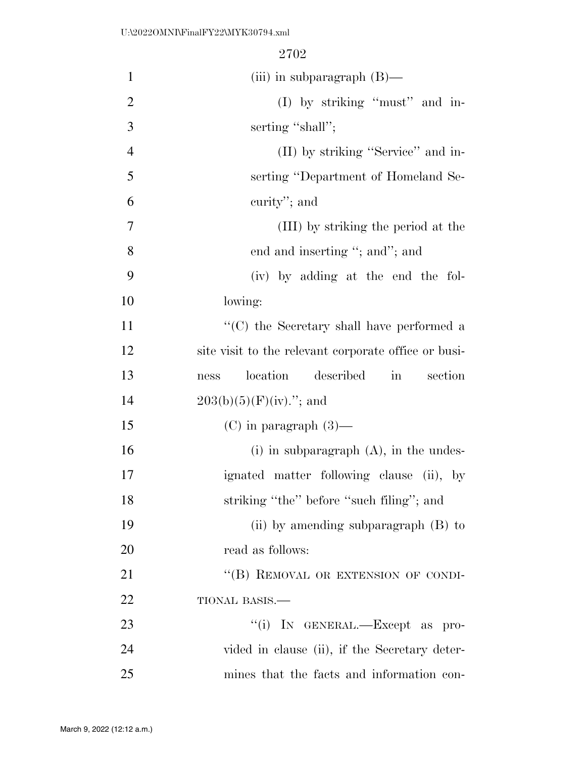(iii) in subparagraph (B)—

(I) by striking ''must'' and inserting ''shall'';

(II) by striking ''Service'' and inserting ''Department of Homeland Security''; and

(III) by striking the period at the end and inserting ''; and''; and

(iv) by adding at the end the following:

''(C) the Secretary shall have performed a site visit to the relevant corporate office or business location described in section 203(b)(5)(F)(iv).''; and

(C) in paragraph (3)—

(i) in subparagraph (A), in the undesignated matter following clause (ii), by striking ''the'' before ''such filing''; and

(ii) by amending subparagraph (B) to read as follows:

''(B) REMOVAL OR EXTENSION OF CONDITIONAL BASIS.—

''(i) IN GENERAL.—Except as provided in clause (ii), if the Secretary determines that the facts and information con-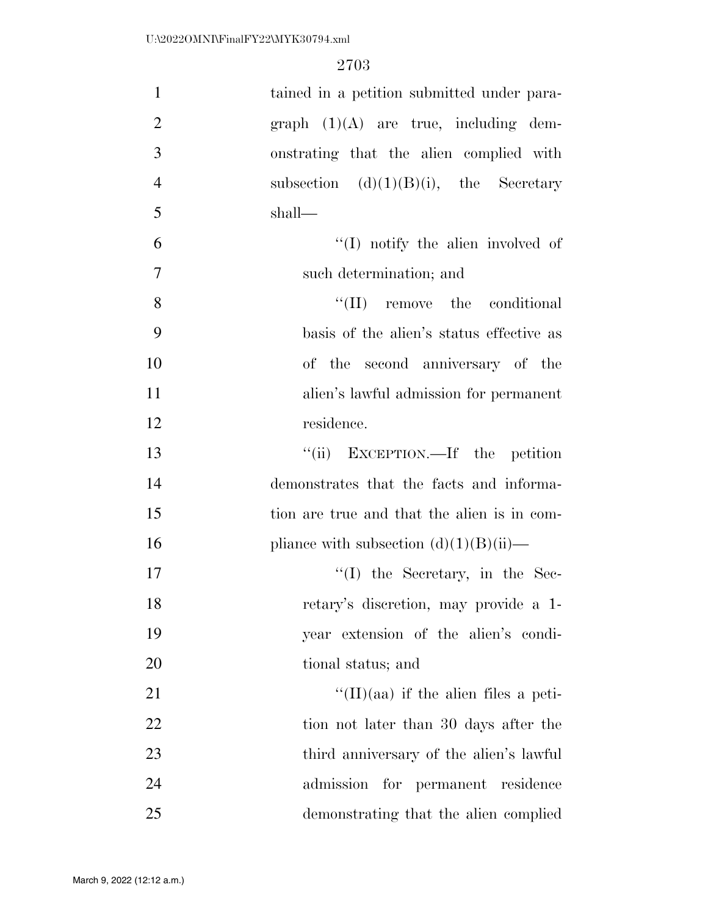tained in a petition submitted under paragraph (1)(A) are true, including demonstrating that the alien complied with subsection (d)(1)(B)(i), the Secretary shall—

"(I) notify the alien involved of such determination; and

"(II) remove the conditional basis of the alien's status effective as of the second anniversary of the alien's lawful admission for permanent residence.

"(ii) EXCEPTION.—If the petition demonstrates that the facts and information are true and that the alien is in compliance with subsection (d)(1)(B)(ii)—

"(I) the Secretary, in the Secretary's discretion, may provide a 1-year extension of the alien's conditional status; and

"(II)(aa) if the alien files a petition not later than 30 days after the third anniversary of the alien's lawful admission for permanent residence demonstrating that the alien complied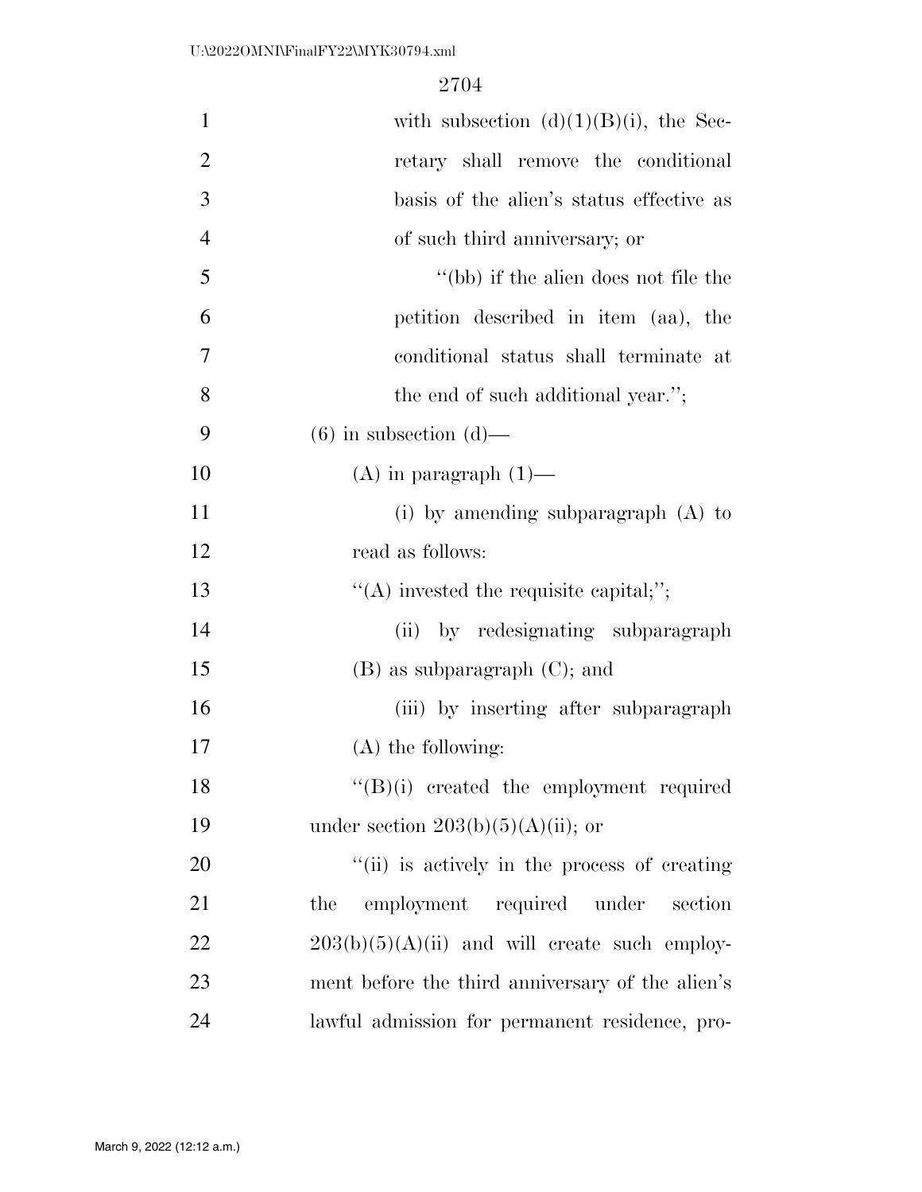with subsection (d)(1)(B)(i), the Secretary shall remove the conditional basis of the alien's status effective as of such third anniversary; or

"(bb) if the alien does not file the petition described in item (aa), the conditional status shall terminate at the end of such additional year.";

(6) in subsection (d)—

(A) in paragraph (1)—

(i) by amending subparagraph (A) to read as follows:

"(A) invested the requisite capital;";

(ii) by redesignating subparagraph (B) as subparagraph (C); and

(iii) by inserting after subparagraph (A) the following:

"(B)(i) created the employment required under section 203(b)(5)(A)(ii); or

"(ii) is actively in the process of creating the employment required under section 203(b)(5)(A)(ii) and will create such employment before the third anniversary of the alien's lawful admission for permanent residence, pro-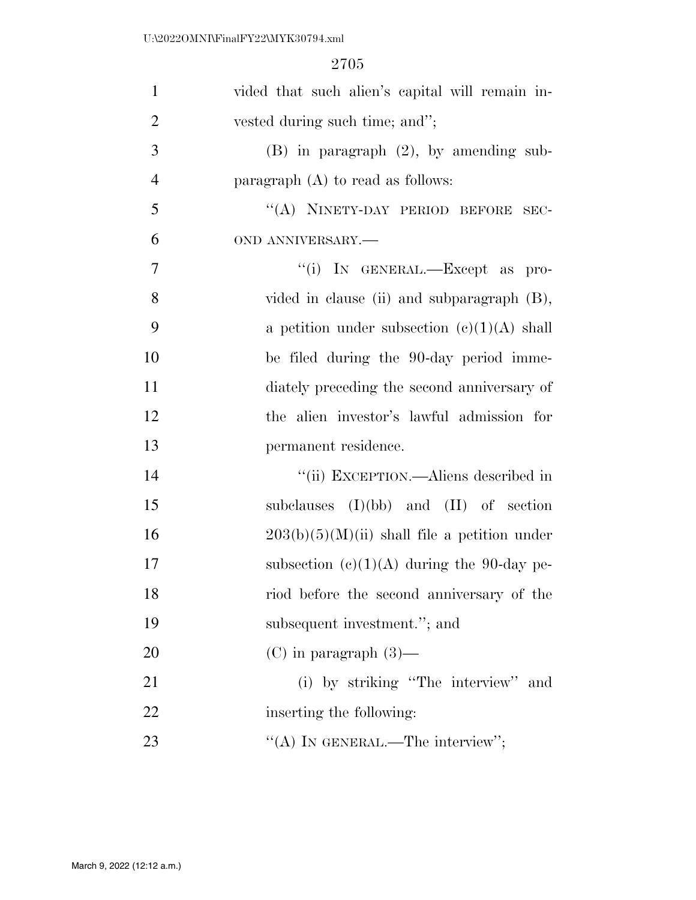vided that such alien's capital will remain invested during such time; and'';

(B) in paragraph (2), by amending subparagraph (A) to read as follows:

''(A) NINETY-DAY PERIOD BEFORE SECOND ANNIVERSARY.—

''(i) IN GENERAL.—Except as provided in clause (ii) and subparagraph (B), a petition under subsection (c)(1)(A) shall be filed during the 90-day period immediately preceding the second anniversary of the alien investor's lawful admission for permanent residence.

''(ii) EXCEPTION.—Aliens described in subclauses (I)(bb) and (II) of section 203(b)(5)(M)(ii) shall file a petition under subsection (c)(1)(A) during the 90-day period before the second anniversary of the subsequent investment.''; and

(C) in paragraph (3)—

(i) by striking ''The interview'' and inserting the following:

''(A) IN GENERAL.—The interview'';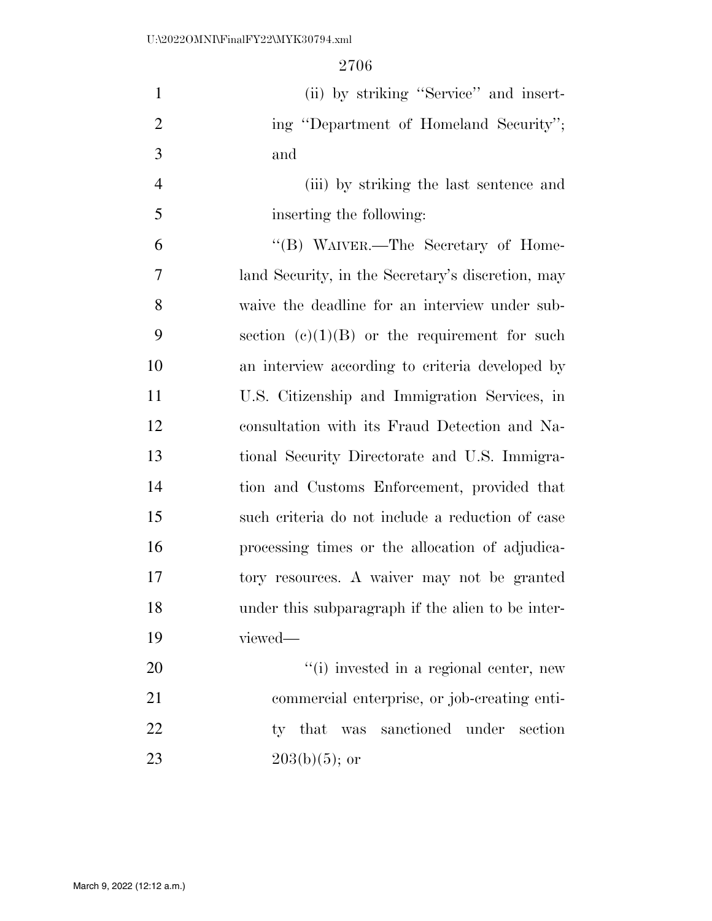(ii) by striking "Service" and inserting "Department of Homeland Security"; and

(iii) by striking the last sentence and inserting the following:

"(B) WAIVER.—The Secretary of Homeland Security, in the Secretary's discretion, may waive the deadline for an interview under subsection (c)(1)(B) or the requirement for such an interview according to criteria developed by U.S. Citizenship and Immigration Services, in consultation with its Fraud Detection and National Security Directorate and U.S. Immigration and Customs Enforcement, provided that such criteria do not include a reduction of case processing times or the allocation of adjudicatory resources. A waiver may not be granted under this subparagraph if the alien to be interviewed—

"(i) invested in a regional center, new commercial enterprise, or job-creating entity that was sanctioned under section 203(b)(5); or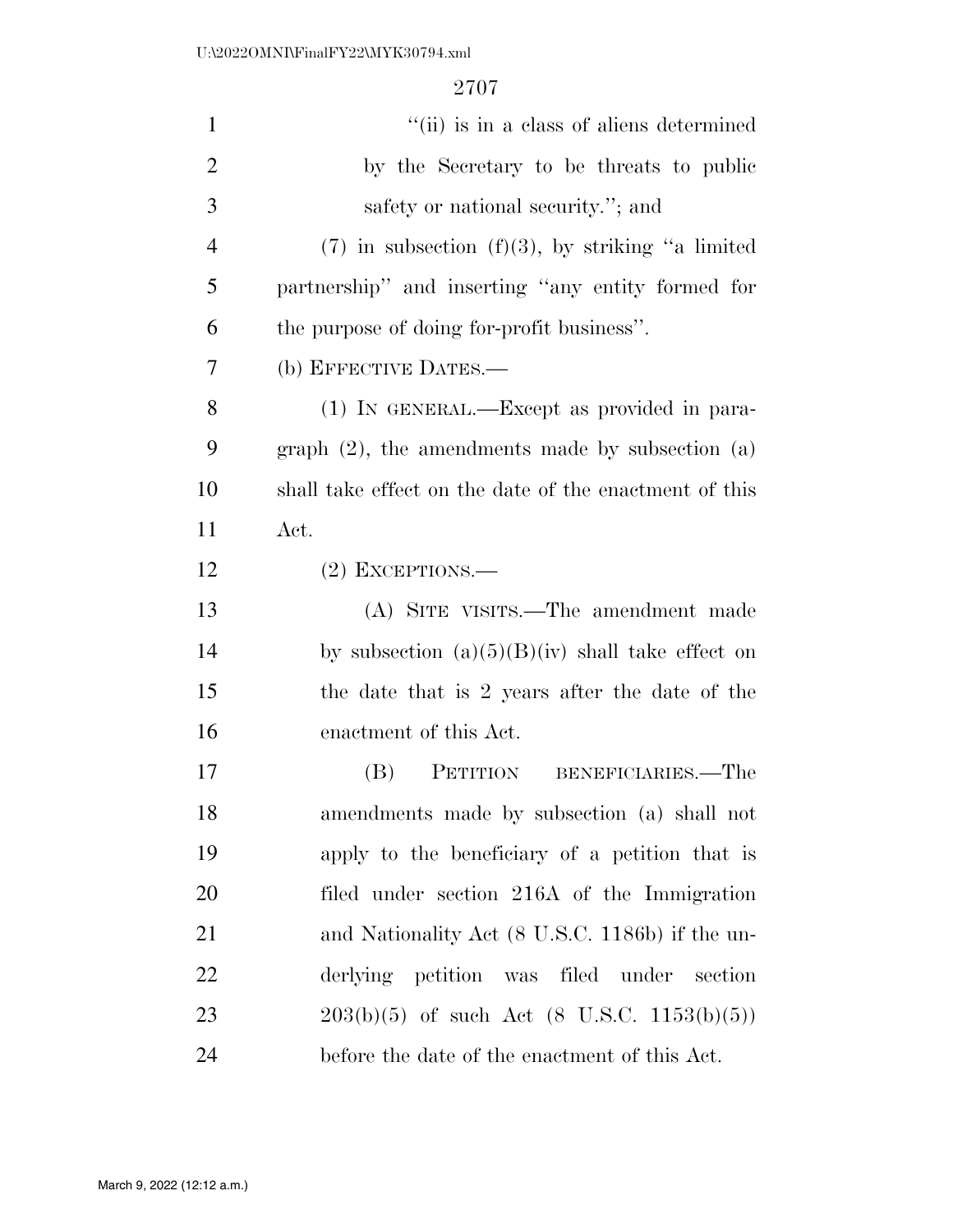"(ii) is in a class of aliens determined by the Secretary to be threats to public safety or national security."; and

(7) in subsection (f)(3), by striking "a limited partnership" and inserting "any entity formed for the purpose of doing for-profit business".

(b) EFFECTIVE DATES.—

(1) IN GENERAL.—Except as provided in paragraph (2), the amendments made by subsection (a) shall take effect on the date of the enactment of this Act.

(2) EXCEPTIONS.—

(A) SITE VISITS.—The amendment made by subsection (a)(5)(B)(iv) shall take effect on the date that is 2 years after the date of the enactment of this Act.

(B) PETITION BENEFICIARIES.—The amendments made by subsection (a) shall not apply to the beneficiary of a petition that is filed under section 216A of the Immigration and Nationality Act (8 U.S.C. 1186b) if the underlying petition was filed under section 203(b)(5) of such Act (8 U.S.C. 1153(b)(5)) before the date of the enactment of this Act.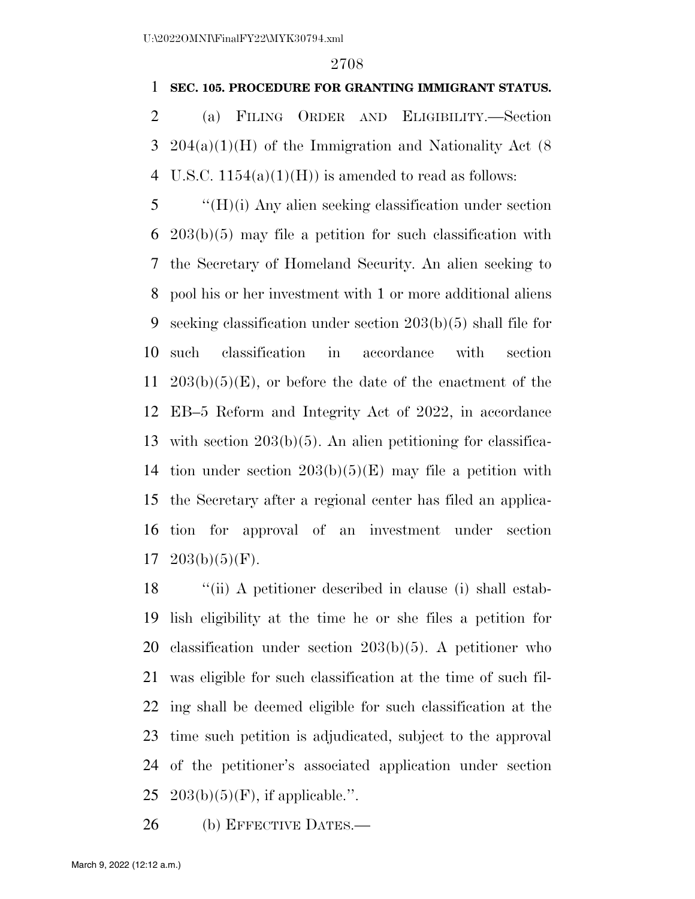**SEC. 105. PROCEDURE FOR GRANTING IMMIGRANT STATUS.**

(a) FILING ORDER AND ELIGIBILITY.—Section 204(a)(1)(H) of the Immigration and Nationality Act (8 U.S.C. 1154(a)(1)(H)) is amended to read as follows:

"(H)(i) Any alien seeking classification under section 203(b)(5) may file a petition for such classification with the Secretary of Homeland Security. An alien seeking to pool his or her investment with 1 or more additional aliens seeking classification under section 203(b)(5) shall file for such classification in accordance with section 203(b)(5)(E), or before the date of the enactment of the EB–5 Reform and Integrity Act of 2022, in accordance with section 203(b)(5). An alien petitioning for classification under section 203(b)(5)(E) may file a petition with the Secretary after a regional center has filed an application for approval of an investment under section 203(b)(5)(F).

"(ii) A petitioner described in clause (i) shall establish eligibility at the time he or she files a petition for classification under section 203(b)(5). A petitioner who was eligible for such classification at the time of such filing shall be deemed eligible for such classification at the time such petition is adjudicated, subject to the approval of the petitioner's associated application under section 203(b)(5)(F), if applicable.".

(b) EFFECTIVE DATES.—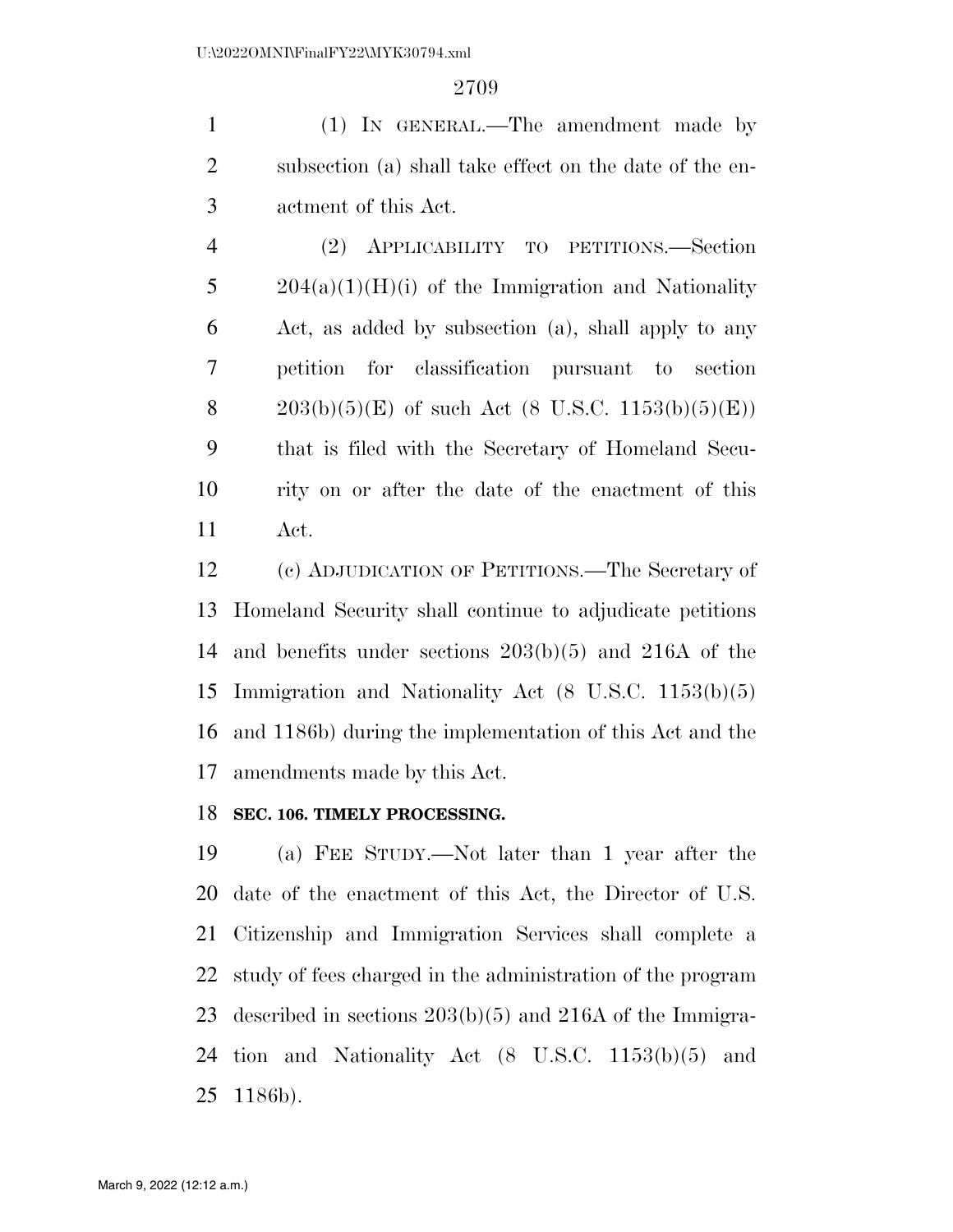(1) IN GENERAL.—The amendment made by subsection (a) shall take effect on the date of the enactment of this Act.

(2) APPLICABILITY TO PETITIONS.—Section 204(a)(1)(H)(i) of the Immigration and Nationality Act, as added by subsection (a), shall apply to any petition for classification pursuant to section 203(b)(5)(E) of such Act (8 U.S.C. 1153(b)(5)(E)) that is filed with the Secretary of Homeland Security on or after the date of the enactment of this Act.

(c) ADJUDICATION OF PETITIONS.—The Secretary of Homeland Security shall continue to adjudicate petitions and benefits under sections 203(b)(5) and 216A of the Immigration and Nationality Act (8 U.S.C. 1153(b)(5) and 1186b) during the implementation of this Act and the amendments made by this Act.

**SEC. 106. TIMELY PROCESSING.**

(a) FEE STUDY.—Not later than 1 year after the date of the enactment of this Act, the Director of U.S. Citizenship and Immigration Services shall complete a study of fees charged in the administration of the program described in sections 203(b)(5) and 216A of the Immigration and Nationality Act (8 U.S.C. 1153(b)(5) and 1186b).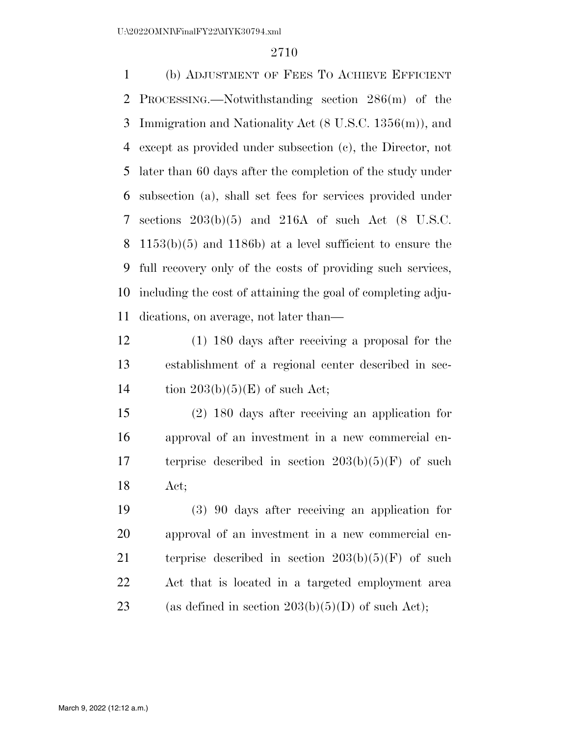(b) ADJUSTMENT OF FEES TO ACHIEVE EFFICIENT PROCESSING.—Notwithstanding section 286(m) of the Immigration and Nationality Act (8 U.S.C. 1356(m)), and except as provided under subsection (c), the Director, not later than 60 days after the completion of the study under subsection (a), shall set fees for services provided under sections 203(b)(5) and 216A of such Act (8 U.S.C. 1153(b)(5) and 1186b) at a level sufficient to ensure the full recovery only of the costs of providing such services, including the cost of attaining the goal of completing adjudications, on average, not later than—

(1) 180 days after receiving a proposal for the establishment of a regional center described in section 203(b)(5)(E) of such Act;

(2) 180 days after receiving an application for approval of an investment in a new commercial enterprise described in section 203(b)(5)(F) of such Act;

(3) 90 days after receiving an application for approval of an investment in a new commercial enterprise described in section 203(b)(5)(F) of such Act that is located in a targeted employment area (as defined in section 203(b)(5)(D) of such Act);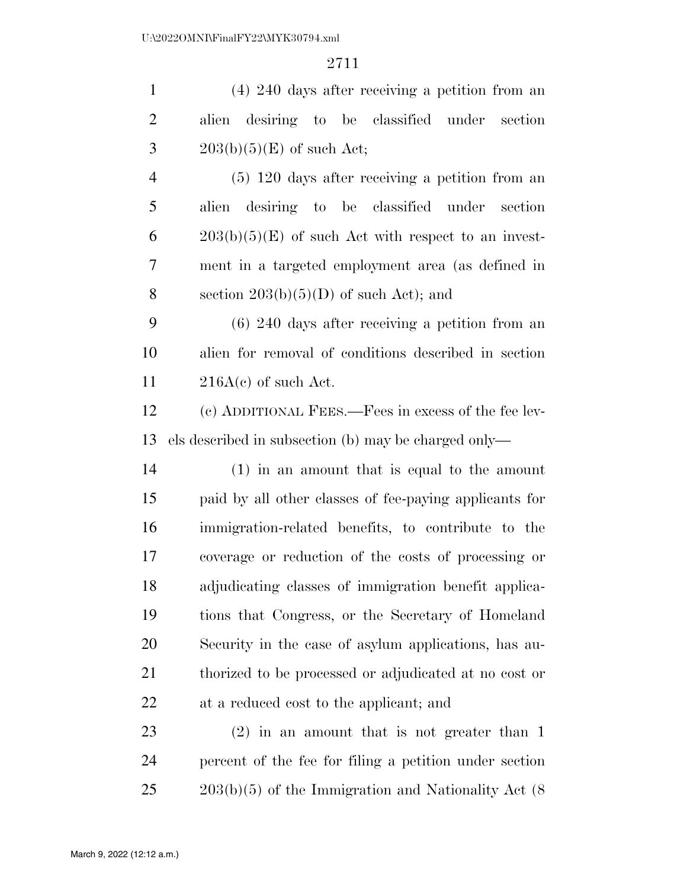(4) 240 days after receiving a petition from an alien desiring to be classified under section 203(b)(5)(E) of such Act;

(5) 120 days after receiving a petition from an alien desiring to be classified under section 203(b)(5)(E) of such Act with respect to an investment in a targeted employment area (as defined in section 203(b)(5)(D) of such Act); and

(6) 240 days after receiving a petition from an alien for removal of conditions described in section 216A(c) of such Act.

(c) ADDITIONAL FEES.—Fees in excess of the fee levels described in subsection (b) may be charged only—

(1) in an amount that is equal to the amount paid by all other classes of fee-paying applicants for immigration-related benefits, to contribute to the coverage or reduction of the costs of processing or adjudicating classes of immigration benefit applications that Congress, or the Secretary of Homeland Security in the case of asylum applications, has authorized to be processed or adjudicated at no cost or at a reduced cost to the applicant; and

(2) in an amount that is not greater than 1 percent of the fee for filing a petition under section 203(b)(5) of the Immigration and Nationality Act (8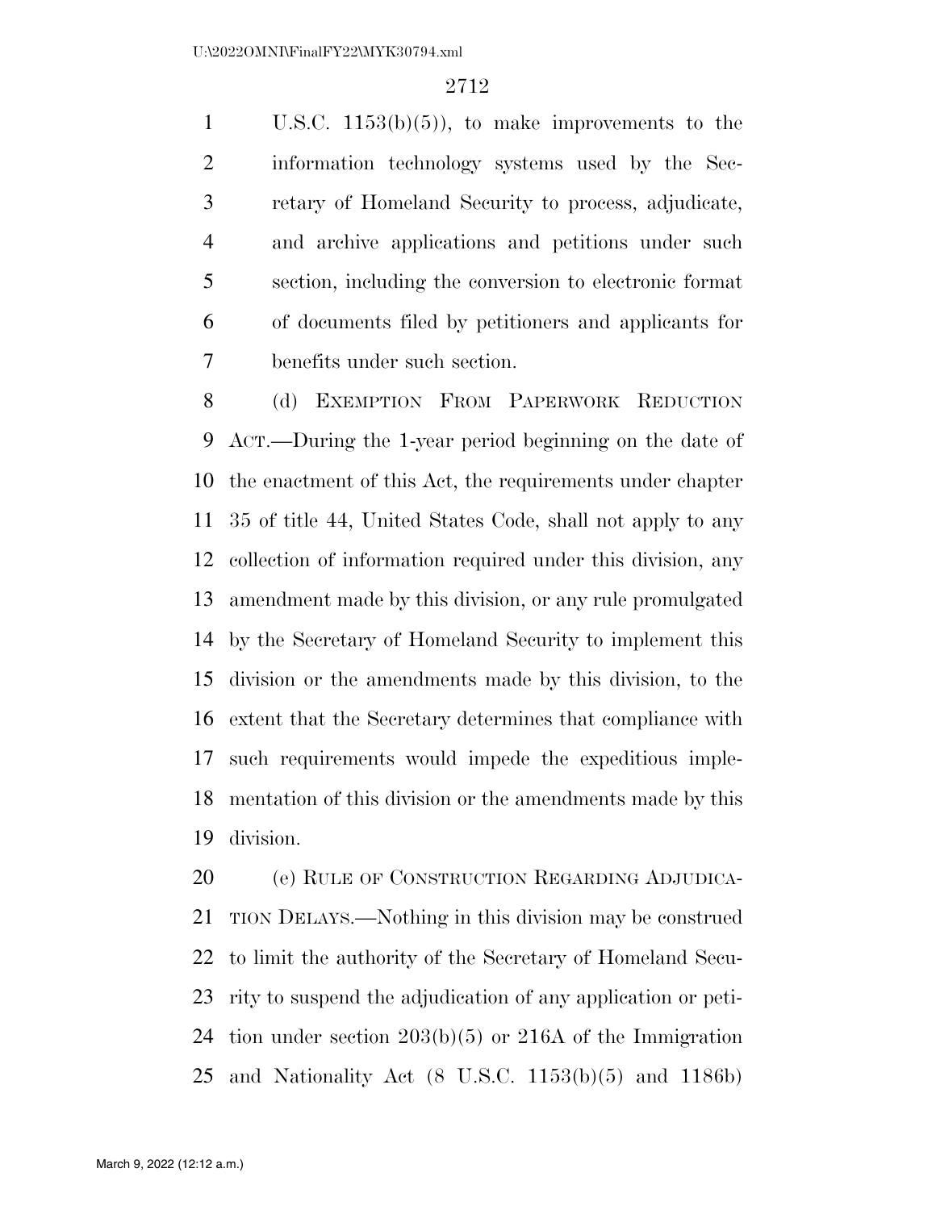U.S.C. 1153(b)(5)), to make improvements to the information technology systems used by the Secretary of Homeland Security to process, adjudicate, and archive applications and petitions under such section, including the conversion to electronic format of documents filed by petitioners and applicants for benefits under such section.

(d) EXEMPTION FROM PAPERWORK REDUCTION ACT.—During the 1-year period beginning on the date of the enactment of this Act, the requirements under chapter 35 of title 44, United States Code, shall not apply to any collection of information required under this division, any amendment made by this division, or any rule promulgated by the Secretary of Homeland Security to implement this division or the amendments made by this division, to the extent that the Secretary determines that compliance with such requirements would impede the expeditious implementation of this division or the amendments made by this division.

(e) RULE OF CONSTRUCTION REGARDING ADJUDICATION DELAYS.—Nothing in this division may be construed to limit the authority of the Secretary of Homeland Security to suspend the adjudication of any application or petition under section 203(b)(5) or 216A of the Immigration and Nationality Act (8 U.S.C. 1153(b)(5) and 1186b)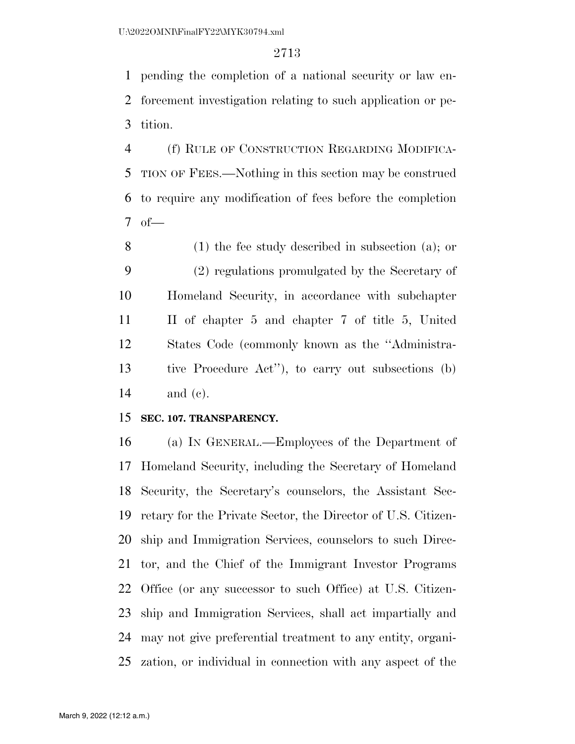pending the completion of a national security or law enforcement investigation relating to such application or petition.

(f) RULE OF CONSTRUCTION REGARDING MODIFICATION OF FEES.—Nothing in this section may be construed to require any modification of fees before the completion of—

(1) the fee study described in subsection (a); or

(2) regulations promulgated by the Secretary of Homeland Security, in accordance with subchapter II of chapter 5 and chapter 7 of title 5, United States Code (commonly known as the ''Administrative Procedure Act''), to carry out subsections (b) and (c).

**SEC. 107. TRANSPARENCY.**

(a) IN GENERAL.—Employees of the Department of Homeland Security, including the Secretary of Homeland Security, the Secretary's counselors, the Assistant Secretary for the Private Sector, the Director of U.S. Citizenship and Immigration Services, counselors to such Director, and the Chief of the Immigrant Investor Programs Office (or any successor to such Office) at U.S. Citizenship and Immigration Services, shall act impartially and may not give preferential treatment to any entity, organization, or individual in connection with any aspect of the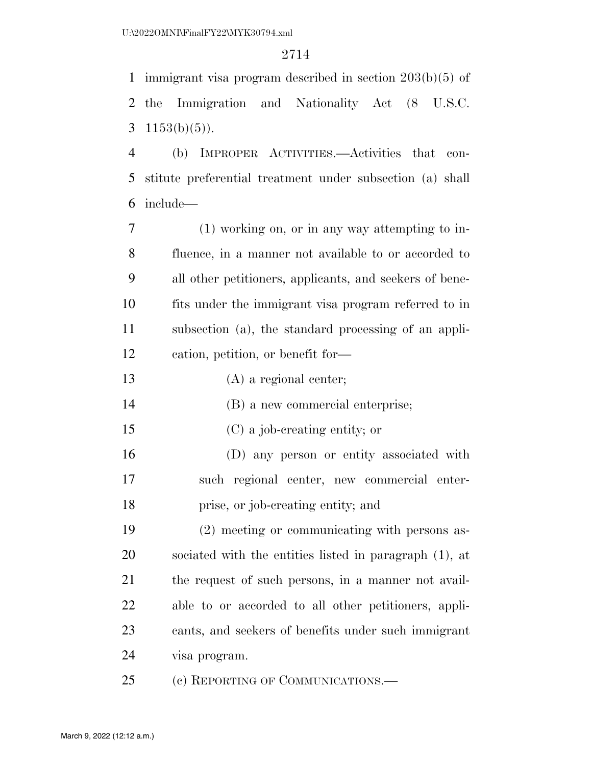immigrant visa program described in section 203(b)(5) of the Immigration and Nationality Act (8 U.S.C. 1153(b)(5)).

(b) IMPROPER ACTIVITIES.—Activities that constitute preferential treatment under subsection (a) shall include—

(1) working on, or in any way attempting to influence, in a manner not available to or accorded to all other petitioners, applicants, and seekers of benefits under the immigrant visa program referred to in subsection (a), the standard processing of an application, petition, or benefit for—

(A) a regional center;

(B) a new commercial enterprise;

(C) a job-creating entity; or

(D) any person or entity associated with such regional center, new commercial enterprise, or job-creating entity; and

(2) meeting or communicating with persons associated with the entities listed in paragraph (1), at the request of such persons, in a manner not available to or accorded to all other petitioners, applicants, and seekers of benefits under such immigrant visa program.

(c) REPORTING OF COMMUNICATIONS.—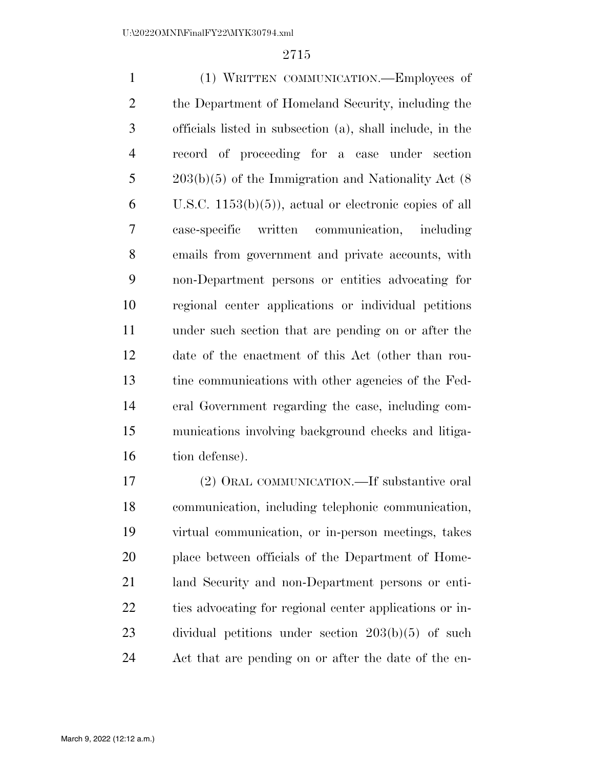(1) WRITTEN COMMUNICATION.—Employees of the Department of Homeland Security, including the officials listed in subsection (a), shall include, in the record of proceeding for a case under section 203(b)(5) of the Immigration and Nationality Act (8 U.S.C. 1153(b)(5)), actual or electronic copies of all case-specific written communication, including emails from government and private accounts, with non-Department persons or entities advocating for regional center applications or individual petitions under such section that are pending on or after the date of the enactment of this Act (other than routine communications with other agencies of the Federal Government regarding the case, including communications involving background checks and litigation defense).

(2) ORAL COMMUNICATION.—If substantive oral communication, including telephonic communication, virtual communication, or in-person meetings, takes place between officials of the Department of Homeland Security and non-Department persons or entities advocating for regional center applications or individual petitions under section 203(b)(5) of such Act that are pending on or after the date of the en-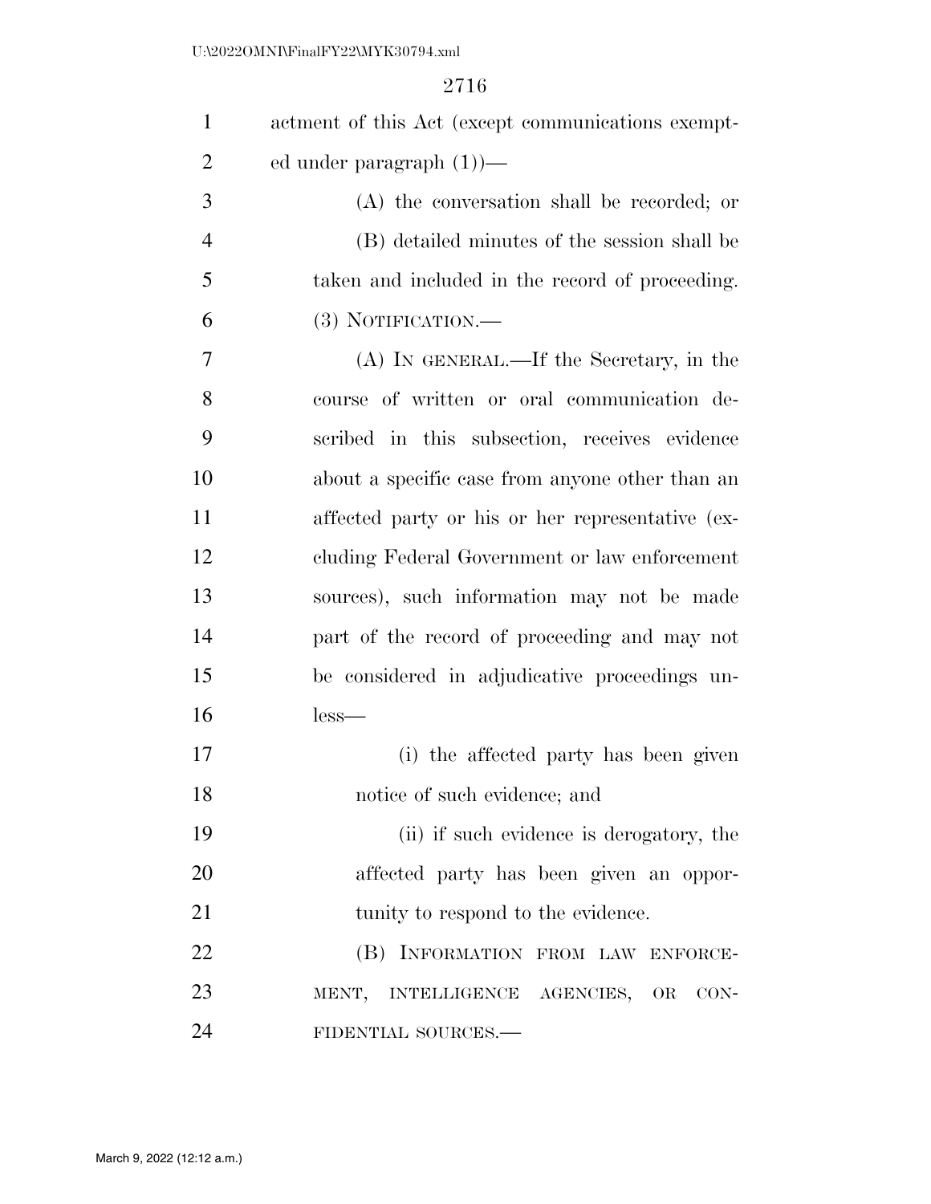actment of this Act (except communications exempted under paragraph (1))—

(A) the conversation shall be recorded; or

(B) detailed minutes of the session shall be taken and included in the record of proceeding.

(3) NOTIFICATION.—

(A) IN GENERAL.—If the Secretary, in the course of written or oral communication described in this subsection, receives evidence about a specific case from anyone other than an affected party or his or her representative (excluding Federal Government or law enforcement sources), such information may not be made part of the record of proceeding and may not be considered in adjudicative proceedings unless—

(i) the affected party has been given notice of such evidence; and

(ii) if such evidence is derogatory, the affected party has been given an opportunity to respond to the evidence.

(B) INFORMATION FROM LAW ENFORCEMENT, INTELLIGENCE AGENCIES, OR CONFIDENTIAL SOURCES.—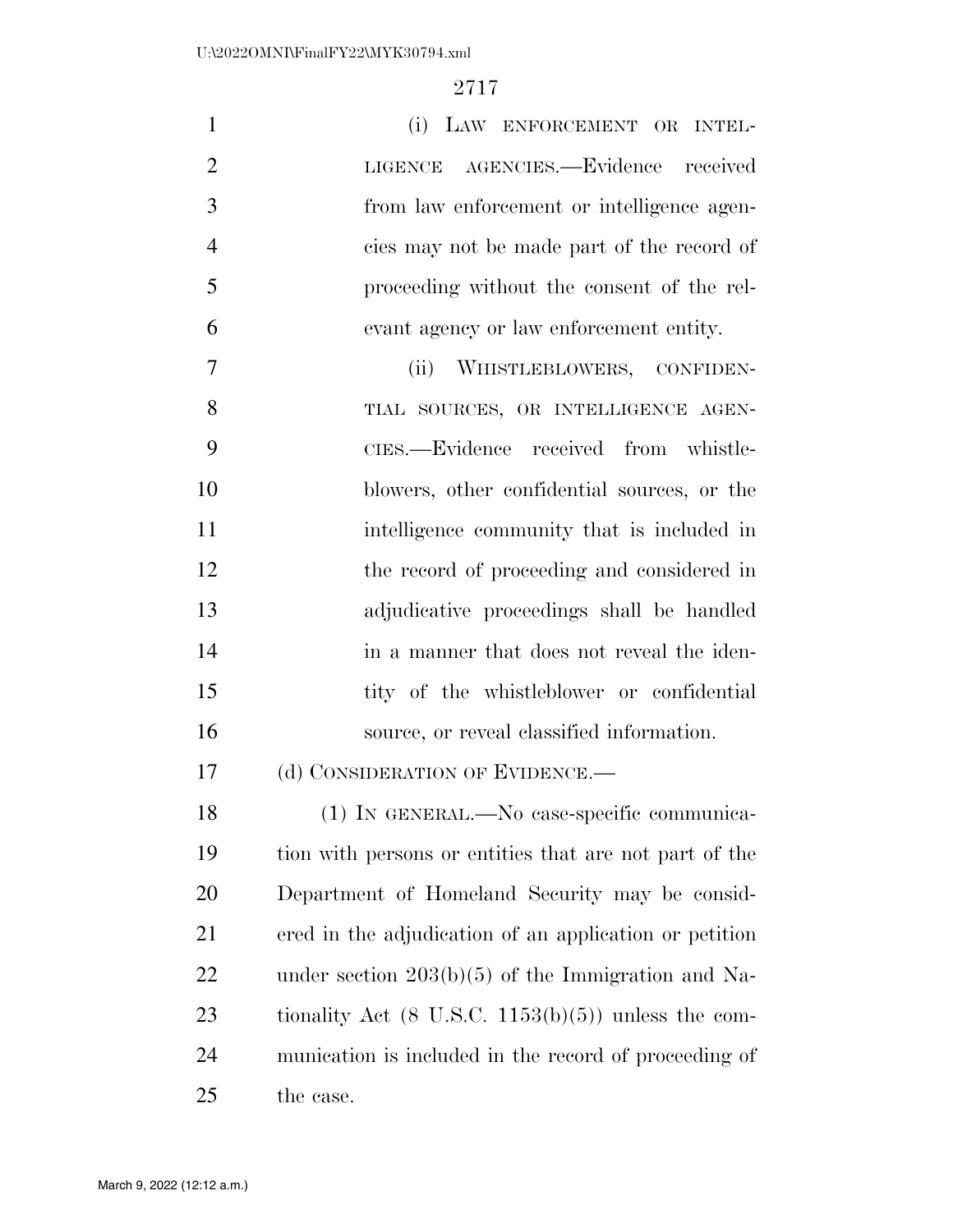(i) LAW ENFORCEMENT OR INTELLIGENCE AGENCIES.—Evidence received from law enforcement or intelligence agencies may not be made part of the record of proceeding without the consent of the relevant agency or law enforcement entity.

(ii) WHISTLEBLOWERS, CONFIDENTIAL SOURCES, OR INTELLIGENCE AGENCIES.—Evidence received from whistleblowers, other confidential sources, or the intelligence community that is included in the record of proceeding and considered in adjudicative proceedings shall be handled in a manner that does not reveal the identity of the whistleblower or confidential source, or reveal classified information.

(d) CONSIDERATION OF EVIDENCE.—

(1) IN GENERAL.—No case-specific communication with persons or entities that are not part of the Department of Homeland Security may be considered in the adjudication of an application or petition under section 203(b)(5) of the Immigration and Nationality Act (8 U.S.C. 1153(b)(5)) unless the communication is included in the record of proceeding of the case.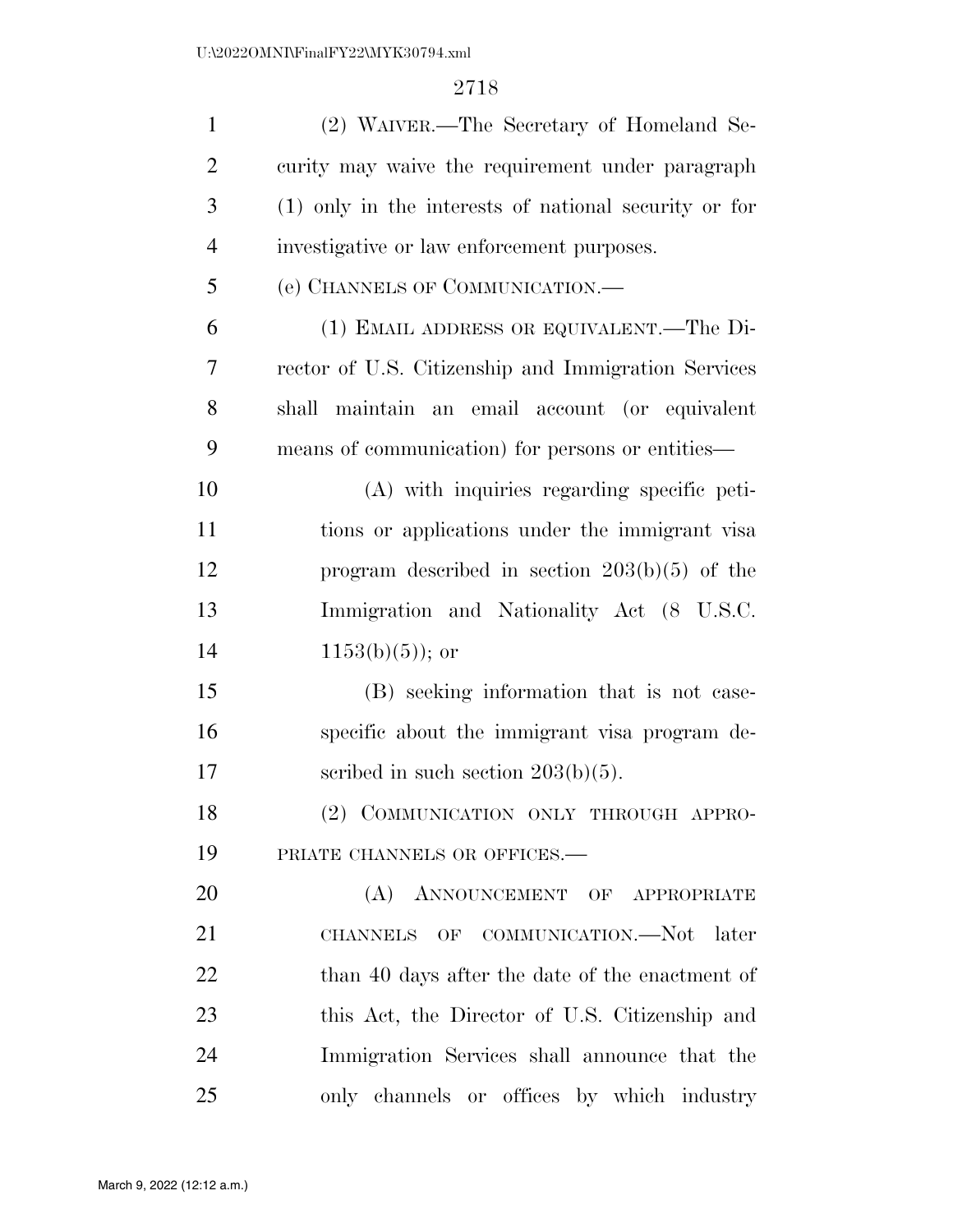(2) WAIVER.—The Secretary of Homeland Security may waive the requirement under paragraph (1) only in the interests of national security or for investigative or law enforcement purposes.

(e) CHANNELS OF COMMUNICATION.—

(1) EMAIL ADDRESS OR EQUIVALENT.—The Director of U.S. Citizenship and Immigration Services shall maintain an email account (or equivalent means of communication) for persons or entities—

(A) with inquiries regarding specific petitions or applications under the immigrant visa program described in section 203(b)(5) of the Immigration and Nationality Act (8 U.S.C. 1153(b)(5)); or

(B) seeking information that is not case-specific about the immigrant visa program described in such section 203(b)(5).

(2) COMMUNICATION ONLY THROUGH APPROPRIATE CHANNELS OR OFFICES.—

(A) ANNOUNCEMENT OF APPROPRIATE CHANNELS OF COMMUNICATION.—Not later than 40 days after the date of the enactment of this Act, the Director of U.S. Citizenship and Immigration Services shall announce that the only channels or offices by which industry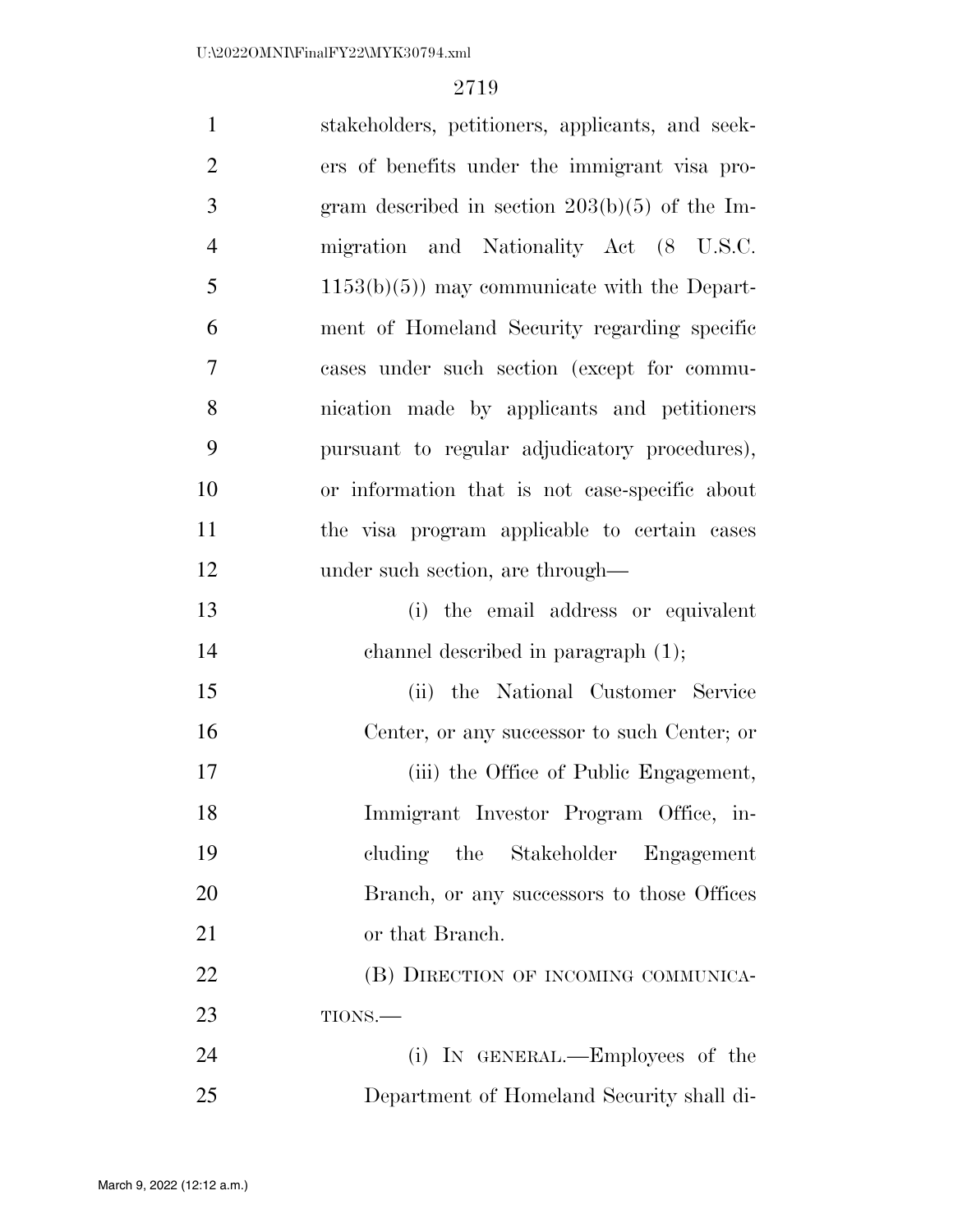stakeholders, petitioners, applicants, and seekers of benefits under the immigrant visa program described in section 203(b)(5) of the Immigration and Nationality Act (8 U.S.C. 1153(b)(5)) may communicate with the Department of Homeland Security regarding specific cases under such section (except for communication made by applicants and petitioners pursuant to regular adjudicatory procedures), or information that is not case-specific about the visa program applicable to certain cases under such section, are through—

(i) the email address or equivalent channel described in paragraph (1);

(ii) the National Customer Service Center, or any successor to such Center; or

(iii) the Office of Public Engagement, Immigrant Investor Program Office, including the Stakeholder Engagement Branch, or any successors to those Offices or that Branch.

(B) DIRECTION OF INCOMING COMMUNICATIONS.—

(i) IN GENERAL.—Employees of the Department of Homeland Security shall di-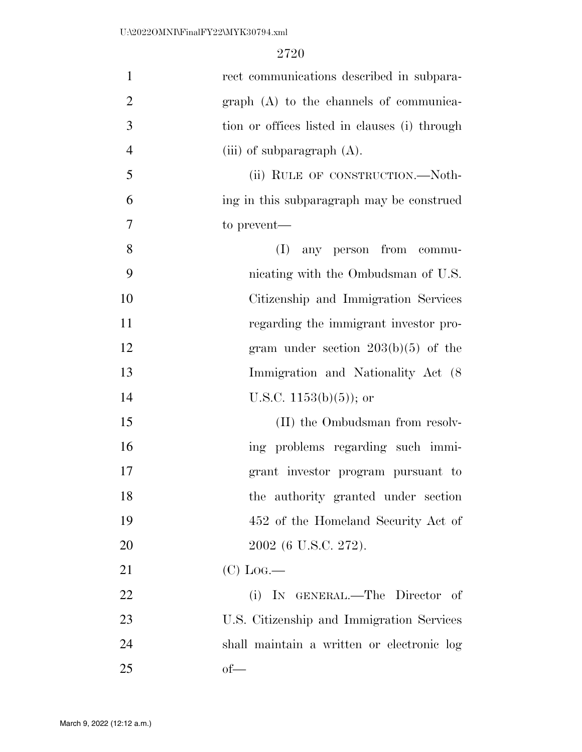rect communications described in subparagraph (A) to the channels of communication or offices listed in clauses (i) through (iii) of subparagraph (A).

(ii) RULE OF CONSTRUCTION.—Nothing in this subparagraph may be construed to prevent—

(I) any person from communicating with the Ombudsman of U.S. Citizenship and Immigration Services regarding the immigrant investor program under section 203(b)(5) of the Immigration and Nationality Act (8 U.S.C. 1153(b)(5)); or

(II) the Ombudsman from resolving problems regarding such immigrant investor program pursuant to the authority granted under section 452 of the Homeland Security Act of 2002 (6 U.S.C. 272).

(C) LOG.—

(i) IN GENERAL.—The Director of U.S. Citizenship and Immigration Services shall maintain a written or electronic log of—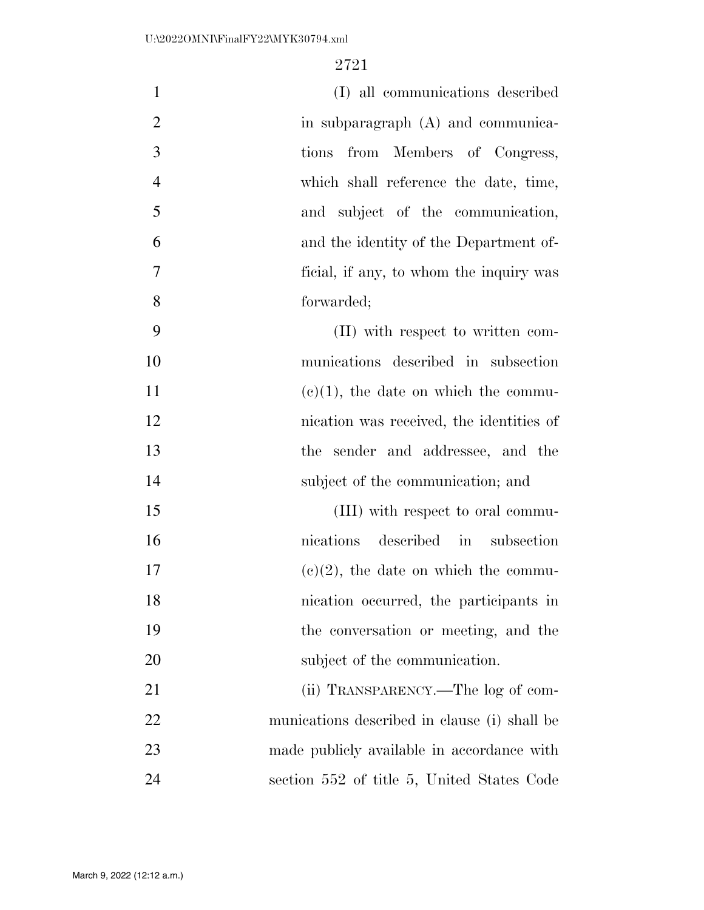(I) all communications described in subparagraph (A) and communications from Members of Congress, which shall reference the date, time, and subject of the communication, and the identity of the Department official, if any, to whom the inquiry was forwarded;

(II) with respect to written communications described in subsection (c)(1), the date on which the communication was received, the identities of the sender and addressee, and the subject of the communication; and

(III) with respect to oral communications described in subsection (c)(2), the date on which the communication occurred, the participants in the conversation or meeting, and the subject of the communication.

(ii) TRANSPARENCY.—The log of communications described in clause (i) shall be made publicly available in accordance with section 552 of title 5, United States Code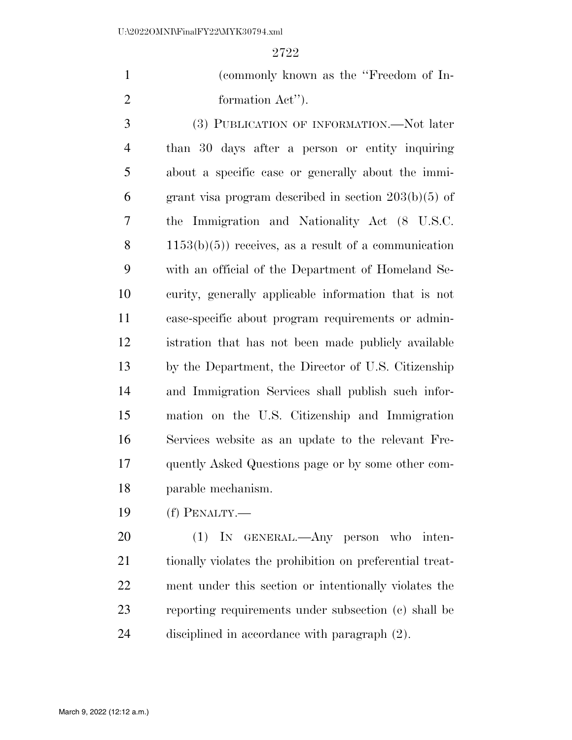(commonly known as the "Freedom of Information Act").

(3) PUBLICATION OF INFORMATION.—Not later than 30 days after a person or entity inquiring about a specific case or generally about the immigrant visa program described in section 203(b)(5) of the Immigration and Nationality Act (8 U.S.C. 1153(b)(5)) receives, as a result of a communication with an official of the Department of Homeland Security, generally applicable information that is not case-specific about program requirements or administration that has not been made publicly available by the Department, the Director of U.S. Citizenship and Immigration Services shall publish such information on the U.S. Citizenship and Immigration Services website as an update to the relevant Frequently Asked Questions page or by some other comparable mechanism.

(f) PENALTY.—

(1) IN GENERAL.—Any person who intentionally violates the prohibition on preferential treatment under this section or intentionally violates the reporting requirements under subsection (c) shall be disciplined in accordance with paragraph (2).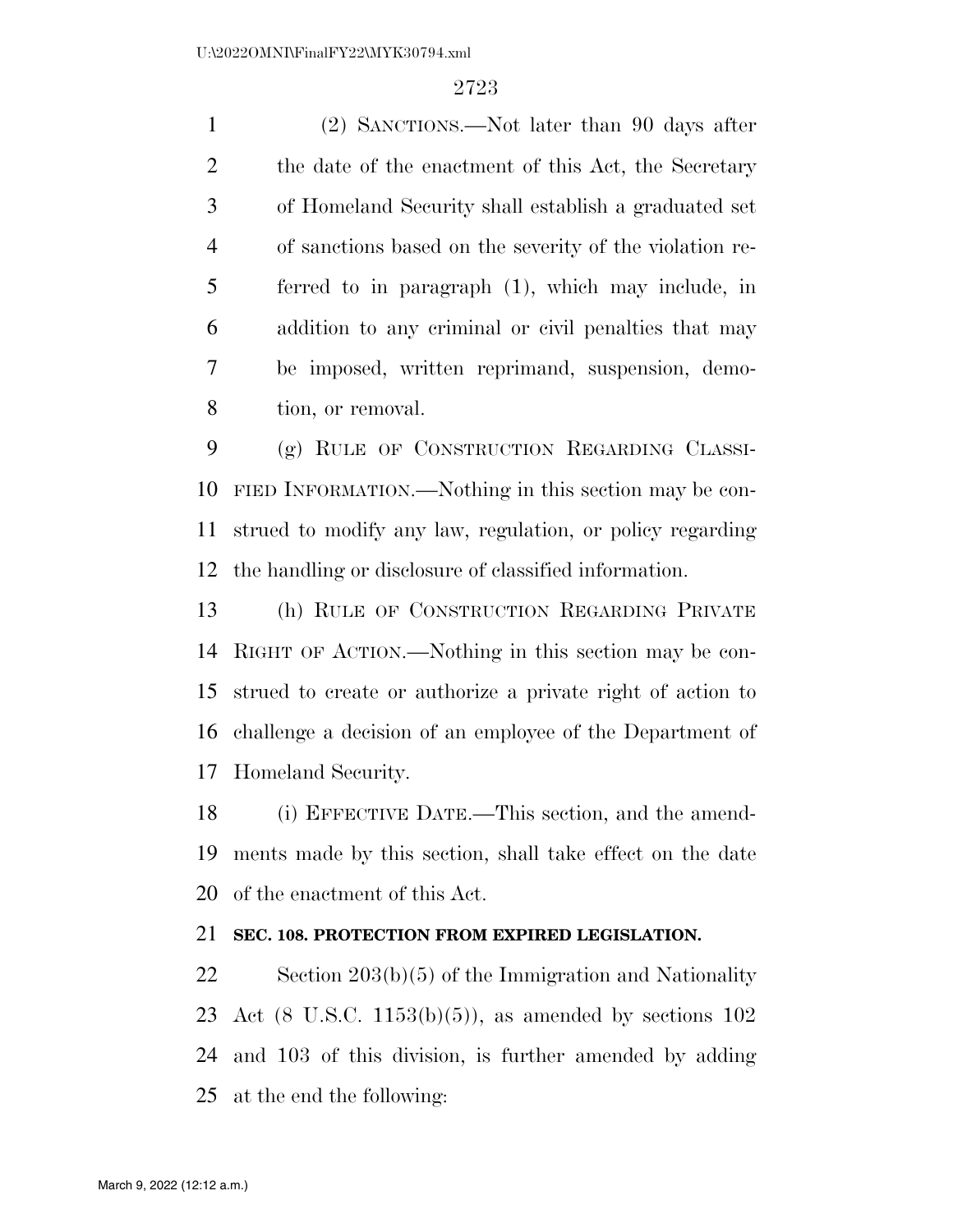(2) SANCTIONS.—Not later than 90 days after the date of the enactment of this Act, the Secretary of Homeland Security shall establish a graduated set of sanctions based on the severity of the violation referred to in paragraph (1), which may include, in addition to any criminal or civil penalties that may be imposed, written reprimand, suspension, demotion, or removal.

(g) RULE OF CONSTRUCTION REGARDING CLASSIFIED INFORMATION.—Nothing in this section may be construed to modify any law, regulation, or policy regarding the handling or disclosure of classified information.

(h) RULE OF CONSTRUCTION REGARDING PRIVATE RIGHT OF ACTION.—Nothing in this section may be construed to create or authorize a private right of action to challenge a decision of an employee of the Department of Homeland Security.

(i) EFFECTIVE DATE.—This section, and the amendments made by this section, shall take effect on the date of the enactment of this Act.

**SEC. 108. PROTECTION FROM EXPIRED LEGISLATION.**

Section 203(b)(5) of the Immigration and Nationality Act (8 U.S.C. 1153(b)(5)), as amended by sections 102 and 103 of this division, is further amended by adding at the end the following: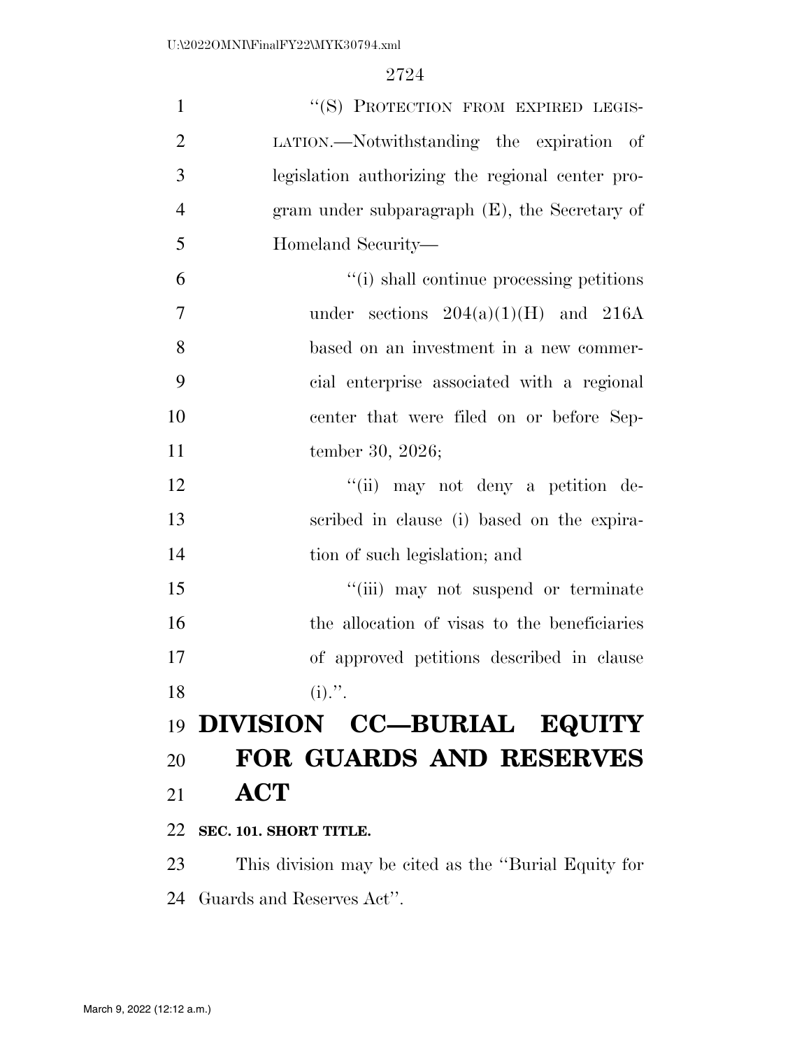''(S) PROTECTION FROM EXPIRED LEGISLATION.—Notwithstanding the expiration of legislation authorizing the regional center program under subparagraph (E), the Secretary of Homeland Security—

''(i) shall continue processing petitions under sections 204(a)(1)(H) and 216A based on an investment in a new commercial enterprise associated with a regional center that were filed on or before September 30, 2026;

''(ii) may not deny a petition described in clause (i) based on the expiration of such legislation; and

''(iii) may not suspend or terminate the allocation of visas to the beneficiaries of approved petitions described in clause (i).''.

# DIVISION CC—BURIAL EQUITY FOR GUARDS AND RESERVES ACT

### SEC. 101. SHORT TITLE.

This division may be cited as the ''Burial Equity for Guards and Reserves Act''.